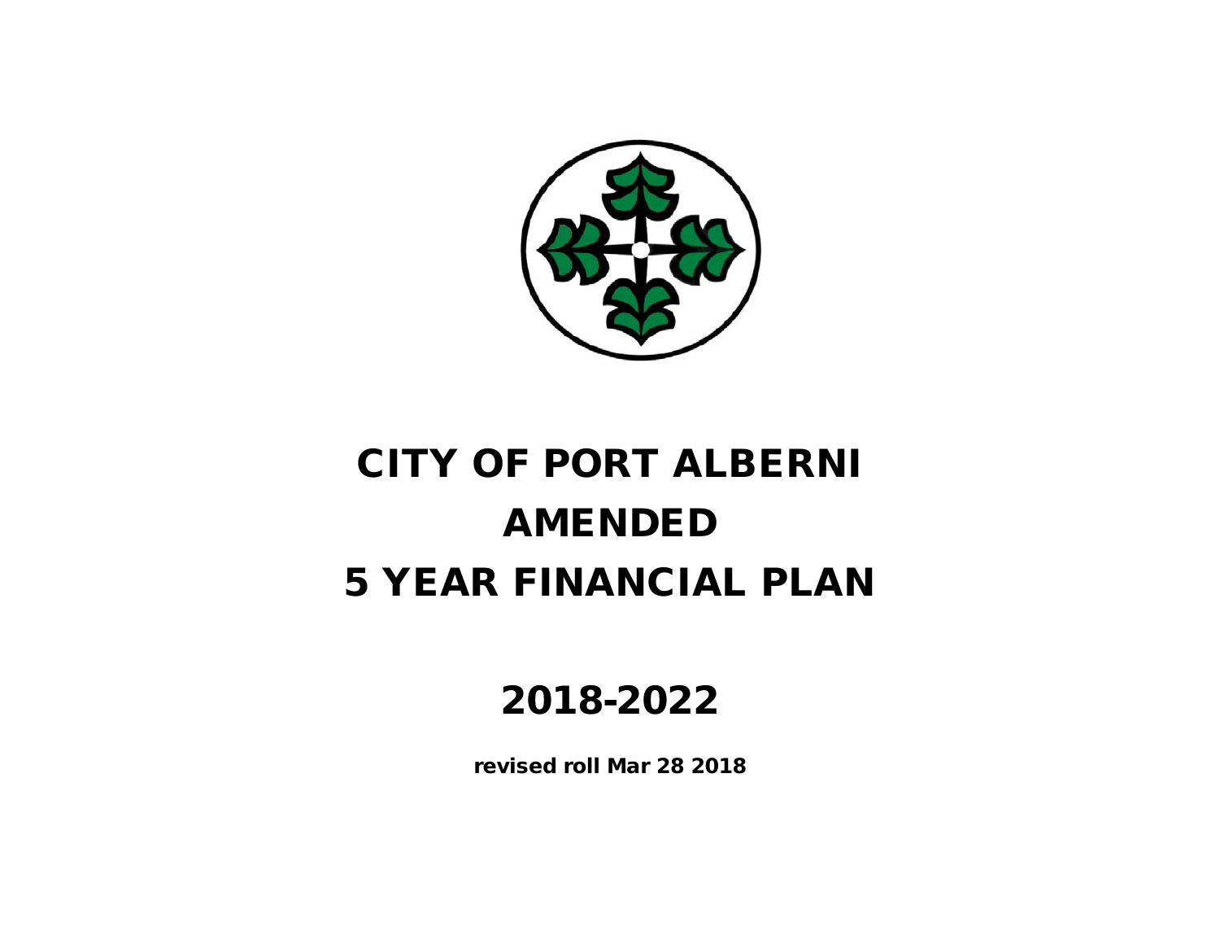# CITY OF PORT ALBERNI
# AMENDED
# 5 YEAR FINANCIAL PLAN

## 2018-2022

**revised roll Mar 28 2018**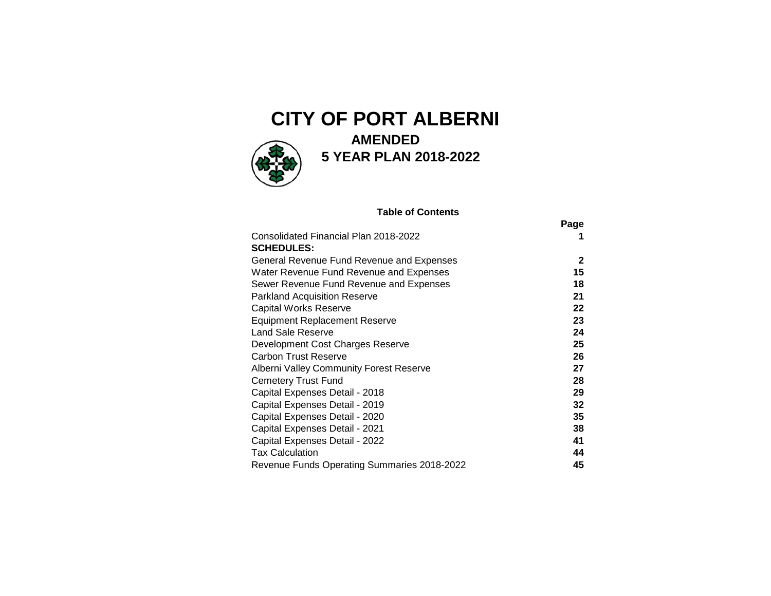# CITY OF PORT ALBERNI

## AMENDED

## 5 YEAR PLAN 2018-2022

### Table of Contents

| | Page |
|---|---|
| Consolidated Financial Plan 2018-2022 | 1 |
| **SCHEDULES:** | |
| General Revenue Fund Revenue and Expenses | 2 |
| Water Revenue Fund Revenue and Expenses | 15 |
| Sewer Revenue Fund Revenue and Expenses | 18 |
| Parkland Acquisition Reserve | 21 |
| Capital Works Reserve | 22 |
| Equipment Replacement Reserve | 23 |
| Land Sale Reserve | 24 |
| Development Cost Charges Reserve | 25 |
| Carbon Trust Reserve | 26 |
| Alberni Valley Community Forest Reserve | 27 |
| Cemetery Trust Fund | 28 |
| Capital Expenses Detail - 2018 | 29 |
| Capital Expenses Detail - 2019 | 32 |
| Capital Expenses Detail - 2020 | 35 |
| Capital Expenses Detail - 2021 | 38 |
| Capital Expenses Detail - 2022 | 41 |
| Tax Calculation | 44 |
| Revenue Funds Operating Summaries 2018-2022 | 45 |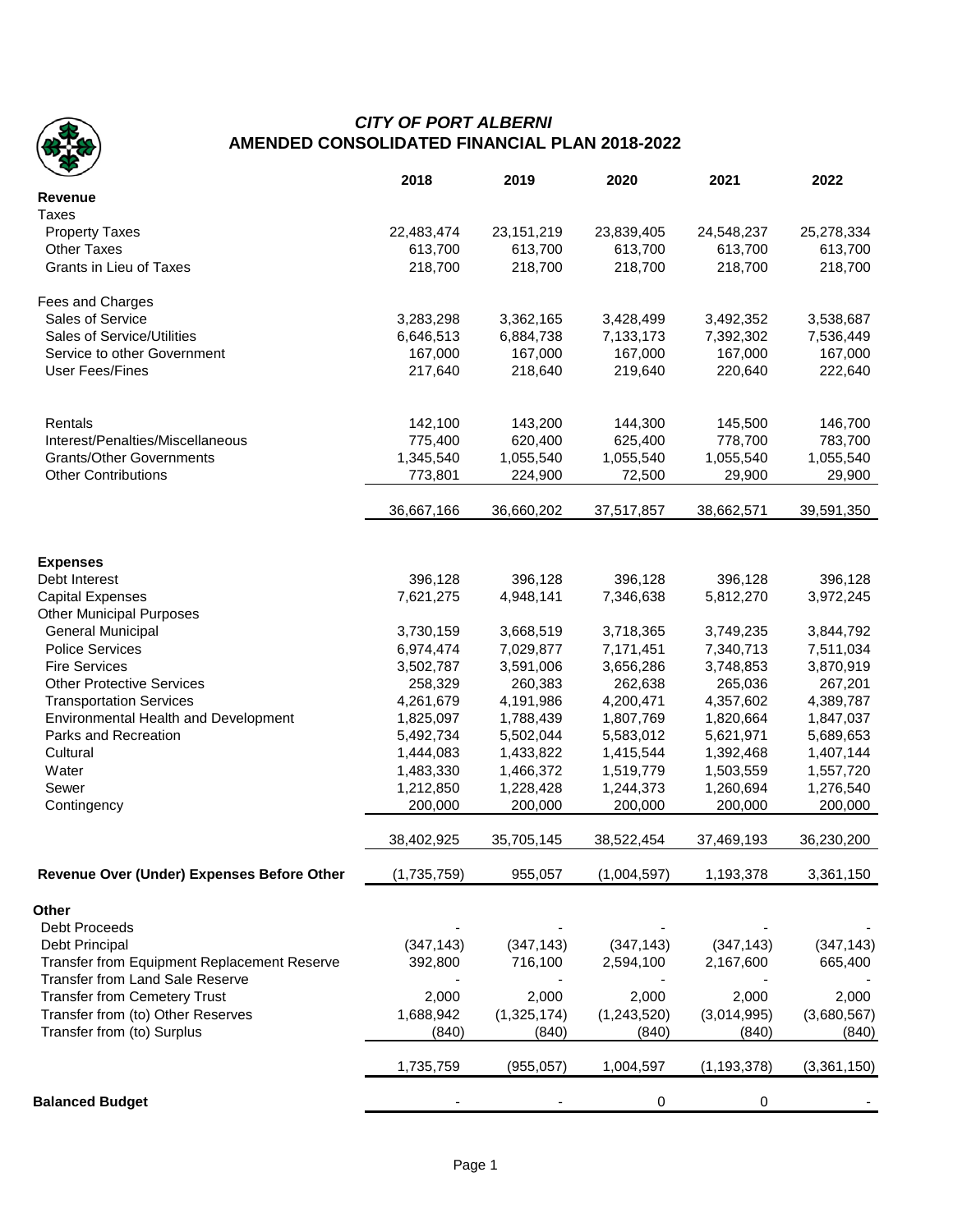# *CITY OF PORT ALBERNI*
## AMENDED CONSOLIDATED FINANCIAL PLAN 2018-2022

| | 2018 | 2019 | 2020 | 2021 | 2022 |
|---|---|---|---|---|---|
| **Revenue** | | | | | |
| Taxes | | | | | |
| Property Taxes | 22,483,474 | 23,151,219 | 23,839,405 | 24,548,237 | 25,278,334 |
| Other Taxes | 613,700 | 613,700 | 613,700 | 613,700 | 613,700 |
| Grants in Lieu of Taxes | 218,700 | 218,700 | 218,700 | 218,700 | 218,700 |
| Fees and Charges | | | | | |
| Sales of Service | 3,283,298 | 3,362,165 | 3,428,499 | 3,492,352 | 3,538,687 |
| Sales of Service/Utilities | 6,646,513 | 6,884,738 | 7,133,173 | 7,392,302 | 7,536,449 |
| Service to other Government | 167,000 | 167,000 | 167,000 | 167,000 | 167,000 |
| User Fees/Fines | 217,640 | 218,640 | 219,640 | 220,640 | 222,640 |
| Rentals | 142,100 | 143,200 | 144,300 | 145,500 | 146,700 |
| Interest/Penalties/Miscellaneous | 775,400 | 620,400 | 625,400 | 778,700 | 783,700 |
| Grants/Other Governments | 1,345,540 | 1,055,540 | 1,055,540 | 1,055,540 | 1,055,540 |
| Other Contributions | 773,801 | 224,900 | 72,500 | 29,900 | 29,900 |
| | 36,667,166 | 36,660,202 | 37,517,857 | 38,662,571 | 39,591,350 |
| **Expenses** | | | | | |
| Debt Interest | 396,128 | 396,128 | 396,128 | 396,128 | 396,128 |
| Capital Expenses | 7,621,275 | 4,948,141 | 7,346,638 | 5,812,270 | 3,972,245 |
| Other Municipal Purposes | | | | | |
| General Municipal | 3,730,159 | 3,668,519 | 3,718,365 | 3,749,235 | 3,844,792 |
| Police Services | 6,974,474 | 7,029,877 | 7,171,451 | 7,340,713 | 7,511,034 |
| Fire Services | 3,502,787 | 3,591,006 | 3,656,286 | 3,748,853 | 3,870,919 |
| Other Protective Services | 258,329 | 260,383 | 262,638 | 265,036 | 267,201 |
| Transportation Services | 4,261,679 | 4,191,986 | 4,200,471 | 4,357,602 | 4,389,787 |
| Environmental Health and Development | 1,825,097 | 1,788,439 | 1,807,769 | 1,820,664 | 1,847,037 |
| Parks and Recreation | 5,492,734 | 5,502,044 | 5,583,012 | 5,621,971 | 5,689,653 |
| Cultural | 1,444,083 | 1,433,822 | 1,415,544 | 1,392,468 | 1,407,144 |
| Water | 1,483,330 | 1,466,372 | 1,519,779 | 1,503,559 | 1,557,720 |
| Sewer | 1,212,850 | 1,228,428 | 1,244,373 | 1,260,694 | 1,276,540 |
| Contingency | 200,000 | 200,000 | 200,000 | 200,000 | 200,000 |
| | 38,402,925 | 35,705,145 | 38,522,454 | 37,469,193 | 36,230,200 |
| **Revenue Over (Under) Expenses Before Other** | (1,735,759) | 955,057 | (1,004,597) | 1,193,378 | 3,361,150 |
| **Other** | | | | | |
| Debt Proceeds | - | - | - | - | - |
| Debt Principal | (347,143) | (347,143) | (347,143) | (347,143) | (347,143) |
| Transfer from Equipment Replacement Reserve | 392,800 | 716,100 | 2,594,100 | 2,167,600 | 665,400 |
| Transfer from Land Sale Reserve | - | - | - | - | - |
| Transfer from Cemetery Trust | 2,000 | 2,000 | 2,000 | 2,000 | 2,000 |
| Transfer from (to) Other Reserves | 1,688,942 | (1,325,174) | (1,243,520) | (3,014,995) | (3,680,567) |
| Transfer from (to) Surplus | (840) | (840) | (840) | (840) | (840) |
| | 1,735,759 | (955,057) | 1,004,597 | (1,193,378) | (3,361,150) |
| **Balanced Budget** | - | - | 0 | 0 | - |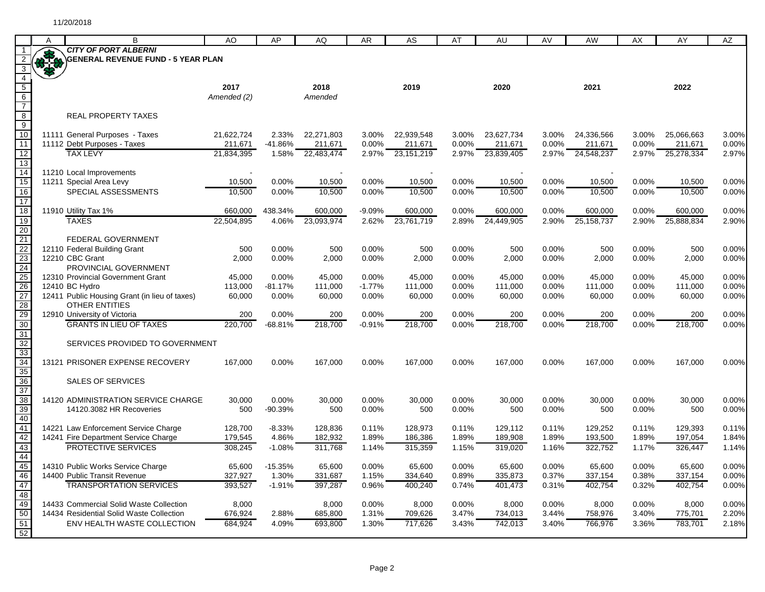11/20/2018

**CITY OF PORT ALBERNI**
**GENERAL REVENUE FUND - 5 YEAR PLAN**

| | 2017 Amended (2) | | 2018 Amended | | 2019 | | 2020 | | 2021 | | 2022 | |
|---|---|---|---|---|---|---|---|---|---|---|---|---|
| **REAL PROPERTY TAXES** | | | | | | | | | | | | |
| 11111 General Purposes - Taxes | 21,622,724 | 2.33% | 22,271,803 | 3.00% | 22,939,548 | 3.00% | 23,627,734 | 3.00% | 24,336,566 | 3.00% | 25,066,663 | 3.00% |
| 11112 Debt Purposes - Taxes | 211,671 | -41.86% | 211,671 | 0.00% | 211,671 | 0.00% | 211,671 | 0.00% | 211,671 | 0.00% | 211,671 | 0.00% |
| TAX LEVY | 21,834,395 | 1.58% | 22,483,474 | 2.97% | 23,151,219 | 2.97% | 23,839,405 | 2.97% | 24,548,237 | 2.97% | 25,278,334 | 2.97% |
| 11210 Local Improvements | - | | - | | - | | - | | - | | | |
| 11211 Special Area Levy | 10,500 | 0.00% | 10,500 | 0.00% | 10,500 | 0.00% | 10,500 | 0.00% | 10,500 | 0.00% | 10,500 | 0.00% |
| SPECIAL ASSESSMENTS | 10,500 | 0.00% | 10,500 | 0.00% | 10,500 | 0.00% | 10,500 | 0.00% | 10,500 | 0.00% | 10,500 | 0.00% |
| 11910 Utility Tax 1% | 660,000 | 438.34% | 600,000 | -9.09% | 600,000 | 0.00% | 600,000 | 0.00% | 600,000 | 0.00% | 600,000 | 0.00% |
| TAXES | 22,504,895 | 4.06% | 23,093,974 | 2.62% | 23,761,719 | 2.89% | 24,449,905 | 2.90% | 25,158,737 | 2.90% | 25,888,834 | 2.90% |
| **FEDERAL GOVERNMENT** | | | | | | | | | | | | |
| 12110 Federal Building Grant | 500 | 0.00% | 500 | 0.00% | 500 | 0.00% | 500 | 0.00% | 500 | 0.00% | 500 | 0.00% |
| 12210 CBC Grant | 2,000 | 0.00% | 2,000 | 0.00% | 2,000 | 0.00% | 2,000 | 0.00% | 2,000 | 0.00% | 2,000 | 0.00% |
| **PROVINCIAL GOVERNMENT** | | | | | | | | | | | | |
| 12310 Provincial Government Grant | 45,000 | 0.00% | 45,000 | 0.00% | 45,000 | 0.00% | 45,000 | 0.00% | 45,000 | 0.00% | 45,000 | 0.00% |
| 12410 BC Hydro | 113,000 | -81.17% | 111,000 | -1.77% | 111,000 | 0.00% | 111,000 | 0.00% | 111,000 | 0.00% | 111,000 | 0.00% |
| 12411 Public Housing Grant (in lieu of taxes) | 60,000 | 0.00% | 60,000 | 0.00% | 60,000 | 0.00% | 60,000 | 0.00% | 60,000 | 0.00% | 60,000 | 0.00% |
| **OTHER ENTITIES** | | | | | | | | | | | | |
| 12910 University of Victoria | 200 | 0.00% | 200 | 0.00% | 200 | 0.00% | 200 | 0.00% | 200 | 0.00% | 200 | 0.00% |
| GRANTS IN LIEU OF TAXES | 220,700 | -68.81% | 218,700 | -0.91% | 218,700 | 0.00% | 218,700 | 0.00% | 218,700 | 0.00% | 218,700 | 0.00% |
| **SERVICES PROVIDED TO GOVERNMENT** | | | | | | | | | | | | |
| 13121 PRISONER EXPENSE RECOVERY | 167,000 | 0.00% | 167,000 | 0.00% | 167,000 | 0.00% | 167,000 | 0.00% | 167,000 | 0.00% | 167,000 | 0.00% |
| **SALES OF SERVICES** | | | | | | | | | | | | |
| 14120 ADMINISTRATION SERVICE CHARGE | 30,000 | 0.00% | 30,000 | 0.00% | 30,000 | 0.00% | 30,000 | 0.00% | 30,000 | 0.00% | 30,000 | 0.00% |
| 14120.3082 HR Recoveries | 500 | -90.39% | 500 | 0.00% | 500 | 0.00% | 500 | 0.00% | 500 | 0.00% | 500 | 0.00% |
| 14221 Law Enforcement Service Charge | 128,700 | -8.33% | 128,836 | 0.11% | 128,973 | 0.11% | 129,112 | 0.11% | 129,252 | 0.11% | 129,393 | 0.11% |
| 14241 Fire Department Service Charge | 179,545 | 4.86% | 182,932 | 1.89% | 186,386 | 1.89% | 189,908 | 1.89% | 193,500 | 1.89% | 197,054 | 1.84% |
| PROTECTIVE SERVICES | 308,245 | -1.08% | 311,768 | 1.14% | 315,359 | 1.15% | 319,020 | 1.16% | 322,752 | 1.17% | 326,447 | 1.14% |
| 14310 Public Works Service Charge | 65,600 | -15.35% | 65,600 | 0.00% | 65,600 | 0.00% | 65,600 | 0.00% | 65,600 | 0.00% | 65,600 | 0.00% |
| 14400 Public Transit Revenue | 327,927 | 1.30% | 331,687 | 1.15% | 334,640 | 0.89% | 335,873 | 0.37% | 337,154 | 0.38% | 337,154 | 0.00% |
| TRANSPORTATION SERVICES | 393,527 | -1.91% | 397,287 | 0.96% | 400,240 | 0.74% | 401,473 | 0.31% | 402,754 | 0.32% | 402,754 | 0.00% |
| 14433 Commercial Solid Waste Collection | 8,000 | | 8,000 | 0.00% | 8,000 | 0.00% | 8,000 | 0.00% | 8,000 | 0.00% | 8,000 | 0.00% |
| 14434 Residential Solid Waste Collection | 676,924 | 2.88% | 685,800 | 1.31% | 709,626 | 3.47% | 734,013 | 3.44% | 758,976 | 3.40% | 775,701 | 2.20% |
| ENV HEALTH WASTE COLLECTION | 684,924 | 4.09% | 693,800 | 1.30% | 717,626 | 3.43% | 742,013 | 3.40% | 766,976 | 3.36% | 783,701 | 2.18% |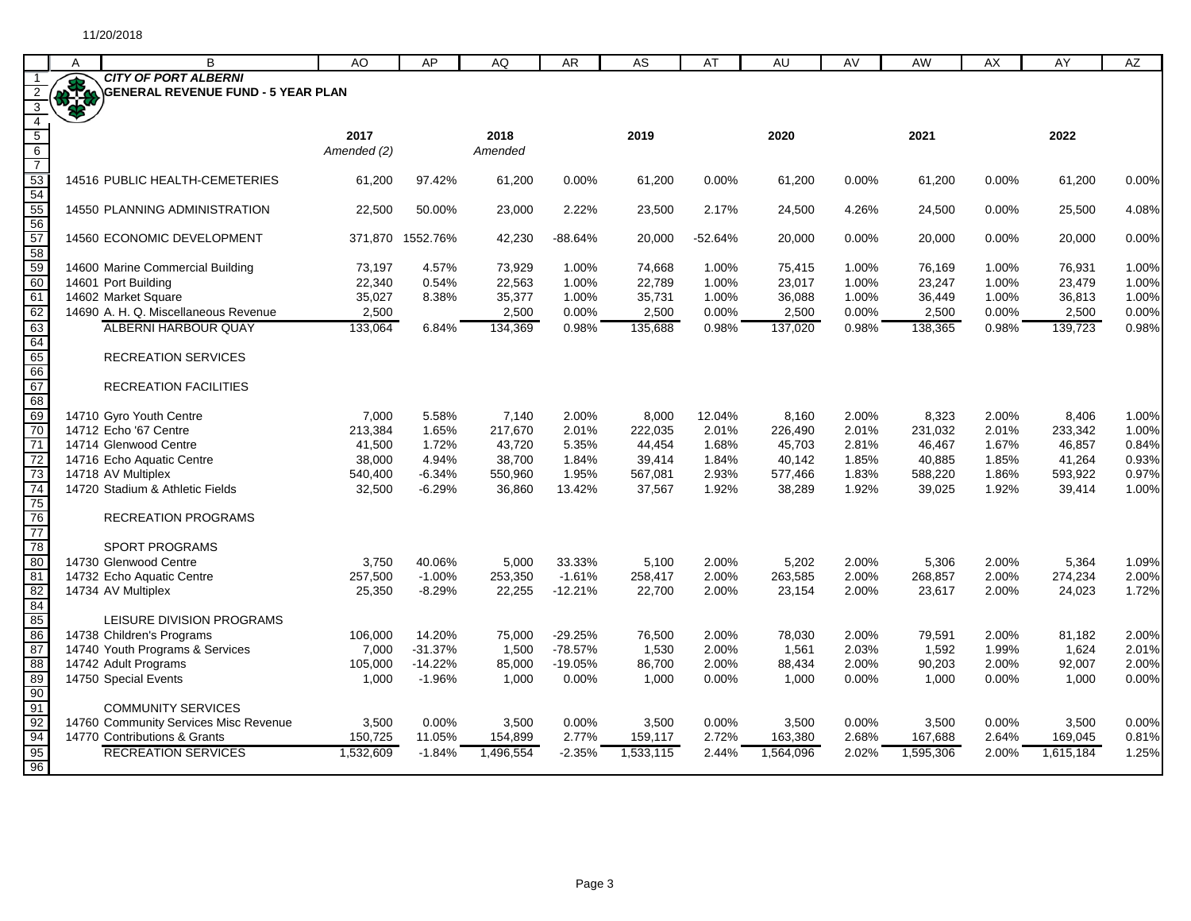11/20/2018

# CITY OF PORT ALBERNI
## GENERAL REVENUE FUND - 5 YEAR PLAN

| | 2017 Amended (2) | | 2018 Amended | | 2019 | | 2020 | | 2021 | | 2022 | |
|---|---|---|---|---|---|---|---|---|---|---|---|---|
| 14516 PUBLIC HEALTH-CEMETERIES | 61,200 | 97.42% | 61,200 | 0.00% | 61,200 | 0.00% | 61,200 | 0.00% | 61,200 | 0.00% | 61,200 | 0.00% |
| 14550 PLANNING ADMINISTRATION | 22,500 | 50.00% | 23,000 | 2.22% | 23,500 | 2.17% | 24,500 | 4.26% | 24,500 | 0.00% | 25,500 | 4.08% |
| 14560 ECONOMIC DEVELOPMENT | 371,870 | 1552.76% | 42,230 | -88.64% | 20,000 | -52.64% | 20,000 | 0.00% | 20,000 | 0.00% | 20,000 | 0.00% |
| 14600 Marine Commercial Building | 73,197 | 4.57% | 73,929 | 1.00% | 74,668 | 1.00% | 75,415 | 1.00% | 76,169 | 1.00% | 76,931 | 1.00% |
| 14601 Port Building | 22,340 | 0.54% | 22,563 | 1.00% | 22,789 | 1.00% | 23,017 | 1.00% | 23,247 | 1.00% | 23,479 | 1.00% |
| 14602 Market Square | 35,027 | 8.38% | 35,377 | 1.00% | 35,731 | 1.00% | 36,088 | 1.00% | 36,449 | 1.00% | 36,813 | 1.00% |
| 14690 A. H. Q. Miscellaneous Revenue | 2,500 | | 2,500 | 0.00% | 2,500 | 0.00% | 2,500 | 0.00% | 2,500 | 0.00% | 2,500 | 0.00% |
| ALBERNI HARBOUR QUAY | 133,064 | 6.84% | 134,369 | 0.98% | 135,688 | 0.98% | 137,020 | 0.98% | 138,365 | 0.98% | 139,723 | 0.98% |
| RECREATION SERVICES | | | | | | | | | | | | |
| RECREATION FACILITIES | | | | | | | | | | | | |
| 14710 Gyro Youth Centre | 7,000 | 5.58% | 7,140 | 2.00% | 8,000 | 12.04% | 8,160 | 2.00% | 8,323 | 2.00% | 8,406 | 1.00% |
| 14712 Echo '67 Centre | 213,384 | 1.65% | 217,670 | 2.01% | 222,035 | 2.01% | 226,490 | 2.01% | 231,032 | 2.01% | 233,342 | 1.00% |
| 14714 Glenwood Centre | 41,500 | 1.72% | 43,720 | 5.35% | 44,454 | 1.68% | 45,703 | 2.81% | 46,467 | 1.67% | 46,857 | 0.84% |
| 14716 Echo Aquatic Centre | 38,000 | 4.94% | 38,700 | 1.84% | 39,414 | 1.84% | 40,142 | 1.85% | 40,885 | 1.85% | 41,264 | 0.93% |
| 14718 AV Multiplex | 540,400 | -6.34% | 550,960 | 1.95% | 567,081 | 2.93% | 577,466 | 1.83% | 588,220 | 1.86% | 593,922 | 0.97% |
| 14720 Stadium & Athletic Fields | 32,500 | -6.29% | 36,860 | 13.42% | 37,567 | 1.92% | 38,289 | 1.92% | 39,025 | 1.92% | 39,414 | 1.00% |
| RECREATION PROGRAMS | | | | | | | | | | | | |
| SPORT PROGRAMS | | | | | | | | | | | | |
| 14730 Glenwood Centre | 3,750 | 40.06% | 5,000 | 33.33% | 5,100 | 2.00% | 5,202 | 2.00% | 5,306 | 2.00% | 5,364 | 1.09% |
| 14732 Echo Aquatic Centre | 257,500 | -1.00% | 253,350 | -1.61% | 258,417 | 2.00% | 263,585 | 2.00% | 268,857 | 2.00% | 274,234 | 2.00% |
| 14734 AV Multiplex | 25,350 | -8.29% | 22,255 | -12.21% | 22,700 | 2.00% | 23,154 | 2.00% | 23,617 | 2.00% | 24,023 | 1.72% |
| LEISURE DIVISION PROGRAMS | | | | | | | | | | | | |
| 14738 Children's Programs | 106,000 | 14.20% | 75,000 | -29.25% | 76,500 | 2.00% | 78,030 | 2.00% | 79,591 | 2.00% | 81,182 | 2.00% |
| 14740 Youth Programs & Services | 7,000 | -31.37% | 1,500 | -78.57% | 1,530 | 2.00% | 1,561 | 2.03% | 1,592 | 1.99% | 1,624 | 2.01% |
| 14742 Adult Programs | 105,000 | -14.22% | 85,000 | -19.05% | 86,700 | 2.00% | 88,434 | 2.00% | 90,203 | 2.00% | 92,007 | 2.00% |
| 14750 Special Events | 1,000 | -1.96% | 1,000 | 0.00% | 1,000 | 0.00% | 1,000 | 0.00% | 1,000 | 0.00% | 1,000 | 0.00% |
| COMMUNITY SERVICES | | | | | | | | | | | | |
| 14760 Community Services Misc Revenue | 3,500 | 0.00% | 3,500 | 0.00% | 3,500 | 0.00% | 3,500 | 0.00% | 3,500 | 0.00% | 3,500 | 0.00% |
| 14770 Contributions & Grants | 150,725 | 11.05% | 154,899 | 2.77% | 159,117 | 2.72% | 163,380 | 2.68% | 167,688 | 2.64% | 169,045 | 0.81% |
| RECREATION SERVICES | 1,532,609 | -1.84% | 1,496,554 | -2.35% | 1,533,115 | 2.44% | 1,564,096 | 2.02% | 1,595,306 | 2.00% | 1,615,184 | 1.25% |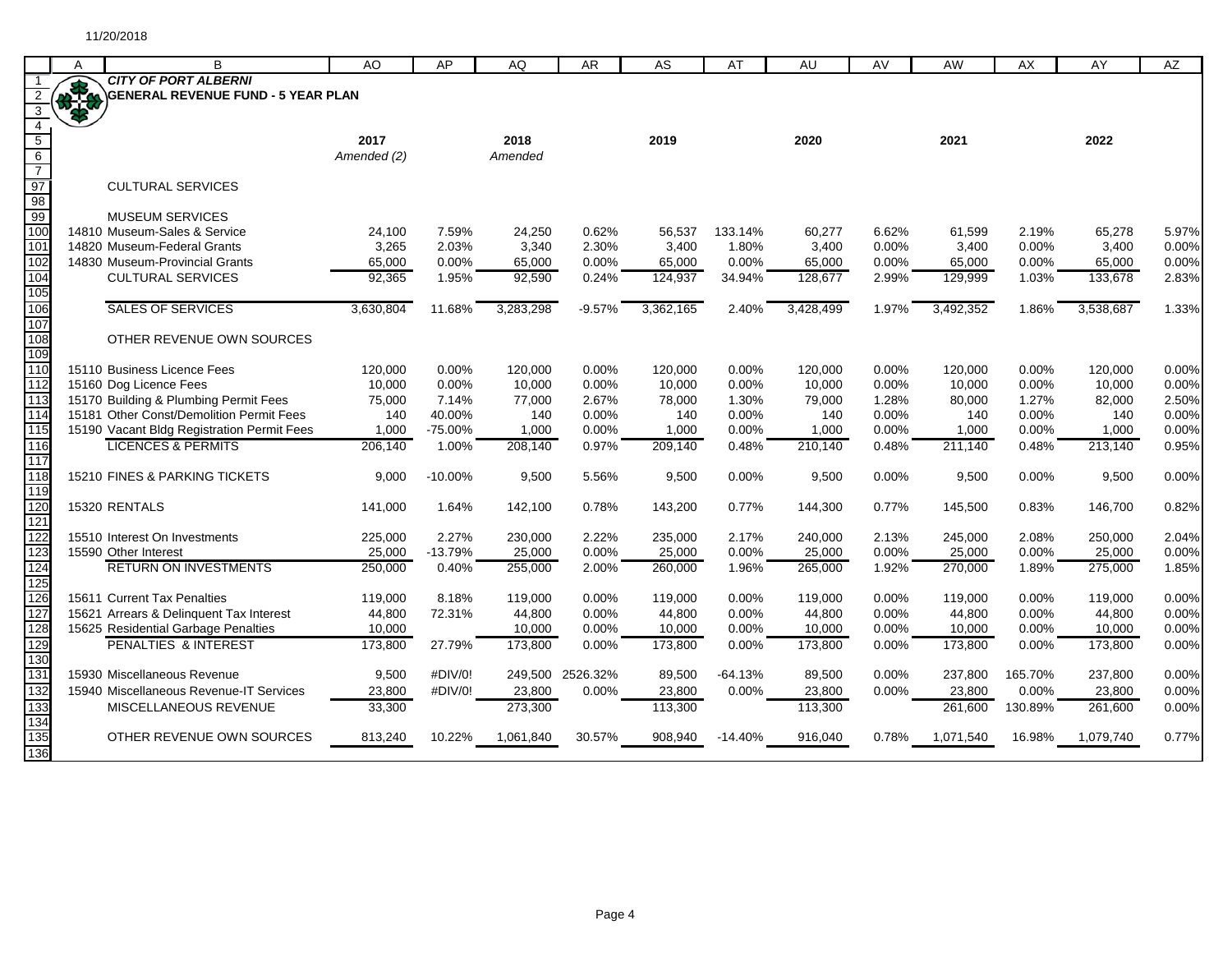11/20/2018

**CITY OF PORT ALBERNI**

**GENERAL REVENUE FUND - 5 YEAR PLAN**

| | A | B | AO | AP | AQ | AR | AS | AT | AU | AV | AW | AX | AY | AZ |
|---|---|---|---|---|---|---|---|---|---|---|---|---|---|---|
| 5 | | | 2017 | | 2018 | | 2019 | | 2020 | | 2021 | | 2022 | |
| 6 | | | *Amended (2)* | | *Amended* | | | | | | | | | |
| 7 | | | | | | | | | | | | | | |
| 97 | | CULTURAL SERVICES | | | | | | | | | | | | |
| 98 | | | | | | | | | | | | | | |
| 99 | | MUSEUM SERVICES | | | | | | | | | | | | |
| 100 | | 14810 Museum-Sales & Service | 24,100 | 7.59% | 24,250 | 0.62% | 56,537 | 133.14% | 60,277 | 6.62% | 61,599 | 2.19% | 65,278 | 5.97% |
| 101 | | 14820 Museum-Federal Grants | 3,265 | 2.03% | 3,340 | 2.30% | 3,400 | 1.80% | 3,400 | 0.00% | 3,400 | 0.00% | 3,400 | 0.00% |
| 102 | | 14830 Museum-Provincial Grants | 65,000 | 0.00% | 65,000 | 0.00% | 65,000 | 0.00% | 65,000 | 0.00% | 65,000 | 0.00% | 65,000 | 0.00% |
| 104 | | CULTURAL SERVICES | 92,365 | 1.95% | 92,590 | 0.24% | 124,937 | 34.94% | 128,677 | 2.99% | 129,999 | 1.03% | 133,678 | 2.83% |
| 105 | | | | | | | | | | | | | | |
| 106 | | SALES OF SERVICES | 3,630,804 | 11.68% | 3,283,298 | -9.57% | 3,362,165 | 2.40% | 3,428,499 | 1.97% | 3,492,352 | 1.86% | 3,538,687 | 1.33% |
| 107 | | | | | | | | | | | | | | |
| 108 | | OTHER REVENUE OWN SOURCES | | | | | | | | | | | | |
| 109 | | | | | | | | | | | | | | |
| 110 | | 15110 Business Licence Fees | 120,000 | 0.00% | 120,000 | 0.00% | 120,000 | 0.00% | 120,000 | 0.00% | 120,000 | 0.00% | 120,000 | 0.00% |
| 112 | | 15160 Dog Licence Fees | 10,000 | 0.00% | 10,000 | 0.00% | 10,000 | 0.00% | 10,000 | 0.00% | 10,000 | 0.00% | 10,000 | 0.00% |
| 113 | | 15170 Building & Plumbing Permit Fees | 75,000 | 7.14% | 77,000 | 2.67% | 78,000 | 1.30% | 79,000 | 1.28% | 80,000 | 1.27% | 82,000 | 2.50% |
| 114 | | 15181 Other Const/Demolition Permit Fees | 140 | 40.00% | 140 | 0.00% | 140 | 0.00% | 140 | 0.00% | 140 | 0.00% | 140 | 0.00% |
| 115 | | 15190 Vacant Bldg Registration Permit Fees | 1,000 | -75.00% | 1,000 | 0.00% | 1,000 | 0.00% | 1,000 | 0.00% | 1,000 | 0.00% | 1,000 | 0.00% |
| 116 | | LICENCES & PERMITS | 206,140 | 1.00% | 208,140 | 0.97% | 209,140 | 0.48% | 210,140 | 0.48% | 211,140 | 0.48% | 213,140 | 0.95% |
| 117 | | | | | | | | | | | | | | |
| 118 | | 15210 FINES & PARKING TICKETS | 9,000 | -10.00% | 9,500 | 5.56% | 9,500 | 0.00% | 9,500 | 0.00% | 9,500 | 0.00% | 9,500 | 0.00% |
| 119 | | | | | | | | | | | | | | |
| 120 | | 15320 RENTALS | 141,000 | 1.64% | 142,100 | 0.78% | 143,200 | 0.77% | 144,300 | 0.77% | 145,500 | 0.83% | 146,700 | 0.82% |
| 121 | | | | | | | | | | | | | | |
| 122 | | 15510 Interest On Investments | 225,000 | 2.27% | 230,000 | 2.22% | 235,000 | 2.17% | 240,000 | 2.13% | 245,000 | 2.08% | 250,000 | 2.04% |
| 123 | | 15590 Other Interest | 25,000 | -13.79% | 25,000 | 0.00% | 25,000 | 0.00% | 25,000 | 0.00% | 25,000 | 0.00% | 25,000 | 0.00% |
| 124 | | RETURN ON INVESTMENTS | 250,000 | 0.40% | 255,000 | 2.00% | 260,000 | 1.96% | 265,000 | 1.92% | 270,000 | 1.89% | 275,000 | 1.85% |
| 125 | | | | | | | | | | | | | | |
| 126 | | 15611 Current Tax Penalties | 119,000 | 8.18% | 119,000 | 0.00% | 119,000 | 0.00% | 119,000 | 0.00% | 119,000 | 0.00% | 119,000 | 0.00% |
| 127 | | 15621 Arrears & Delinquent Tax Interest | 44,800 | 72.31% | 44,800 | 0.00% | 44,800 | 0.00% | 44,800 | 0.00% | 44,800 | 0.00% | 44,800 | 0.00% |
| 128 | | 15625 Residential Garbage Penalties | 10,000 | | 10,000 | 0.00% | 10,000 | 0.00% | 10,000 | 0.00% | 10,000 | 0.00% | 10,000 | 0.00% |
| 129 | | PENALTIES & INTEREST | 173,800 | 27.79% | 173,800 | 0.00% | 173,800 | 0.00% | 173,800 | 0.00% | 173,800 | 0.00% | 173,800 | 0.00% |
| 130 | | | | | | | | | | | | | | |
| 131 | | 15930 Miscellaneous Revenue | 9,500 | #DIV/0! | 249,500 | 2526.32% | 89,500 | -64.13% | 89,500 | 0.00% | 237,800 | 165.70% | 237,800 | 0.00% |
| 132 | | 15940 Miscellaneous Revenue-IT Services | 23,800 | #DIV/0! | 23,800 | 0.00% | 23,800 | 0.00% | 23,800 | 0.00% | 23,800 | 0.00% | 23,800 | 0.00% |
| 133 | | MISCELLANEOUS REVENUE | 33,300 | | 273,300 | | 113,300 | | 113,300 | | 261,600 | 130.89% | 261,600 | 0.00% |
| 134 | | | | | | | | | | | | | | |
| 135 | | OTHER REVENUE OWN SOURCES | 813,240 | 10.22% | 1,061,840 | 30.57% | 908,940 | -14.40% | 916,040 | 0.78% | 1,071,540 | 16.98% | 1,079,740 | 0.77% |
| 136 | | | | | | | | | | | | | | |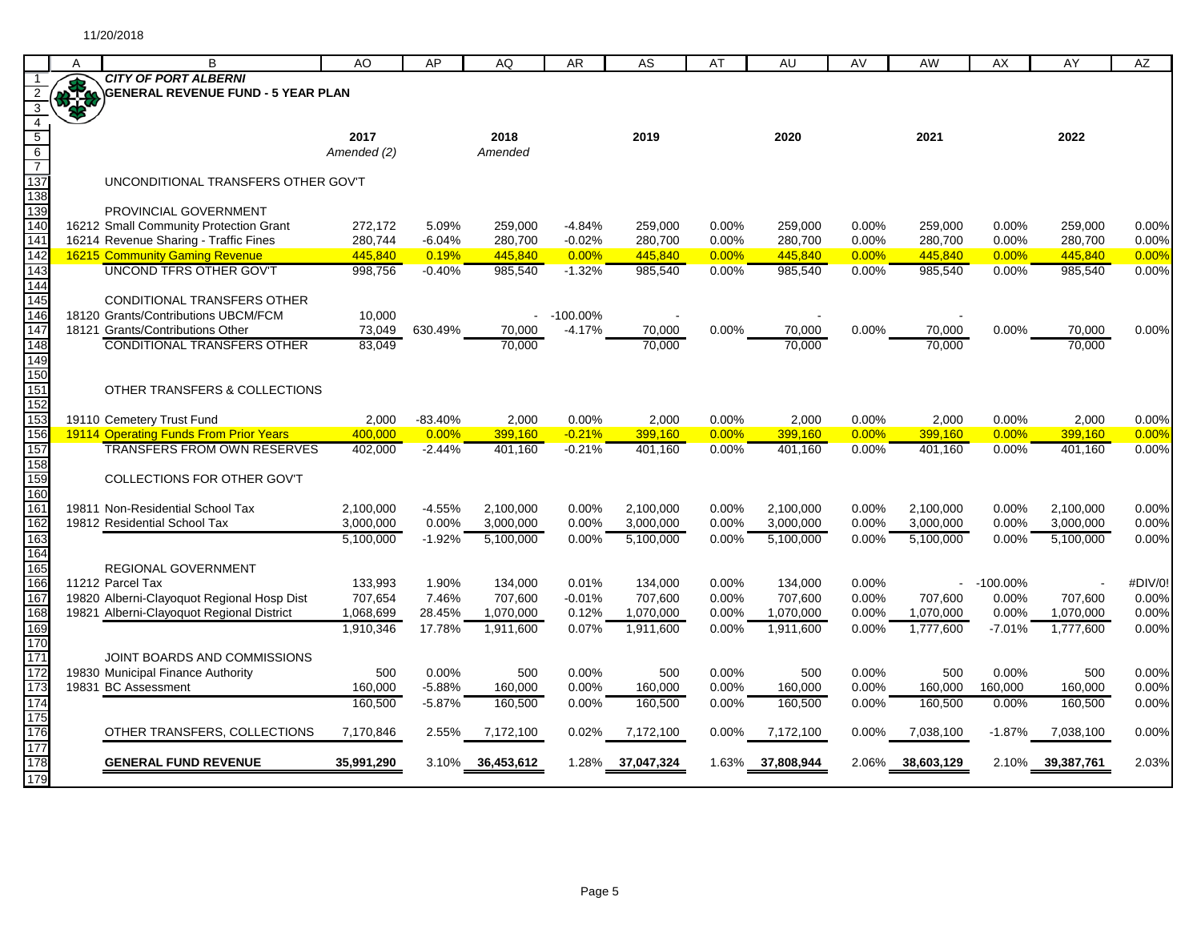11/20/2018

**CITY OF PORT ALBERNI**
**GENERAL REVENUE FUND - 5 YEAR PLAN**

| | A | B | AO | AP | AQ | AR | AS | AT | AU | AV | AW | AX | AY | AZ |
|---|---|---|---|---|---|---|---|---|---|---|---|---|---|---|
| 5 | | | **2017** | | **2018** | | **2019** | | **2020** | | **2021** | | **2022** | |
| 6 | | | *Amended (2)* | | *Amended* | | | | | | | | | |
| 7 | | | | | | | | | | | | | | |
| 137 | | UNCONDITIONAL TRANSFERS OTHER GOV'T | | | | | | | | | | | | |
| 138 | | | | | | | | | | | | | | |
| 139 | | PROVINCIAL GOVERNMENT | | | | | | | | | | | | |
| 140 | 16212 | Small Community Protection Grant | 272,172 | 5.09% | 259,000 | -4.84% | 259,000 | 0.00% | 259,000 | 0.00% | 259,000 | 0.00% | 259,000 | 0.00% |
| 141 | 16214 | Revenue Sharing - Traffic Fines | 280,744 | -6.04% | 280,700 | -0.02% | 280,700 | 0.00% | 280,700 | 0.00% | 280,700 | 0.00% | 280,700 | 0.00% |
| 142 | 16215 | Community Gaming Revenue | 445,840 | 0.19% | 445,840 | 0.00% | 445,840 | 0.00% | 445,840 | 0.00% | 445,840 | 0.00% | 445,840 | 0.00% |
| 143 | | UNCOND TFRS OTHER GOV'T | 998,756 | -0.40% | 985,540 | -1.32% | 985,540 | 0.00% | 985,540 | 0.00% | 985,540 | 0.00% | 985,540 | 0.00% |
| 144 | | | | | | | | | | | | | | |
| 145 | | CONDITIONAL TRANSFERS OTHER | | | | | | | | | | | | |
| 146 | 18120 | Grants/Contributions UBCM/FCM | 10,000 | | - | -100.00% | - | | - | | - | | | |
| 147 | 18121 | Grants/Contributions Other | 73,049 | 630.49% | 70,000 | -4.17% | 70,000 | 0.00% | 70,000 | 0.00% | 70,000 | 0.00% | 70,000 | 0.00% |
| 148 | | CONDITIONAL TRANSFERS OTHER | 83,049 | | 70,000 | | 70,000 | | 70,000 | | 70,000 | | 70,000 | |
| 149 | | | | | | | | | | | | | | |
| 150 | | | | | | | | | | | | | | |
| 151 | | OTHER TRANSFERS & COLLECTIONS | | | | | | | | | | | | |
| 152 | | | | | | | | | | | | | | |
| 153 | 19110 | Cemetery Trust Fund | 2,000 | -83.40% | 2,000 | 0.00% | 2,000 | 0.00% | 2,000 | 0.00% | 2,000 | 0.00% | 2,000 | 0.00% |
| 156 | 19114 | Operating Funds From Prior Years | 400,000 | 0.00% | 399,160 | -0.21% | 399,160 | 0.00% | 399,160 | 0.00% | 399,160 | 0.00% | 399,160 | 0.00% |
| 157 | | TRANSFERS FROM OWN RESERVES | 402,000 | -2.44% | 401,160 | -0.21% | 401,160 | 0.00% | 401,160 | 0.00% | 401,160 | 0.00% | 401,160 | 0.00% |
| 158 | | | | | | | | | | | | | | |
| 159 | | COLLECTIONS FOR OTHER GOV'T | | | | | | | | | | | | |
| 160 | | | | | | | | | | | | | | |
| 161 | 19811 | Non-Residential School Tax | 2,100,000 | -4.55% | 2,100,000 | 0.00% | 2,100,000 | 0.00% | 2,100,000 | 0.00% | 2,100,000 | 0.00% | 2,100,000 | 0.00% |
| 162 | 19812 | Residential School Tax | 3,000,000 | 0.00% | 3,000,000 | 0.00% | 3,000,000 | 0.00% | 3,000,000 | 0.00% | 3,000,000 | 0.00% | 3,000,000 | 0.00% |
| 163 | | | 5,100,000 | -1.92% | 5,100,000 | 0.00% | 5,100,000 | 0.00% | 5,100,000 | 0.00% | 5,100,000 | 0.00% | 5,100,000 | 0.00% |
| 164 | | | | | | | | | | | | | | |
| 165 | | REGIONAL GOVERNMENT | | | | | | | | | | | | |
| 166 | 11212 | Parcel Tax | 133,993 | 1.90% | 134,000 | 0.01% | 134,000 | 0.00% | 134,000 | 0.00% | - | -100.00% | - | #DIV/0! |
| 167 | 19820 | Alberni-Clayoquot Regional Hosp Dist | 707,654 | 7.46% | 707,600 | -0.01% | 707,600 | 0.00% | 707,600 | 0.00% | 707,600 | 0.00% | 707,600 | 0.00% |
| 168 | 19821 | Alberni-Clayoquot Regional District | 1,068,699 | 28.45% | 1,070,000 | 0.12% | 1,070,000 | 0.00% | 1,070,000 | 0.00% | 1,070,000 | 0.00% | 1,070,000 | 0.00% |
| 169 | | | 1,910,346 | 17.78% | 1,911,600 | 0.07% | 1,911,600 | 0.00% | 1,911,600 | 0.00% | 1,777,600 | -7.01% | 1,777,600 | 0.00% |
| 170 | | | | | | | | | | | | | | |
| 171 | | JOINT BOARDS AND COMMISSIONS | | | | | | | | | | | | |
| 172 | 19830 | Municipal Finance Authority | 500 | 0.00% | 500 | 0.00% | 500 | 0.00% | 500 | 0.00% | 500 | 0.00% | 500 | 0.00% |
| 173 | 19831 | BC Assessment | 160,000 | -5.88% | 160,000 | 0.00% | 160,000 | 0.00% | 160,000 | 0.00% | 160,000 | 160,000 | 160,000 | 0.00% |
| 174 | | | 160,500 | -5.87% | 160,500 | 0.00% | 160,500 | 0.00% | 160,500 | 0.00% | 160,500 | 0.00% | 160,500 | 0.00% |
| 175 | | | | | | | | | | | | | | |
| 176 | | OTHER TRANSFERS, COLLECTIONS | 7,170,846 | 2.55% | 7,172,100 | 0.02% | 7,172,100 | 0.00% | 7,172,100 | 0.00% | 7,038,100 | -1.87% | 7,038,100 | 0.00% |
| 177 | | | | | | | | | | | | | | |
| 178 | | **GENERAL FUND REVENUE** | **35,991,290** | 3.10% | **36,453,612** | 1.28% | **37,047,324** | 1.63% | **37,808,944** | 2.06% | **38,603,129** | 2.10% | **39,387,761** | 2.03% |
| 179 | | | | | | | | | | | | | | |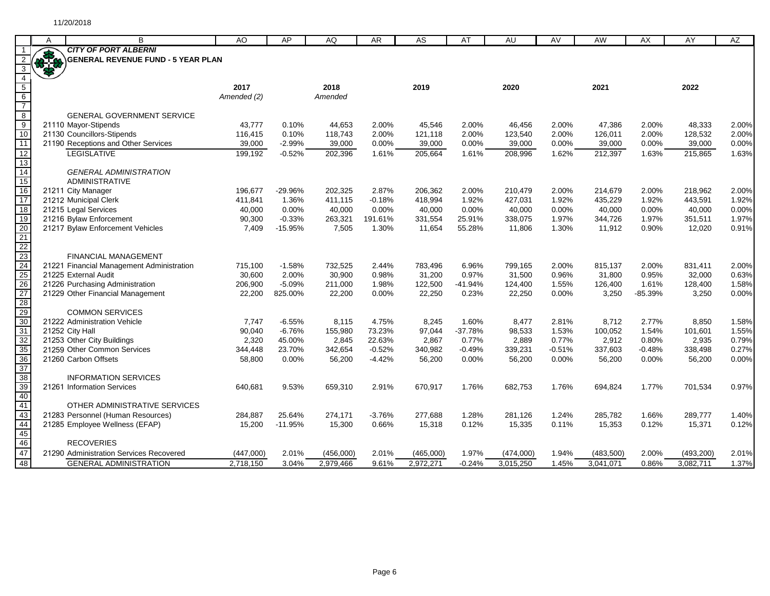11/20/2018

**CITY OF PORT ALBERNI**
**GENERAL REVENUE FUND - 5 YEAR PLAN**

| | 2017 Amended (2) | | 2018 Amended | | 2019 | | 2020 | | 2021 | | 2022 | |
|---|---|---|---|---|---|---|---|---|---|---|---|---|
| GENERAL GOVERNMENT SERVICE | | | | | | | | | | | | |
| 21110 Mayor-Stipends | 43,777 | 0.10% | 44,653 | 2.00% | 45,546 | 2.00% | 46,456 | 2.00% | 47,386 | 2.00% | 48,333 | 2.00% |
| 21130 Councillors-Stipends | 116,415 | 0.10% | 118,743 | 2.00% | 121,118 | 2.00% | 123,540 | 2.00% | 126,011 | 2.00% | 128,532 | 2.00% |
| 21190 Receptions and Other Services | 39,000 | -2.99% | 39,000 | 0.00% | 39,000 | 0.00% | 39,000 | 0.00% | 39,000 | 0.00% | 39,000 | 0.00% |
| LEGISLATIVE | 199,192 | -0.52% | 202,396 | 1.61% | 205,664 | 1.61% | 208,996 | 1.62% | 212,397 | 1.63% | 215,865 | 1.63% |
| *GENERAL ADMINISTRATION* | | | | | | | | | | | | |
| ADMINISTRATIVE | | | | | | | | | | | | |
| 21211 City Manager | 196,677 | -29.96% | 202,325 | 2.87% | 206,362 | 2.00% | 210,479 | 2.00% | 214,679 | 2.00% | 218,962 | 2.00% |
| 21212 Municipal Clerk | 411,841 | 1.36% | 411,115 | -0.18% | 418,994 | 1.92% | 427,031 | 1.92% | 435,229 | 1.92% | 443,591 | 1.92% |
| 21215 Legal Services | 40,000 | 0.00% | 40,000 | 0.00% | 40,000 | 0.00% | 40,000 | 0.00% | 40,000 | 0.00% | 40,000 | 0.00% |
| 21216 Bylaw Enforcement | 90,300 | -0.33% | 263,321 | 191.61% | 331,554 | 25.91% | 338,075 | 1.97% | 344,726 | 1.97% | 351,511 | 1.97% |
| 21217 Bylaw Enforcement Vehicles | 7,409 | -15.95% | 7,505 | 1.30% | 11,654 | 55.28% | 11,806 | 1.30% | 11,912 | 0.90% | 12,020 | 0.91% |
| FINANCIAL MANAGEMENT | | | | | | | | | | | | |
| 21221 Financial Management Administration | 715,100 | -1.58% | 732,525 | 2.44% | 783,496 | 6.96% | 799,165 | 2.00% | 815,137 | 2.00% | 831,411 | 2.00% |
| 21225 External Audit | 30,600 | 2.00% | 30,900 | 0.98% | 31,200 | 0.97% | 31,500 | 0.96% | 31,800 | 0.95% | 32,000 | 0.63% |
| 21226 Purchasing Administration | 206,900 | -5.09% | 211,000 | 1.98% | 122,500 | -41.94% | 124,400 | 1.55% | 126,400 | 1.61% | 128,400 | 1.58% |
| 21229 Other Financial Management | 22,200 | 825.00% | 22,200 | 0.00% | 22,250 | 0.23% | 22,250 | 0.00% | 3,250 | -85.39% | 3,250 | 0.00% |
| COMMON SERVICES | | | | | | | | | | | | |
| 21222 Administration Vehicle | 7,747 | -6.55% | 8,115 | 4.75% | 8,245 | 1.60% | 8,477 | 2.81% | 8,712 | 2.77% | 8,850 | 1.58% |
| 21252 City Hall | 90,040 | -6.76% | 155,980 | 73.23% | 97,044 | -37.78% | 98,533 | 1.53% | 100,052 | 1.54% | 101,601 | 1.55% |
| 21253 Other City Buildings | 2,320 | 45.00% | 2,845 | 22.63% | 2,867 | 0.77% | 2,889 | 0.77% | 2,912 | 0.80% | 2,935 | 0.79% |
| 21259 Other Common Services | 344,448 | 23.70% | 342,654 | -0.52% | 340,982 | -0.49% | 339,231 | -0.51% | 337,603 | -0.48% | 338,498 | 0.27% |
| 21260 Carbon Offsets | 58,800 | 0.00% | 56,200 | -4.42% | 56,200 | 0.00% | 56,200 | 0.00% | 56,200 | 0.00% | 56,200 | 0.00% |
| INFORMATION SERVICES | | | | | | | | | | | | |
| 21261 Information Services | 640,681 | 9.53% | 659,310 | 2.91% | 670,917 | 1.76% | 682,753 | 1.76% | 694,824 | 1.77% | 701,534 | 0.97% |
| OTHER ADMINISTRATIVE SERVICES | | | | | | | | | | | | |
| 21283 Personnel (Human Resources) | 284,887 | 25.64% | 274,171 | -3.76% | 277,688 | 1.28% | 281,126 | 1.24% | 285,782 | 1.66% | 289,777 | 1.40% |
| 21285 Employee Wellness (EFAP) | 15,200 | -11.95% | 15,300 | 0.66% | 15,318 | 0.12% | 15,335 | 0.11% | 15,353 | 0.12% | 15,371 | 0.12% |
| RECOVERIES | | | | | | | | | | | | |
| 21290 Administration Services Recovered | (447,000) | 2.01% | (456,000) | 2.01% | (465,000) | 1.97% | (474,000) | 1.94% | (483,500) | 2.00% | (493,200) | 2.01% |
| GENERAL ADMINISTRATION | 2,718,150 | 3.04% | 2,979,466 | 9.61% | 2,972,271 | -0.24% | 3,015,250 | 1.45% | 3,041,071 | 0.86% | 3,082,711 | 1.37% |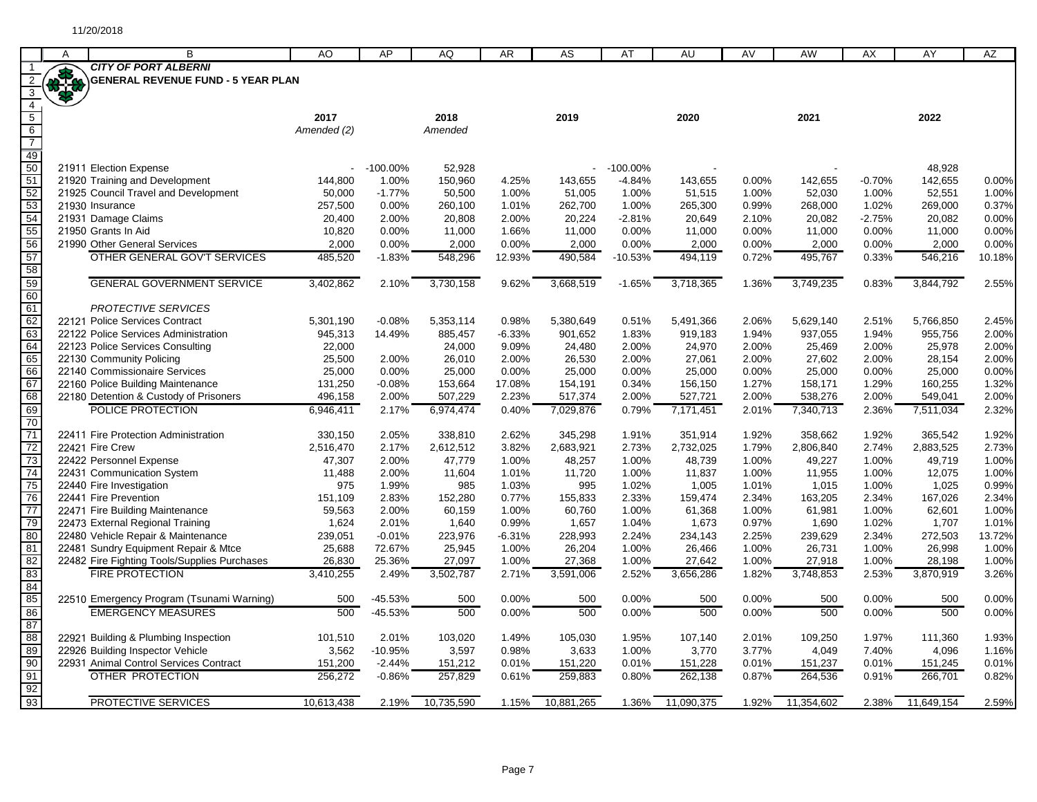11/20/2018

# CITY OF PORT ALBERNI
## GENERAL REVENUE FUND - 5 YEAR PLAN

| Row | Account | Description | 2017 Amended (2) | | 2018 Amended | | 2019 | | 2020 | | 2021 | | 2022 | |
|---|---|---|---|---|---|---|---|---|---|---|---|---|---|---|
| 50 | 21911 | Election Expense | - | -100.00% | 52,928 | | - | -100.00% | - | | - | | 48,928 | |
| 51 | 21920 | Training and Development | 144,800 | 1.00% | 150,960 | 4.25% | 143,655 | -4.84% | 143,655 | 0.00% | 142,655 | -0.70% | 142,655 | 0.00% |
| 52 | 21925 | Council Travel and Development | 50,000 | -1.77% | 50,500 | 1.00% | 51,005 | 1.00% | 51,515 | 1.00% | 52,030 | 1.00% | 52,551 | 1.00% |
| 53 | 21930 | Insurance | 257,500 | 0.00% | 260,100 | 1.01% | 262,700 | 1.00% | 265,300 | 0.99% | 268,000 | 1.02% | 269,000 | 0.37% |
| 54 | 21931 | Damage Claims | 20,400 | 2.00% | 20,808 | 2.00% | 20,224 | -2.81% | 20,649 | 2.10% | 20,082 | -2.75% | 20,082 | 0.00% |
| 55 | 21950 | Grants In Aid | 10,820 | 0.00% | 11,000 | 1.66% | 11,000 | 0.00% | 11,000 | 0.00% | 11,000 | 0.00% | 11,000 | 0.00% |
| 56 | 21990 | Other General Services | 2,000 | 0.00% | 2,000 | 0.00% | 2,000 | 0.00% | 2,000 | 0.00% | 2,000 | 0.00% | 2,000 | 0.00% |
| 57 | | OTHER GENERAL GOV'T SERVICES | 485,520 | -1.83% | 548,296 | 12.93% | 490,584 | -10.53% | 494,119 | 0.72% | 495,767 | 0.33% | 546,216 | 10.18% |
| 58 | | | | | | | | | | | | | | |
| 59 | | GENERAL GOVERNMENT SERVICE | 3,402,862 | 2.10% | 3,730,158 | 9.62% | 3,668,519 | -1.65% | 3,718,365 | 1.36% | 3,749,235 | 0.83% | 3,844,792 | 2.55% |
| 60 | | | | | | | | | | | | | | |
| 61 | | *PROTECTIVE SERVICES* | | | | | | | | | | | | |
| 62 | 22121 | Police Services Contract | 5,301,190 | -0.08% | 5,353,114 | 0.98% | 5,380,649 | 0.51% | 5,491,366 | 2.06% | 5,629,140 | 2.51% | 5,766,850 | 2.45% |
| 63 | 22122 | Police Services Administration | 945,313 | 14.49% | 885,457 | -6.33% | 901,652 | 1.83% | 919,183 | 1.94% | 937,055 | 1.94% | 955,756 | 2.00% |
| 64 | 22123 | Police Services Consulting | 22,000 | | 24,000 | 9.09% | 24,480 | 2.00% | 24,970 | 2.00% | 25,469 | 2.00% | 25,978 | 2.00% |
| 65 | 22130 | Community Policing | 25,500 | 2.00% | 26,010 | 2.00% | 26,530 | 2.00% | 27,061 | 2.00% | 27,602 | 2.00% | 28,154 | 2.00% |
| 66 | 22140 | Commissionaire Services | 25,000 | 0.00% | 25,000 | 0.00% | 25,000 | 0.00% | 25,000 | 0.00% | 25,000 | 0.00% | 25,000 | 0.00% |
| 67 | 22160 | Police Building Maintenance | 131,250 | -0.08% | 153,664 | 17.08% | 154,191 | 0.34% | 156,150 | 1.27% | 158,171 | 1.29% | 160,255 | 1.32% |
| 68 | 22180 | Detention & Custody of Prisoners | 496,158 | 2.00% | 507,229 | 2.23% | 517,374 | 2.00% | 527,721 | 2.00% | 538,276 | 2.00% | 549,041 | 2.00% |
| 69 | | POLICE PROTECTION | 6,946,411 | 2.17% | 6,974,474 | 0.40% | 7,029,876 | 0.79% | 7,171,451 | 2.01% | 7,340,713 | 2.36% | 7,511,034 | 2.32% |
| 70 | | | | | | | | | | | | | | |
| 71 | 22411 | Fire Protection Administration | 330,150 | 2.05% | 338,810 | 2.62% | 345,298 | 1.91% | 351,914 | 1.92% | 358,662 | 1.92% | 365,542 | 1.92% |
| 72 | 22421 | Fire Crew | 2,516,470 | 2.17% | 2,612,512 | 3.82% | 2,683,921 | 2.73% | 2,732,025 | 1.79% | 2,806,840 | 2.74% | 2,883,525 | 2.73% |
| 73 | 22422 | Personnel Expense | 47,307 | 2.00% | 47,779 | 1.00% | 48,257 | 1.00% | 48,739 | 1.00% | 49,227 | 1.00% | 49,719 | 1.00% |
| 74 | 22431 | Communication System | 11,488 | 2.00% | 11,604 | 1.01% | 11,720 | 1.00% | 11,837 | 1.00% | 11,955 | 1.00% | 12,075 | 1.00% |
| 75 | 22440 | Fire Investigation | 975 | 1.99% | 985 | 1.03% | 995 | 1.02% | 1,005 | 1.01% | 1,015 | 1.00% | 1,025 | 0.99% |
| 76 | 22441 | Fire Prevention | 151,109 | 2.83% | 152,280 | 0.77% | 155,833 | 2.33% | 159,474 | 2.34% | 163,205 | 2.34% | 167,026 | 2.34% |
| 77 | 22471 | Fire Building Maintenance | 59,563 | 2.00% | 60,159 | 1.00% | 60,760 | 1.00% | 61,368 | 1.00% | 61,981 | 1.00% | 62,601 | 1.00% |
| 79 | 22473 | External Regional Training | 1,624 | 2.01% | 1,640 | 0.99% | 1,657 | 1.04% | 1,673 | 0.97% | 1,690 | 1.02% | 1,707 | 1.01% |
| 80 | 22480 | Vehicle Repair & Maintenance | 239,051 | -0.01% | 223,976 | -6.31% | 228,993 | 2.24% | 234,143 | 2.25% | 239,629 | 2.34% | 272,503 | 13.72% |
| 81 | 22481 | Sundry Equipment Repair & Mtce | 25,688 | 72.67% | 25,945 | 1.00% | 26,204 | 1.00% | 26,466 | 1.00% | 26,731 | 1.00% | 26,998 | 1.00% |
| 82 | 22482 | Fire Fighting Tools/Supplies Purchases | 26,830 | 25.36% | 27,097 | 1.00% | 27,368 | 1.00% | 27,642 | 1.00% | 27,918 | 1.00% | 28,198 | 1.00% |
| 83 | | FIRE PROTECTION | 3,410,255 | 2.49% | 3,502,787 | 2.71% | 3,591,006 | 2.52% | 3,656,286 | 1.82% | 3,748,853 | 2.53% | 3,870,919 | 3.26% |
| 84 | | | | | | | | | | | | | | |
| 85 | 22510 | Emergency Program (Tsunami Warning) | 500 | -45.53% | 500 | 0.00% | 500 | 0.00% | 500 | 0.00% | 500 | 0.00% | 500 | 0.00% |
| 86 | | EMERGENCY MEASURES | 500 | -45.53% | 500 | 0.00% | 500 | 0.00% | 500 | 0.00% | 500 | 0.00% | 500 | 0.00% |
| 87 | | | | | | | | | | | | | | |
| 88 | 22921 | Building & Plumbing Inspection | 101,510 | 2.01% | 103,020 | 1.49% | 105,030 | 1.95% | 107,140 | 2.01% | 109,250 | 1.97% | 111,360 | 1.93% |
| 89 | 22926 | Building Inspector Vehicle | 3,562 | -10.95% | 3,597 | 0.98% | 3,633 | 1.00% | 3,770 | 3.77% | 4,049 | 7.40% | 4,096 | 1.16% |
| 90 | 22931 | Animal Control Services Contract | 151,200 | -2.44% | 151,212 | 0.01% | 151,220 | 0.01% | 151,228 | 0.01% | 151,237 | 0.01% | 151,245 | 0.01% |
| 91 | | OTHER PROTECTION | 256,272 | -0.86% | 257,829 | 0.61% | 259,883 | 0.80% | 262,138 | 0.87% | 264,536 | 0.91% | 266,701 | 0.82% |
| 92 | | | | | | | | | | | | | | |
| 93 | | PROTECTIVE SERVICES | 10,613,438 | 2.19% | 10,735,590 | 1.15% | 10,881,265 | 1.36% | 11,090,375 | 1.92% | 11,354,602 | 2.38% | 11,649,154 | 2.59% |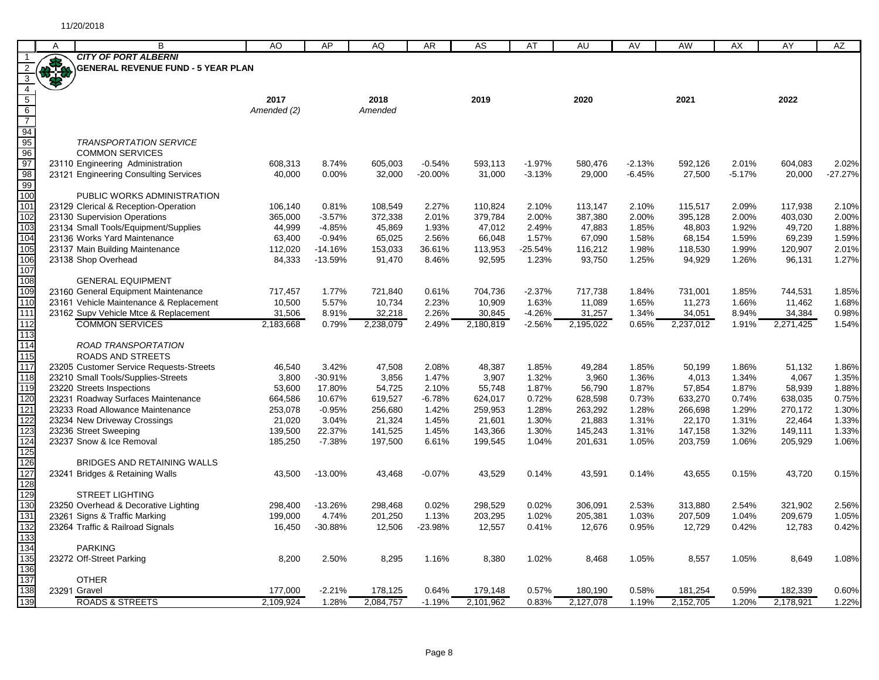11/20/2018

# CITY OF PORT ALBERNI
## GENERAL REVENUE FUND - 5 YEAR PLAN

| | | 2017 Amended (2) | | 2018 Amended | | 2019 | | 2020 | | 2021 | | 2022 | |
|---|---|---|---|---|---|---|---|---|---|---|---|---|---|
| | *TRANSPORTATION SERVICE* | | | | | | | | | | | | |
| | COMMON SERVICES | | | | | | | | | | | | |
| 23110 | Engineering Administration | 608,313 | 8.74% | 605,003 | -0.54% | 593,113 | -1.97% | 580,476 | -2.13% | 592,126 | 2.01% | 604,083 | 2.02% |
| 23121 | Engineering Consulting Services | 40,000 | 0.00% | 32,000 | -20.00% | 31,000 | -3.13% | 29,000 | -6.45% | 27,500 | -5.17% | 20,000 | -27.27% |
| | PUBLIC WORKS ADMINISTRATION | | | | | | | | | | | | |
| 23129 | Clerical & Reception-Operation | 106,140 | 0.81% | 108,549 | 2.27% | 110,824 | 2.10% | 113,147 | 2.10% | 115,517 | 2.09% | 117,938 | 2.10% |
| 23130 | Supervision Operations | 365,000 | -3.57% | 372,338 | 2.01% | 379,784 | 2.00% | 387,380 | 2.00% | 395,128 | 2.00% | 403,030 | 2.00% |
| 23134 | Small Tools/Equipment/Supplies | 44,999 | -4.85% | 45,869 | 1.93% | 47,012 | 2.49% | 47,883 | 1.85% | 48,803 | 1.92% | 49,720 | 1.88% |
| 23136 | Works Yard Maintenance | 63,400 | -0.94% | 65,025 | 2.56% | 66,048 | 1.57% | 67,090 | 1.58% | 68,154 | 1.59% | 69,239 | 1.59% |
| 23137 | Main Building Maintenance | 112,020 | -14.16% | 153,033 | 36.61% | 113,953 | -25.54% | 116,212 | 1.98% | 118,530 | 1.99% | 120,907 | 2.01% |
| 23138 | Shop Overhead | 84,333 | -13.59% | 91,470 | 8.46% | 92,595 | 1.23% | 93,750 | 1.25% | 94,929 | 1.26% | 96,131 | 1.27% |
| | GENERAL EQUIPMENT | | | | | | | | | | | | |
| 23160 | General Equipment Maintenance | 717,457 | 1.77% | 721,840 | 0.61% | 704,736 | -2.37% | 717,738 | 1.84% | 731,001 | 1.85% | 744,531 | 1.85% |
| 23161 | Vehicle Maintenance & Replacement | 10,500 | 5.57% | 10,734 | 2.23% | 10,909 | 1.63% | 11,089 | 1.65% | 11,273 | 1.66% | 11,462 | 1.68% |
| 23162 | Supv Vehicle Mtce & Replacement | 31,506 | 8.91% | 32,218 | 2.26% | 30,845 | -4.26% | 31,257 | 1.34% | 34,051 | 8.94% | 34,384 | 0.98% |
| | COMMON SERVICES | 2,183,668 | 0.79% | 2,238,079 | 2.49% | 2,180,819 | -2.56% | 2,195,022 | 0.65% | 2,237,012 | 1.91% | 2,271,425 | 1.54% |
| | *ROAD TRANSPORTATION* | | | | | | | | | | | | |
| | ROADS AND STREETS | | | | | | | | | | | | |
| 23205 | Customer Service Requests-Streets | 46,540 | 3.42% | 47,508 | 2.08% | 48,387 | 1.85% | 49,284 | 1.85% | 50,199 | 1.86% | 51,132 | 1.86% |
| 23210 | Small Tools/Supplies-Streets | 3,800 | -30.91% | 3,856 | 1.47% | 3,907 | 1.32% | 3,960 | 1.36% | 4,013 | 1.34% | 4,067 | 1.35% |
| 23220 | Streets Inspections | 53,600 | 17.80% | 54,725 | 2.10% | 55,748 | 1.87% | 56,790 | 1.87% | 57,854 | 1.87% | 58,939 | 1.88% |
| 23231 | Roadway Surfaces Maintenance | 664,586 | 10.67% | 619,527 | -6.78% | 624,017 | 0.72% | 628,598 | 0.73% | 633,270 | 0.74% | 638,035 | 0.75% |
| 23233 | Road Allowance Maintenance | 253,078 | -0.95% | 256,680 | 1.42% | 259,953 | 1.28% | 263,292 | 1.28% | 266,698 | 1.29% | 270,172 | 1.30% |
| 23234 | New Driveway Crossings | 21,020 | 3.04% | 21,324 | 1.45% | 21,601 | 1.30% | 21,883 | 1.31% | 22,170 | 1.31% | 22,464 | 1.33% |
| 23236 | Street Sweeping | 139,500 | 22.37% | 141,525 | 1.45% | 143,366 | 1.30% | 145,243 | 1.31% | 147,158 | 1.32% | 149,111 | 1.33% |
| 23237 | Snow & Ice Removal | 185,250 | -7.38% | 197,500 | 6.61% | 199,545 | 1.04% | 201,631 | 1.05% | 203,759 | 1.06% | 205,929 | 1.06% |
| | BRIDGES AND RETAINING WALLS | | | | | | | | | | | | |
| 23241 | Bridges & Retaining Walls | 43,500 | -13.00% | 43,468 | -0.07% | 43,529 | 0.14% | 43,591 | 0.14% | 43,655 | 0.15% | 43,720 | 0.15% |
| | STREET LIGHTING | | | | | | | | | | | | |
| 23250 | Overhead & Decorative Lighting | 298,400 | -13.26% | 298,468 | 0.02% | 298,529 | 0.02% | 306,091 | 2.53% | 313,880 | 2.54% | 321,902 | 2.56% |
| 23261 | Signs & Traffic Marking | 199,000 | 4.74% | 201,250 | 1.13% | 203,295 | 1.02% | 205,381 | 1.03% | 207,509 | 1.04% | 209,679 | 1.05% |
| 23264 | Traffic & Railroad Signals | 16,450 | -30.88% | 12,506 | -23.98% | 12,557 | 0.41% | 12,676 | 0.95% | 12,729 | 0.42% | 12,783 | 0.42% |
| | PARKING | | | | | | | | | | | | |
| 23272 | Off-Street Parking | 8,200 | 2.50% | 8,295 | 1.16% | 8,380 | 1.02% | 8,468 | 1.05% | 8,557 | 1.05% | 8,649 | 1.08% |
| | OTHER | | | | | | | | | | | | |
| 23291 | Gravel | 177,000 | -2.21% | 178,125 | 0.64% | 179,148 | 0.57% | 180,190 | 0.58% | 181,254 | 0.59% | 182,339 | 0.60% |
| | ROADS & STREETS | 2,109,924 | 1.28% | 2,084,757 | -1.19% | 2,101,962 | 0.83% | 2,127,078 | 1.19% | 2,152,705 | 1.20% | 2,178,921 | 1.22% |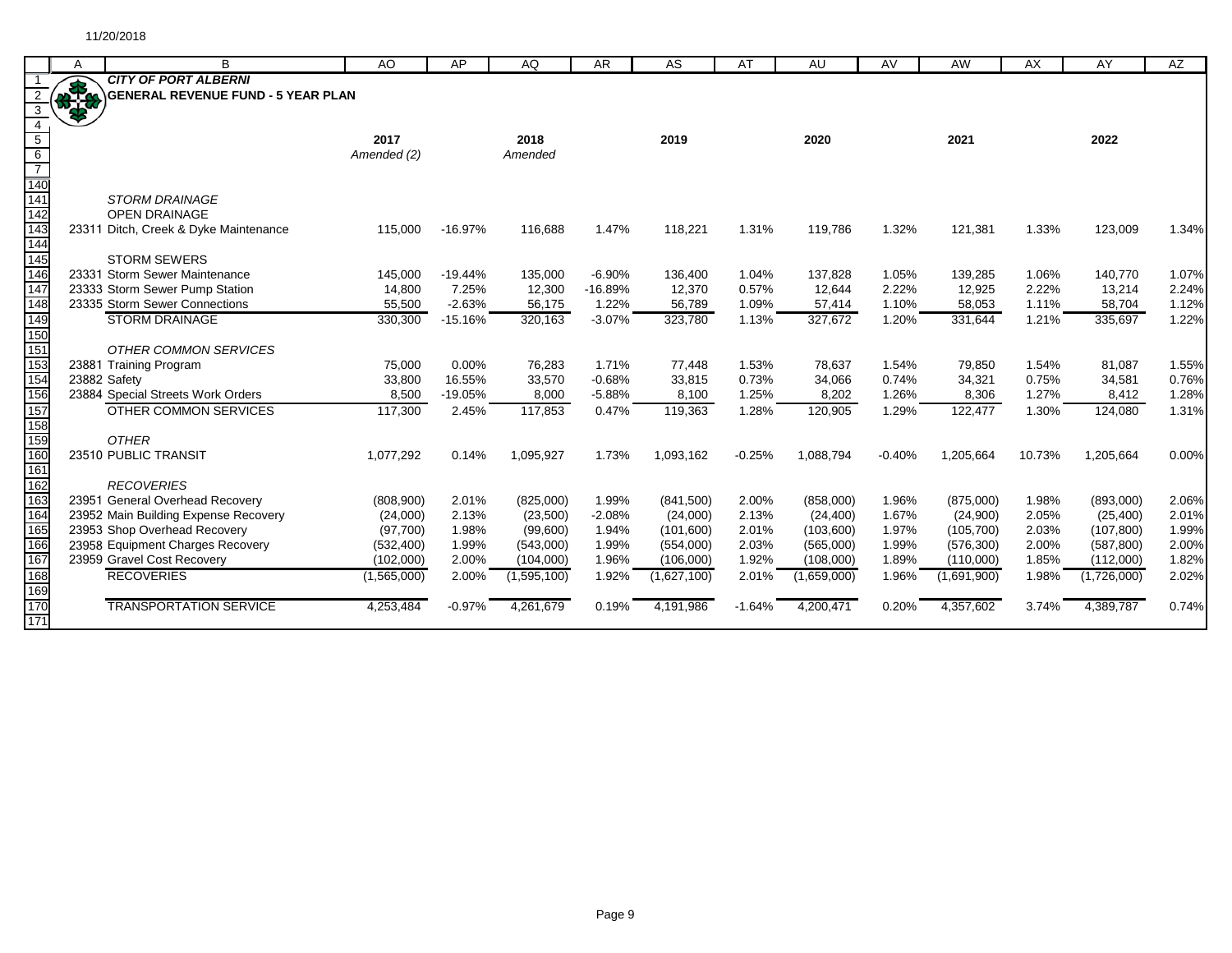11/20/2018

## CITY OF PORT ALBERNI

## GENERAL REVENUE FUND - 5 YEAR PLAN

| | | 2017 Amended (2) | | 2018 Amended | | 2019 | | 2020 | | 2021 | | 2022 | |
|---|---|---|---|---|---|---|---|---|---|---|---|---|---|
| | ***STORM DRAINAGE*** | | | | | | | | | | | | |
| | OPEN DRAINAGE | | | | | | | | | | | | |
| 23311 | Ditch, Creek & Dyke Maintenance | 115,000 | -16.97% | 116,688 | 1.47% | 118,221 | 1.31% | 119,786 | 1.32% | 121,381 | 1.33% | 123,009 | 1.34% |
| | STORM SEWERS | | | | | | | | | | | | |
| 23331 | Storm Sewer Maintenance | 145,000 | -19.44% | 135,000 | -6.90% | 136,400 | 1.04% | 137,828 | 1.05% | 139,285 | 1.06% | 140,770 | 1.07% |
| 23333 | Storm Sewer Pump Station | 14,800 | 7.25% | 12,300 | -16.89% | 12,370 | 0.57% | 12,644 | 2.22% | 12,925 | 2.22% | 13,214 | 2.24% |
| 23335 | Storm Sewer Connections | 55,500 | -2.63% | 56,175 | 1.22% | 56,789 | 1.09% | 57,414 | 1.10% | 58,053 | 1.11% | 58,704 | 1.12% |
| | STORM DRAINAGE | 330,300 | -15.16% | 320,163 | -3.07% | 323,780 | 1.13% | 327,672 | 1.20% | 331,644 | 1.21% | 335,697 | 1.22% |
| | ***OTHER COMMON SERVICES*** | | | | | | | | | | | | |
| 23881 | Training Program | 75,000 | 0.00% | 76,283 | 1.71% | 77,448 | 1.53% | 78,637 | 1.54% | 79,850 | 1.54% | 81,087 | 1.55% |
| 23882 | Safety | 33,800 | 16.55% | 33,570 | -0.68% | 33,815 | 0.73% | 34,066 | 0.74% | 34,321 | 0.75% | 34,581 | 0.76% |
| 23884 | Special Streets Work Orders | 8,500 | -19.05% | 8,000 | -5.88% | 8,100 | 1.25% | 8,202 | 1.26% | 8,306 | 1.27% | 8,412 | 1.28% |
| | OTHER COMMON SERVICES | 117,300 | 2.45% | 117,853 | 0.47% | 119,363 | 1.28% | 120,905 | 1.29% | 122,477 | 1.30% | 124,080 | 1.31% |
| | ***OTHER*** | | | | | | | | | | | | |
| 23510 | PUBLIC TRANSIT | 1,077,292 | 0.14% | 1,095,927 | 1.73% | 1,093,162 | -0.25% | 1,088,794 | -0.40% | 1,205,664 | 10.73% | 1,205,664 | 0.00% |
| | ***RECOVERIES*** | | | | | | | | | | | | |
| 23951 | General Overhead Recovery | (808,900) | 2.01% | (825,000) | 1.99% | (841,500) | 2.00% | (858,000) | 1.96% | (875,000) | 1.98% | (893,000) | 2.06% |
| 23952 | Main Building Expense Recovery | (24,000) | 2.13% | (23,500) | -2.08% | (24,000) | 2.13% | (24,400) | 1.67% | (24,900) | 2.05% | (25,400) | 2.01% |
| 23953 | Shop Overhead Recovery | (97,700) | 1.98% | (99,600) | 1.94% | (101,600) | 2.01% | (103,600) | 1.97% | (105,700) | 2.03% | (107,800) | 1.99% |
| 23958 | Equipment Charges Recovery | (532,400) | 1.99% | (543,000) | 1.99% | (554,000) | 2.03% | (565,000) | 1.99% | (576,300) | 2.00% | (587,800) | 2.00% |
| 23959 | Gravel Cost Recovery | (102,000) | 2.00% | (104,000) | 1.96% | (106,000) | 1.92% | (108,000) | 1.89% | (110,000) | 1.85% | (112,000) | 1.82% |
| | RECOVERIES | (1,565,000) | 2.00% | (1,595,100) | 1.92% | (1,627,100) | 2.01% | (1,659,000) | 1.96% | (1,691,900) | 1.98% | (1,726,000) | 2.02% |
| | TRANSPORTATION SERVICE | 4,253,484 | -0.97% | 4,261,679 | 0.19% | 4,191,986 | -1.64% | 4,200,471 | 0.20% | 4,357,602 | 3.74% | 4,389,787 | 0.74% |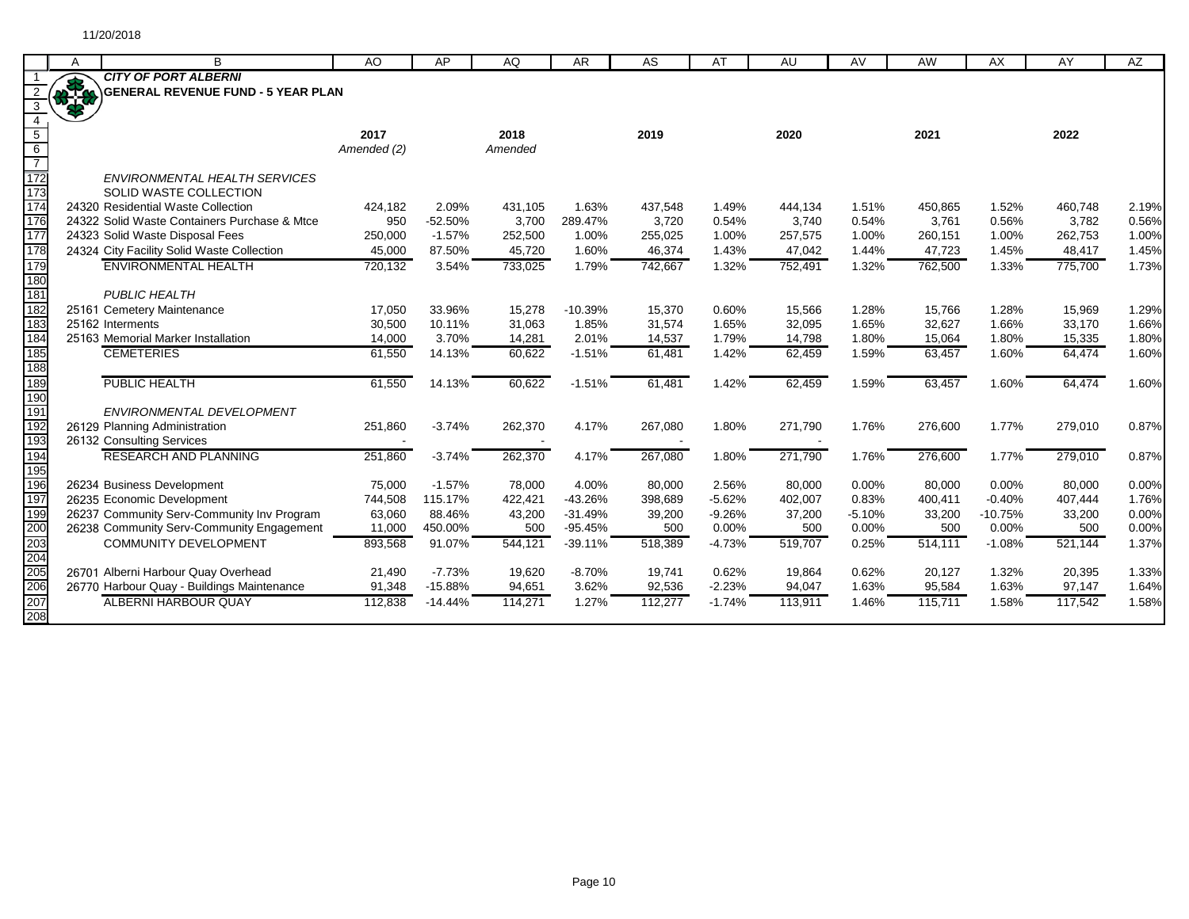11/20/2018

**CITY OF PORT ALBERNI**
**GENERAL REVENUE FUND - 5 YEAR PLAN**

| | | 2017 Amended (2) | | 2018 Amended | | 2019 | | 2020 | | 2021 | | 2022 | |
|---|---|---|---|---|---|---|---|---|---|---|---|---|---|
| | *ENVIRONMENTAL HEALTH SERVICES* | | | | | | | | | | | | |
| | SOLID WASTE COLLECTION | | | | | | | | | | | | |
| 24320 | Residential Waste Collection | 424,182 | 2.09% | 431,105 | 1.63% | 437,548 | 1.49% | 444,134 | 1.51% | 450,865 | 1.52% | 460,748 | 2.19% |
| 24322 | Solid Waste Containers Purchase & Mtce | 950 | -52.50% | 3,700 | 289.47% | 3,720 | 0.54% | 3,740 | 0.54% | 3,761 | 0.56% | 3,782 | 0.56% |
| 24323 | Solid Waste Disposal Fees | 250,000 | -1.57% | 252,500 | 1.00% | 255,025 | 1.00% | 257,575 | 1.00% | 260,151 | 1.00% | 262,753 | 1.00% |
| 24324 | City Facility Solid Waste Collection | 45,000 | 87.50% | 45,720 | 1.60% | 46,374 | 1.43% | 47,042 | 1.44% | 47,723 | 1.45% | 48,417 | 1.45% |
| | ENVIRONMENTAL HEALTH | 720,132 | 3.54% | 733,025 | 1.79% | 742,667 | 1.32% | 752,491 | 1.32% | 762,500 | 1.33% | 775,700 | 1.73% |
| | *PUBLIC HEALTH* | | | | | | | | | | | | |
| 25161 | Cemetery Maintenance | 17,050 | 33.96% | 15,278 | -10.39% | 15,370 | 0.60% | 15,566 | 1.28% | 15,766 | 1.28% | 15,969 | 1.29% |
| 25162 | Interments | 30,500 | 10.11% | 31,063 | 1.85% | 31,574 | 1.65% | 32,095 | 1.65% | 32,627 | 1.66% | 33,170 | 1.66% |
| 25163 | Memorial Marker Installation | 14,000 | 3.70% | 14,281 | 2.01% | 14,537 | 1.79% | 14,798 | 1.80% | 15,064 | 1.80% | 15,335 | 1.80% |
| | CEMETERIES | 61,550 | 14.13% | 60,622 | -1.51% | 61,481 | 1.42% | 62,459 | 1.59% | 63,457 | 1.60% | 64,474 | 1.60% |
| | PUBLIC HEALTH | 61,550 | 14.13% | 60,622 | -1.51% | 61,481 | 1.42% | 62,459 | 1.59% | 63,457 | 1.60% | 64,474 | 1.60% |
| | *ENVIRONMENTAL DEVELOPMENT* | | | | | | | | | | | | |
| 26129 | Planning Administration | 251,860 | -3.74% | 262,370 | 4.17% | 267,080 | 1.80% | 271,790 | 1.76% | 276,600 | 1.77% | 279,010 | 0.87% |
| 26132 | Consulting Services | - | | - | | - | | - | | | | | |
| | RESEARCH AND PLANNING | 251,860 | -3.74% | 262,370 | 4.17% | 267,080 | 1.80% | 271,790 | 1.76% | 276,600 | 1.77% | 279,010 | 0.87% |
| 26234 | Business Development | 75,000 | -1.57% | 78,000 | 4.00% | 80,000 | 2.56% | 80,000 | 0.00% | 80,000 | 0.00% | 80,000 | 0.00% |
| 26235 | Economic Development | 744,508 | 115.17% | 422,421 | -43.26% | 398,689 | -5.62% | 402,007 | 0.83% | 400,411 | -0.40% | 407,444 | 1.76% |
| 26237 | Community Serv-Community Inv Program | 63,060 | 88.46% | 43,200 | -31.49% | 39,200 | -9.26% | 37,200 | -5.10% | 33,200 | -10.75% | 33,200 | 0.00% |
| 26238 | Community Serv-Community Engagement | 11,000 | 450.00% | 500 | -95.45% | 500 | 0.00% | 500 | 0.00% | 500 | 0.00% | 500 | 0.00% |
| | COMMUNITY DEVELOPMENT | 893,568 | 91.07% | 544,121 | -39.11% | 518,389 | -4.73% | 519,707 | 0.25% | 514,111 | -1.08% | 521,144 | 1.37% |
| 26701 | Alberni Harbour Quay Overhead | 21,490 | -7.73% | 19,620 | -8.70% | 19,741 | 0.62% | 19,864 | 0.62% | 20,127 | 1.32% | 20,395 | 1.33% |
| 26770 | Harbour Quay - Buildings Maintenance | 91,348 | -15.88% | 94,651 | 3.62% | 92,536 | -2.23% | 94,047 | 1.63% | 95,584 | 1.63% | 97,147 | 1.64% |
| | ALBERNI HARBOUR QUAY | 112,838 | -14.44% | 114,271 | 1.27% | 112,277 | -1.74% | 113,911 | 1.46% | 115,711 | 1.58% | 117,542 | 1.58% |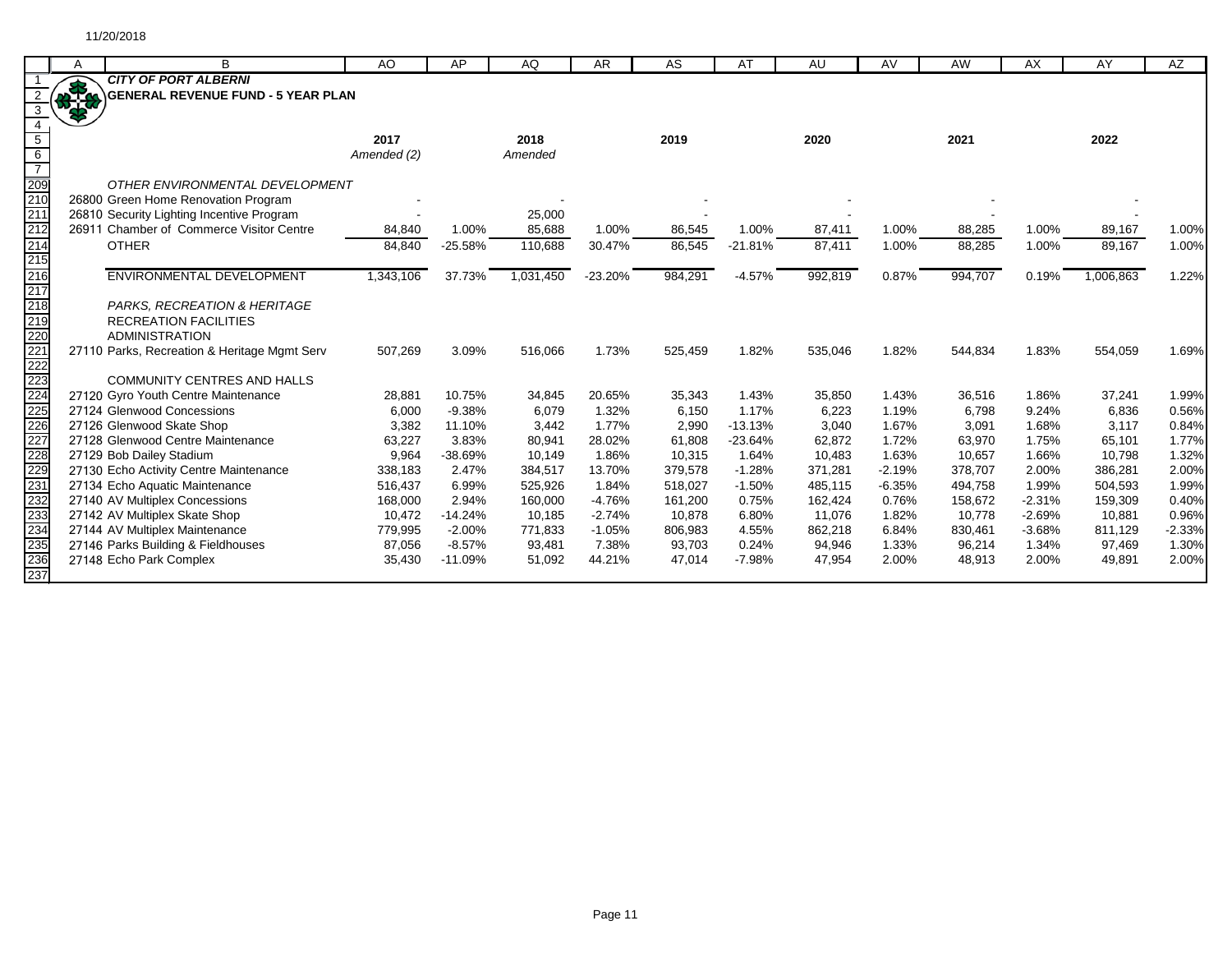11/20/2018

# CITY OF PORT ALBERNI
## GENERAL REVENUE FUND - 5 YEAR PLAN

| Row | | 2017 Amended (2) | | 2018 Amended | | 2019 | | 2020 | | 2021 | | 2022 | |
|---|---|---|---|---|---|---|---|---|---|---|---|---|---|
| 209 | *OTHER ENVIRONMENTAL DEVELOPMENT* | | | | | | | | | | | | |
| 210 | 26800 Green Home Renovation Program | - | | - | | - | | - | | - | | - | |
| 211 | 26810 Security Lighting Incentive Program | - | | 25,000 | | - | | - | | - | | - | |
| 212 | 26911 Chamber of Commerce Visitor Centre | 84,840 | 1.00% | 85,688 | 1.00% | 86,545 | 1.00% | 87,411 | 1.00% | 88,285 | 1.00% | 89,167 | 1.00% |
| 214 | OTHER | 84,840 | -25.58% | 110,688 | 30.47% | 86,545 | -21.81% | 87,411 | 1.00% | 88,285 | 1.00% | 89,167 | 1.00% |
| 216 | ENVIRONMENTAL DEVELOPMENT | 1,343,106 | 37.73% | 1,031,450 | -23.20% | 984,291 | -4.57% | 992,819 | 0.87% | 994,707 | 0.19% | 1,006,863 | 1.22% |
| 218 | *PARKS, RECREATION & HERITAGE* | | | | | | | | | | | | |
| 219 | RECREATION FACILITIES | | | | | | | | | | | | |
| 220 | ADMINISTRATION | | | | | | | | | | | | |
| 221 | 27110 Parks, Recreation & Heritage Mgmt Serv | 507,269 | 3.09% | 516,066 | 1.73% | 525,459 | 1.82% | 535,046 | 1.82% | 544,834 | 1.83% | 554,059 | 1.69% |
| 223 | COMMUNITY CENTRES AND HALLS | | | | | | | | | | | | |
| 224 | 27120 Gyro Youth Centre Maintenance | 28,881 | 10.75% | 34,845 | 20.65% | 35,343 | 1.43% | 35,850 | 1.43% | 36,516 | 1.86% | 37,241 | 1.99% |
| 225 | 27124 Glenwood Concessions | 6,000 | -9.38% | 6,079 | 1.32% | 6,150 | 1.17% | 6,223 | 1.19% | 6,798 | 9.24% | 6,836 | 0.56% |
| 226 | 27126 Glenwood Skate Shop | 3,382 | 11.10% | 3,442 | 1.77% | 2,990 | -13.13% | 3,040 | 1.67% | 3,091 | 1.68% | 3,117 | 0.84% |
| 227 | 27128 Glenwood Centre Maintenance | 63,227 | 3.83% | 80,941 | 28.02% | 61,808 | -23.64% | 62,872 | 1.72% | 63,970 | 1.75% | 65,101 | 1.77% |
| 228 | 27129 Bob Dailey Stadium | 9,964 | -38.69% | 10,149 | 1.86% | 10,315 | 1.64% | 10,483 | 1.63% | 10,657 | 1.66% | 10,798 | 1.32% |
| 229 | 27130 Echo Activity Centre Maintenance | 338,183 | 2.47% | 384,517 | 13.70% | 379,578 | -1.28% | 371,281 | -2.19% | 378,707 | 2.00% | 386,281 | 2.00% |
| 231 | 27134 Echo Aquatic Maintenance | 516,437 | 6.99% | 525,926 | 1.84% | 518,027 | -1.50% | 485,115 | -6.35% | 494,758 | 1.99% | 504,593 | 1.99% |
| 232 | 27140 AV Multiplex Concessions | 168,000 | 2.94% | 160,000 | -4.76% | 161,200 | 0.75% | 162,424 | 0.76% | 158,672 | -2.31% | 159,309 | 0.40% |
| 233 | 27142 AV Multiplex Skate Shop | 10,472 | -14.24% | 10,185 | -2.74% | 10,878 | 6.80% | 11,076 | 1.82% | 10,778 | -2.69% | 10,881 | 0.96% |
| 234 | 27144 AV Multiplex Maintenance | 779,995 | -2.00% | 771,833 | -1.05% | 806,983 | 4.55% | 862,218 | 6.84% | 830,461 | -3.68% | 811,129 | -2.33% |
| 235 | 27146 Parks Building & Fieldhouses | 87,056 | -8.57% | 93,481 | 7.38% | 93,703 | 0.24% | 94,946 | 1.33% | 96,214 | 1.34% | 97,469 | 1.30% |
| 236 | 27148 Echo Park Complex | 35,430 | -11.09% | 51,092 | 44.21% | 47,014 | -7.98% | 47,954 | 2.00% | 48,913 | 2.00% | 49,891 | 2.00% |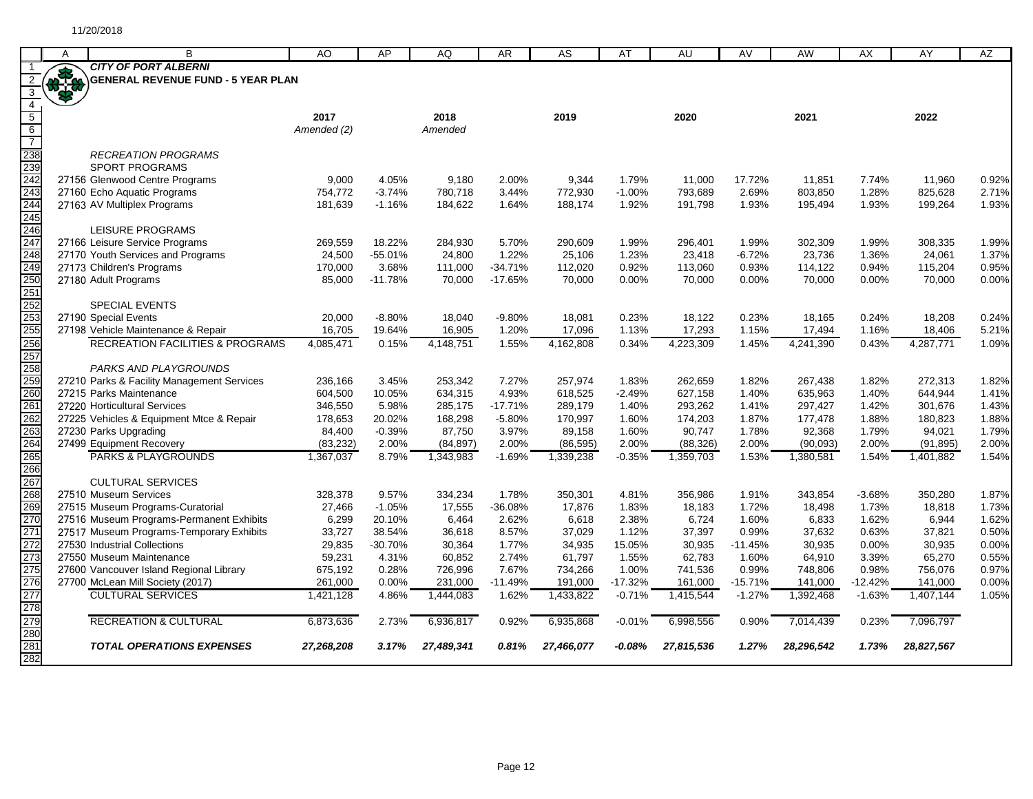11/20/2018

**CITY OF PORT ALBERNI**

**GENERAL REVENUE FUND - 5 YEAR PLAN**

| | 2017 | | 2018 | | 2019 | | 2020 | | 2021 | | 2022 | |
|---|---|---|---|---|---|---|---|---|---|---|---|---|
| | *Amended (2)* | | *Amended* | | | | | | | | | |
| ***RECREATION PROGRAMS*** | | | | | | | | | | | | |
| SPORT PROGRAMS | | | | | | | | | | | | |
| 27156 Glenwood Centre Programs | 9,000 | 4.05% | 9,180 | 2.00% | 9,344 | 1.79% | 11,000 | 17.72% | 11,851 | 7.74% | 11,960 | 0.92% |
| 27160 Echo Aquatic Programs | 754,772 | -3.74% | 780,718 | 3.44% | 772,930 | -1.00% | 793,689 | 2.69% | 803,850 | 1.28% | 825,628 | 2.71% |
| 27163 AV Multiplex Programs | 181,639 | -1.16% | 184,622 | 1.64% | 188,174 | 1.92% | 191,798 | 1.93% | 195,494 | 1.93% | 199,264 | 1.93% |
| LEISURE PROGRAMS | | | | | | | | | | | | |
| 27166 Leisure Service Programs | 269,559 | 18.22% | 284,930 | 5.70% | 290,609 | 1.99% | 296,401 | 1.99% | 302,309 | 1.99% | 308,335 | 1.99% |
| 27170 Youth Services and Programs | 24,500 | -55.01% | 24,800 | 1.22% | 25,106 | 1.23% | 23,418 | -6.72% | 23,736 | 1.36% | 24,061 | 1.37% |
| 27173 Children's Programs | 170,000 | 3.68% | 111,000 | -34.71% | 112,020 | 0.92% | 113,060 | 0.93% | 114,122 | 0.94% | 115,204 | 0.95% |
| 27180 Adult Programs | 85,000 | -11.78% | 70,000 | -17.65% | 70,000 | 0.00% | 70,000 | 0.00% | 70,000 | 0.00% | 70,000 | 0.00% |
| SPECIAL EVENTS | | | | | | | | | | | | |
| 27190 Special Events | 20,000 | -8.80% | 18,040 | -9.80% | 18,081 | 0.23% | 18,122 | 0.23% | 18,165 | 0.24% | 18,208 | 0.24% |
| 27198 Vehicle Maintenance & Repair | 16,705 | 19.64% | 16,905 | 1.20% | 17,096 | 1.13% | 17,293 | 1.15% | 17,494 | 1.16% | 18,406 | 5.21% |
| RECREATION FACILITIES & PROGRAMS | 4,085,471 | 0.15% | 4,148,751 | 1.55% | 4,162,808 | 0.34% | 4,223,309 | 1.45% | 4,241,390 | 0.43% | 4,287,771 | 1.09% |
| ***PARKS AND PLAYGROUNDS*** | | | | | | | | | | | | |
| 27210 Parks & Facility Management Services | 236,166 | 3.45% | 253,342 | 7.27% | 257,974 | 1.83% | 262,659 | 1.82% | 267,438 | 1.82% | 272,313 | 1.82% |
| 27215 Parks Maintenance | 604,500 | 10.05% | 634,315 | 4.93% | 618,525 | -2.49% | 627,158 | 1.40% | 635,963 | 1.40% | 644,944 | 1.41% |
| 27220 Horticultural Services | 346,550 | 5.98% | 285,175 | -17.71% | 289,179 | 1.40% | 293,262 | 1.41% | 297,427 | 1.42% | 301,676 | 1.43% |
| 27225 Vehicles & Equipment Mtce & Repair | 178,653 | 20.02% | 168,298 | -5.80% | 170,997 | 1.60% | 174,203 | 1.87% | 177,478 | 1.88% | 180,823 | 1.88% |
| 27230 Parks Upgrading | 84,400 | -0.39% | 87,750 | 3.97% | 89,158 | 1.60% | 90,747 | 1.78% | 92,368 | 1.79% | 94,021 | 1.79% |
| 27499 Equipment Recovery | (83,232) | 2.00% | (84,897) | 2.00% | (86,595) | 2.00% | (88,326) | 2.00% | (90,093) | 2.00% | (91,895) | 2.00% |
| PARKS & PLAYGROUNDS | 1,367,037 | 8.79% | 1,343,983 | -1.69% | 1,339,238 | -0.35% | 1,359,703 | 1.53% | 1,380,581 | 1.54% | 1,401,882 | 1.54% |
| CULTURAL SERVICES | | | | | | | | | | | | |
| 27510 Museum Services | 328,378 | 9.57% | 334,234 | 1.78% | 350,301 | 4.81% | 356,986 | 1.91% | 343,854 | -3.68% | 350,280 | 1.87% |
| 27515 Museum Programs-Curatorial | 27,466 | -1.05% | 17,555 | -36.08% | 17,876 | 1.83% | 18,183 | 1.72% | 18,498 | 1.73% | 18,818 | 1.73% |
| 27516 Museum Programs-Permanent Exhibits | 6,299 | 20.10% | 6,464 | 2.62% | 6,618 | 2.38% | 6,724 | 1.60% | 6,833 | 1.62% | 6,944 | 1.62% |
| 27517 Museum Programs-Temporary Exhibits | 33,727 | 38.54% | 36,618 | 8.57% | 37,029 | 1.12% | 37,397 | 0.99% | 37,632 | 0.63% | 37,821 | 0.50% |
| 27530 Industrial Collections | 29,835 | -30.70% | 30,364 | 1.77% | 34,935 | 15.05% | 30,935 | -11.45% | 30,935 | 0.00% | 30,935 | 0.00% |
| 27550 Museum Maintenance | 59,231 | 4.31% | 60,852 | 2.74% | 61,797 | 1.55% | 62,783 | 1.60% | 64,910 | 3.39% | 65,270 | 0.55% |
| 27600 Vancouver Island Regional Library | 675,192 | 0.28% | 726,996 | 7.67% | 734,266 | 1.00% | 741,536 | 0.99% | 748,806 | 0.98% | 756,076 | 0.97% |
| 27700 McLean Mill Society (2017) | 261,000 | 0.00% | 231,000 | -11.49% | 191,000 | -17.32% | 161,000 | -15.71% | 141,000 | -12.42% | 141,000 | 0.00% |
| CULTURAL SERVICES | 1,421,128 | 4.86% | 1,444,083 | 1.62% | 1,433,822 | -0.71% | 1,415,544 | -1.27% | 1,392,468 | -1.63% | 1,407,144 | 1.05% |
| RECREATION & CULTURAL | 6,873,636 | 2.73% | 6,936,817 | 0.92% | 6,935,868 | -0.01% | 6,998,556 | 0.90% | 7,014,439 | 0.23% | 7,096,797 | |
| ***TOTAL OPERATIONS EXPENSES*** | ***27,268,208*** | ***3.17%*** | ***27,489,341*** | ***0.81%*** | ***27,466,077*** | ***-0.08%*** | ***27,815,536*** | ***1.27%*** | ***28,296,542*** | ***1.73%*** | ***28,827,567*** | |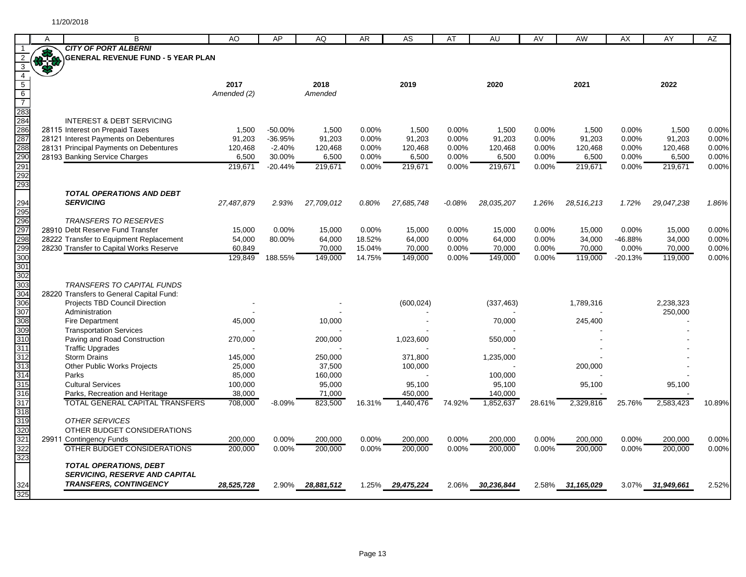11/20/2018

# CITY OF PORT ALBERNI

## GENERAL REVENUE FUND - 5 YEAR PLAN

| | 2017 *Amended (2)* | | 2018 *Amended* | | 2019 | | 2020 | | 2021 | | 2022 | |
|---|---|---|---|---|---|---|---|---|---|---|---|---|
| INTEREST & DEBT SERVICING | | | | | | | | | | | | |
| 28115 Interest on Prepaid Taxes | 1,500 | -50.00% | 1,500 | 0.00% | 1,500 | 0.00% | 1,500 | 0.00% | 1,500 | 0.00% | 1,500 | 0.00% |
| 28121 Interest Payments on Debentures | 91,203 | -36.95% | 91,203 | 0.00% | 91,203 | 0.00% | 91,203 | 0.00% | 91,203 | 0.00% | 91,203 | 0.00% |
| 28131 Principal Payments on Debentures | 120,468 | -2.40% | 120,468 | 0.00% | 120,468 | 0.00% | 120,468 | 0.00% | 120,468 | 0.00% | 120,468 | 0.00% |
| 28193 Banking Service Charges | 6,500 | 30.00% | 6,500 | 0.00% | 6,500 | 0.00% | 6,500 | 0.00% | 6,500 | 0.00% | 6,500 | 0.00% |
| | 219,671 | -20.44% | 219,671 | 0.00% | 219,671 | 0.00% | 219,671 | 0.00% | 219,671 | 0.00% | 219,671 | 0.00% |
| ***TOTAL OPERATIONS AND DEBT SERVICING*** | *27,487,879* | *2.93%* | *27,709,012* | *0.80%* | *27,685,748* | *-0.08%* | *28,035,207* | *1.26%* | *28,516,213* | *1.72%* | *29,047,238* | *1.86%* |
| *TRANSFERS TO RESERVES* | | | | | | | | | | | | |
| 28910 Debt Reserve Fund Transfer | 15,000 | 0.00% | 15,000 | 0.00% | 15,000 | 0.00% | 15,000 | 0.00% | 15,000 | 0.00% | 15,000 | 0.00% |
| 28222 Transfer to Equipment Replacement | 54,000 | 80.00% | 64,000 | 18.52% | 64,000 | 0.00% | 64,000 | 0.00% | 34,000 | -46.88% | 34,000 | 0.00% |
| 28230 Transfer to Capital Works Reserve | 60,849 | | 70,000 | 15.04% | 70,000 | 0.00% | 70,000 | 0.00% | 70,000 | 0.00% | 70,000 | 0.00% |
| | 129,849 | 188.55% | 149,000 | 14.75% | 149,000 | 0.00% | 149,000 | 0.00% | 119,000 | -20.13% | 119,000 | 0.00% |
| *TRANSFERS TO CAPITAL FUNDS* | | | | | | | | | | | | |
| 28220 Transfers to General Capital Fund: | | | | | | | | | | | | |
| Projects TBD Council Direction | - | | - | | (600,024) | | (337,463) | | 1,789,316 | | 2,238,323 | |
| Administration | - | | - | | - | | - | | - | | 250,000 | |
| Fire Department | 45,000 | | 10,000 | | - | | 70,000 | | 245,400 | | - | |
| Transportation Services | - | | - | | - | | - | | - | | - | |
| Paving and Road Construction | 270,000 | | 200,000 | | 1,023,600 | | 550,000 | | - | | - | |
| Traffic Upgrades | - | | - | | - | | - | | - | | - | |
| Storm Drains | 145,000 | | 250,000 | | 371,800 | | 1,235,000 | | - | | - | |
| Other Public Works Projects | 25,000 | | 37,500 | | 100,000 | | - | | 200,000 | | - | |
| Parks | 85,000 | | 160,000 | | - | | 100,000 | | - | | - | |
| Cultural Services | 100,000 | | 95,000 | | 95,100 | | 95,100 | | 95,100 | | 95,100 | |
| Parks, Recreation and Heritage | 38,000 | | 71,000 | | 450,000 | | 140,000 | | - | | - | |
| TOTAL GENERAL CAPITAL TRANSFERS | 708,000 | -8.09% | 823,500 | 16.31% | 1,440,476 | 74.92% | 1,852,637 | 28.61% | 2,329,816 | 25.76% | 2,583,423 | 10.89% |
| *OTHER SERVICES* | | | | | | | | | | | | |
| OTHER BUDGET CONSIDERATIONS | | | | | | | | | | | | |
| 29911 Contingency Funds | 200,000 | 0.00% | 200,000 | 0.00% | 200,000 | 0.00% | 200,000 | 0.00% | 200,000 | 0.00% | 200,000 | 0.00% |
| OTHER BUDGET CONSIDERATIONS | 200,000 | 0.00% | 200,000 | 0.00% | 200,000 | 0.00% | 200,000 | 0.00% | 200,000 | 0.00% | 200,000 | 0.00% |
| ***TOTAL OPERATIONS, DEBT SERVICING, RESERVE AND CAPITAL TRANSFERS, CONTINGENCY*** | ***28,525,728*** | 2.90% | ***28,881,512*** | 1.25% | ***29,475,224*** | 2.06% | ***30,236,844*** | 2.58% | ***31,165,029*** | 3.07% | ***31,949,661*** | 2.52% |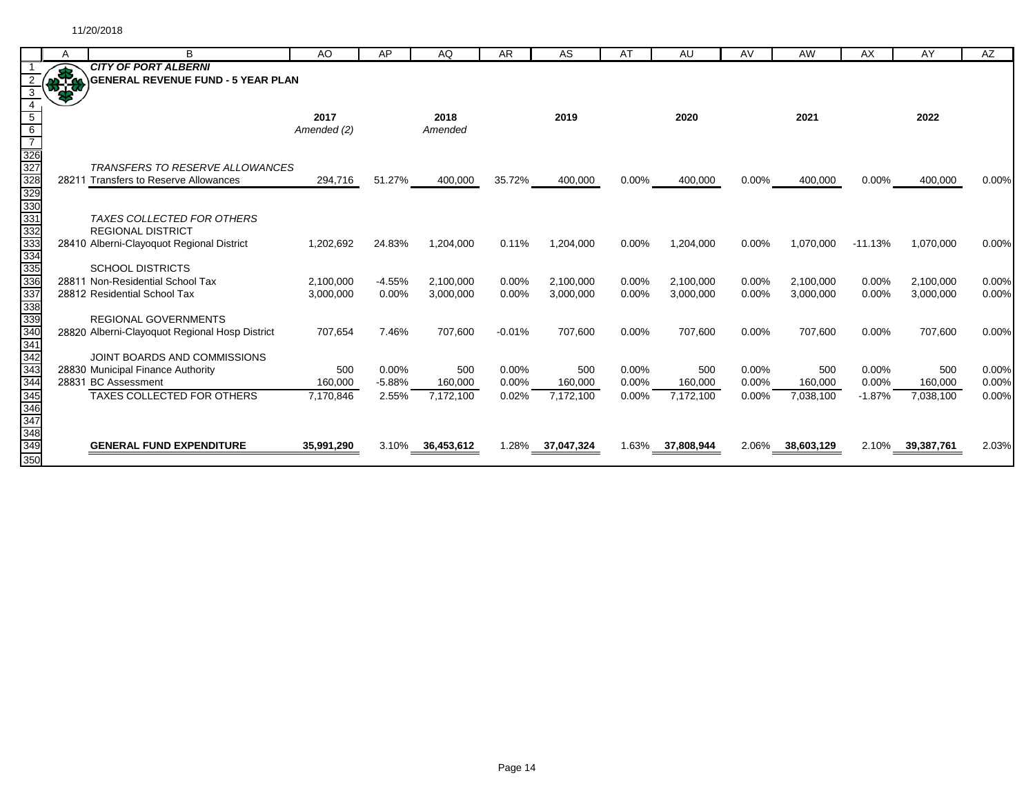# CITY OF PORT ALBERNI

## GENERAL REVENUE FUND - 5 YEAR PLAN

| | | 2017 Amended (2) | | 2018 Amended | | 2019 | | 2020 | | 2021 | | 2022 | |
|---|---|---|---|---|---|---|---|---|---|---|---|---|---|
| | *TRANSFERS TO RESERVE ALLOWANCES* | | | | | | | | | | | | |
| 28211 | Transfers to Reserve Allowances | 294,716 | 51.27% | 400,000 | 35.72% | 400,000 | 0.00% | 400,000 | 0.00% | 400,000 | 0.00% | 400,000 | 0.00% |
| | *TAXES COLLECTED FOR OTHERS* | | | | | | | | | | | | |
| | REGIONAL DISTRICT | | | | | | | | | | | | |
| 28410 | Alberni-Clayoquot Regional District | 1,202,692 | 24.83% | 1,204,000 | 0.11% | 1,204,000 | 0.00% | 1,204,000 | 0.00% | 1,070,000 | -11.13% | 1,070,000 | 0.00% |
| | SCHOOL DISTRICTS | | | | | | | | | | | | |
| 28811 | Non-Residential School Tax | 2,100,000 | -4.55% | 2,100,000 | 0.00% | 2,100,000 | 0.00% | 2,100,000 | 0.00% | 2,100,000 | 0.00% | 2,100,000 | 0.00% |
| 28812 | Residential School Tax | 3,000,000 | 0.00% | 3,000,000 | 0.00% | 3,000,000 | 0.00% | 3,000,000 | 0.00% | 3,000,000 | 0.00% | 3,000,000 | 0.00% |
| | REGIONAL GOVERNMENTS | | | | | | | | | | | | |
| 28820 | Alberni-Clayoquot Regional Hosp District | 707,654 | 7.46% | 707,600 | -0.01% | 707,600 | 0.00% | 707,600 | 0.00% | 707,600 | 0.00% | 707,600 | 0.00% |
| | JOINT BOARDS AND COMMISSIONS | | | | | | | | | | | | |
| 28830 | Municipal Finance Authority | 500 | 0.00% | 500 | 0.00% | 500 | 0.00% | 500 | 0.00% | 500 | 0.00% | 500 | 0.00% |
| 28831 | BC Assessment | 160,000 | -5.88% | 160,000 | 0.00% | 160,000 | 0.00% | 160,000 | 0.00% | 160,000 | 0.00% | 160,000 | 0.00% |
| | TAXES COLLECTED FOR OTHERS | 7,170,846 | 2.55% | 7,172,100 | 0.02% | 7,172,100 | 0.00% | 7,172,100 | 0.00% | 7,038,100 | -1.87% | 7,038,100 | 0.00% |
| | **GENERAL FUND EXPENDITURE** | **35,991,290** | 3.10% | **36,453,612** | 1.28% | **37,047,324** | 1.63% | **37,808,944** | 2.06% | **38,603,129** | 2.10% | **39,387,761** | 2.03% |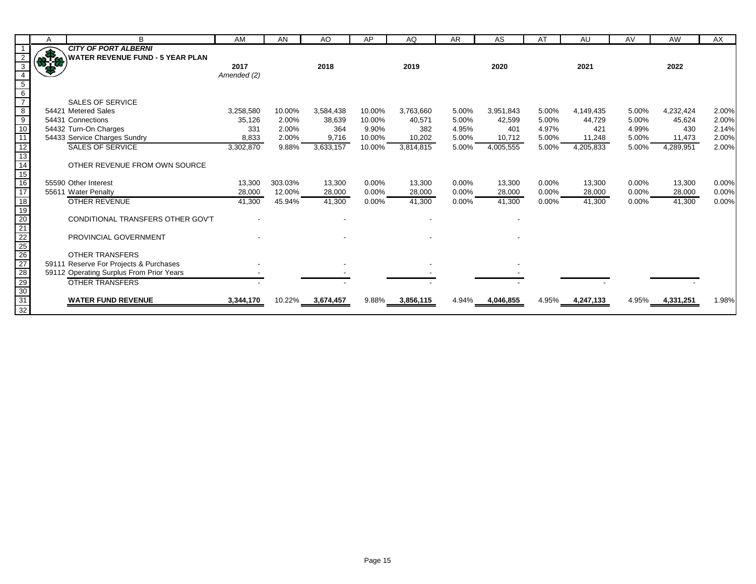**CITY OF PORT ALBERNI**

**WATER REVENUE FUND - 5 YEAR PLAN**

| | 2017 Amended (2) | | 2018 | | 2019 | | 2020 | | 2021 | | 2022 | |
|---|---|---|---|---|---|---|---|---|---|---|---|---|
| SALES OF SERVICE | | | | | | | | | | | | |
| 54421 Metered Sales | 3,258,580 | 10.00% | 3,584,438 | 10.00% | 3,763,660 | 5.00% | 3,951,843 | 5.00% | 4,149,435 | 5.00% | 4,232,424 | 2.00% |
| 54431 Connections | 35,126 | 2.00% | 38,639 | 10.00% | 40,571 | 5.00% | 42,599 | 5.00% | 44,729 | 5.00% | 45,624 | 2.00% |
| 54432 Turn-On Charges | 331 | 2.00% | 364 | 9.90% | 382 | 4.95% | 401 | 4.97% | 421 | 4.99% | 430 | 2.14% |
| 54433 Service Charges Sundry | 8,833 | 2.00% | 9,716 | 10.00% | 10,202 | 5.00% | 10,712 | 5.00% | 11,248 | 5.00% | 11,473 | 2.00% |
| SALES OF SERVICE | 3,302,870 | 9.88% | 3,633,157 | 10.00% | 3,814,815 | 5.00% | 4,005,555 | 5.00% | 4,205,833 | 5.00% | 4,289,951 | 2.00% |
| OTHER REVENUE FROM OWN SOURCE | | | | | | | | | | | | |
| 55590 Other Interest | 13,300 | 303.03% | 13,300 | 0.00% | 13,300 | 0.00% | 13,300 | 0.00% | 13,300 | 0.00% | 13,300 | 0.00% |
| 55611 Water Penalty | 28,000 | 12.00% | 28,000 | 0.00% | 28,000 | 0.00% | 28,000 | 0.00% | 28,000 | 0.00% | 28,000 | 0.00% |
| OTHER REVENUE | 41,300 | 45.94% | 41,300 | 0.00% | 41,300 | 0.00% | 41,300 | 0.00% | 41,300 | 0.00% | 41,300 | 0.00% |
| CONDITIONAL TRANSFERS OTHER GOV'T | - | | - | | - | | - | | | | | |
| PROVINCIAL GOVERNMENT | - | | - | | - | | - | | | | | |
| OTHER TRANSFERS | | | | | | | | | | | | |
| 59111 Reserve For Projects & Purchases | - | | - | | - | | - | | | | | |
| 59112 Operating Surplus From Prior Years | - | | - | | - | | - | | | | | |
| OTHER TRANSFERS | - | | - | | - | | - | | - | | - | |
| **WATER FUND REVENUE** | **3,344,170** | 10.22% | **3,674,457** | 9.88% | **3,856,115** | 4.94% | **4,046,855** | 4.95% | **4,247,133** | 4.95% | **4,331,251** | 1.98% |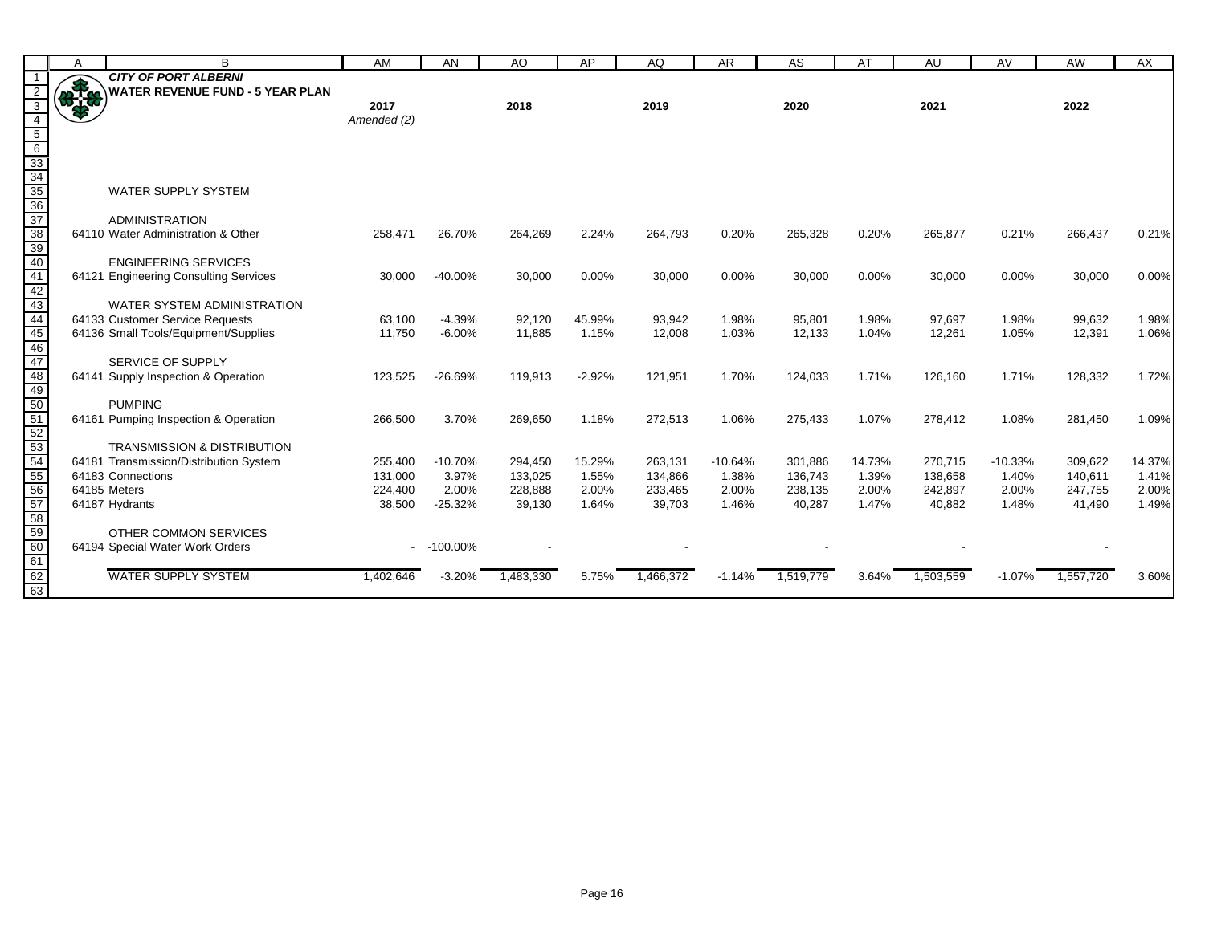**CITY OF PORT ALBERNI**
**WATER REVENUE FUND - 5 YEAR PLAN**

| | 2017 Amended (2) | | 2018 | | 2019 | | 2020 | | 2021 | | 2022 | |
|---|---|---|---|---|---|---|---|---|---|---|---|---|
| **WATER SUPPLY SYSTEM** | | | | | | | | | | | | |
| ADMINISTRATION | | | | | | | | | | | | |
| 64110 Water Administration & Other | 258,471 | 26.70% | 264,269 | 2.24% | 264,793 | 0.20% | 265,328 | 0.20% | 265,877 | 0.21% | 266,437 | 0.21% |
| ENGINEERING SERVICES | | | | | | | | | | | | |
| 64121 Engineering Consulting Services | 30,000 | -40.00% | 30,000 | 0.00% | 30,000 | 0.00% | 30,000 | 0.00% | 30,000 | 0.00% | 30,000 | 0.00% |
| WATER SYSTEM ADMINISTRATION | | | | | | | | | | | | |
| 64133 Customer Service Requests | 63,100 | -4.39% | 92,120 | 45.99% | 93,942 | 1.98% | 95,801 | 1.98% | 97,697 | 1.98% | 99,632 | 1.98% |
| 64136 Small Tools/Equipment/Supplies | 11,750 | -6.00% | 11,885 | 1.15% | 12,008 | 1.03% | 12,133 | 1.04% | 12,261 | 1.05% | 12,391 | 1.06% |
| SERVICE OF SUPPLY | | | | | | | | | | | | |
| 64141 Supply Inspection & Operation | 123,525 | -26.69% | 119,913 | -2.92% | 121,951 | 1.70% | 124,033 | 1.71% | 126,160 | 1.71% | 128,332 | 1.72% |
| PUMPING | | | | | | | | | | | | |
| 64161 Pumping Inspection & Operation | 266,500 | 3.70% | 269,650 | 1.18% | 272,513 | 1.06% | 275,433 | 1.07% | 278,412 | 1.08% | 281,450 | 1.09% |
| TRANSMISSION & DISTRIBUTION | | | | | | | | | | | | |
| 64181 Transmission/Distribution System | 255,400 | -10.70% | 294,450 | 15.29% | 263,131 | -10.64% | 301,886 | 14.73% | 270,715 | -10.33% | 309,622 | 14.37% |
| 64183 Connections | 131,000 | 3.97% | 133,025 | 1.55% | 134,866 | 1.38% | 136,743 | 1.39% | 138,658 | 1.40% | 140,611 | 1.41% |
| 64185 Meters | 224,400 | 2.00% | 228,888 | 2.00% | 233,465 | 2.00% | 238,135 | 2.00% | 242,897 | 2.00% | 247,755 | 2.00% |
| 64187 Hydrants | 38,500 | -25.32% | 39,130 | 1.64% | 39,703 | 1.46% | 40,287 | 1.47% | 40,882 | 1.48% | 41,490 | 1.49% |
| OTHER COMMON SERVICES | | | | | | | | | | | | |
| 64194 Special Water Work Orders | - | -100.00% | - | | - | | - | | - | | - | |
| **WATER SUPPLY SYSTEM** | 1,402,646 | -3.20% | 1,483,330 | 5.75% | 1,466,372 | -1.14% | 1,519,779 | 3.64% | 1,503,559 | -1.07% | 1,557,720 | 3.60% |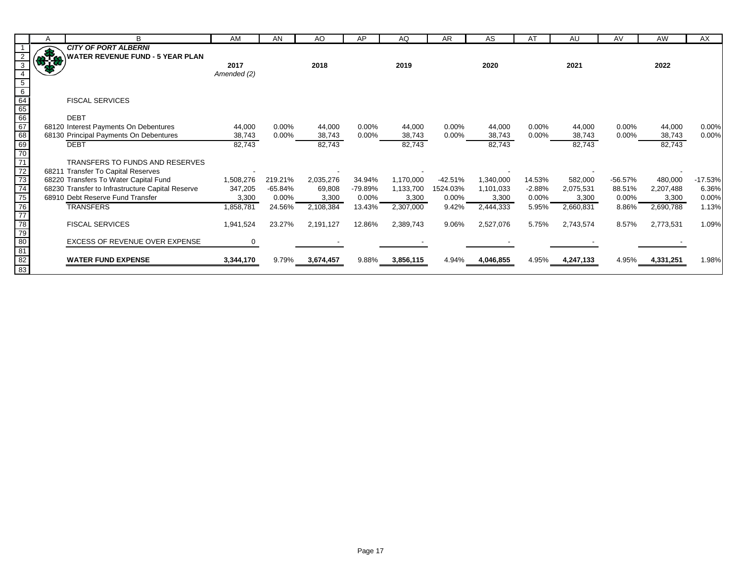**_CITY OF PORT ALBERNI_**

**_WATER REVENUE FUND - 5 YEAR PLAN_**

| | 2017 *Amended (2)* | | 2018 | | 2019 | | 2020 | | 2021 | | 2022 | |
|---|---|---|---|---|---|---|---|---|---|---|---|---|
| FISCAL SERVICES | | | | | | | | | | | | |
| DEBT | | | | | | | | | | | | |
| 68120 Interest Payments On Debentures | 44,000 | 0.00% | 44,000 | 0.00% | 44,000 | 0.00% | 44,000 | 0.00% | 44,000 | 0.00% | 44,000 | 0.00% |
| 68130 Principal Payments On Debentures | 38,743 | 0.00% | 38,743 | 0.00% | 38,743 | 0.00% | 38,743 | 0.00% | 38,743 | 0.00% | 38,743 | 0.00% |
| DEBT | 82,743 | | 82,743 | | 82,743 | | 82,743 | | 82,743 | | 82,743 | |
| TRANSFERS TO FUNDS AND RESERVES | | | | | | | | | | | | |
| 68211 Transfer To Capital Reserves | - | | - | | - | | - | | - | | - | |
| 68220 Transfers To Water Capital Fund | 1,508,276 | 219.21% | 2,035,276 | 34.94% | 1,170,000 | -42.51% | 1,340,000 | 14.53% | 582,000 | -56.57% | 480,000 | -17.53% |
| 68230 Transfer to Infrastructure Capital Reserve | 347,205 | -65.84% | 69,808 | -79.89% | 1,133,700 | 1524.03% | 1,101,033 | -2.88% | 2,075,531 | 88.51% | 2,207,488 | 6.36% |
| 68910 Debt Reserve Fund Transfer | 3,300 | 0.00% | 3,300 | 0.00% | 3,300 | 0.00% | 3,300 | 0.00% | 3,300 | 0.00% | 3,300 | 0.00% |
| TRANSFERS | 1,858,781 | 24.56% | 2,108,384 | 13.43% | 2,307,000 | 9.42% | 2,444,333 | 5.95% | 2,660,831 | 8.86% | 2,690,788 | 1.13% |
| FISCAL SERVICES | 1,941,524 | 23.27% | 2,191,127 | 12.86% | 2,389,743 | 9.06% | 2,527,076 | 5.75% | 2,743,574 | 8.57% | 2,773,531 | 1.09% |
| EXCESS OF REVENUE OVER EXPENSE | 0 | | - | | - | | - | | - | | - | |
| **WATER FUND EXPENSE** | **3,344,170** | 9.79% | **3,674,457** | 9.88% | **3,856,115** | 4.94% | **4,046,855** | 4.95% | **4,247,133** | 4.95% | **4,331,251** | 1.98% |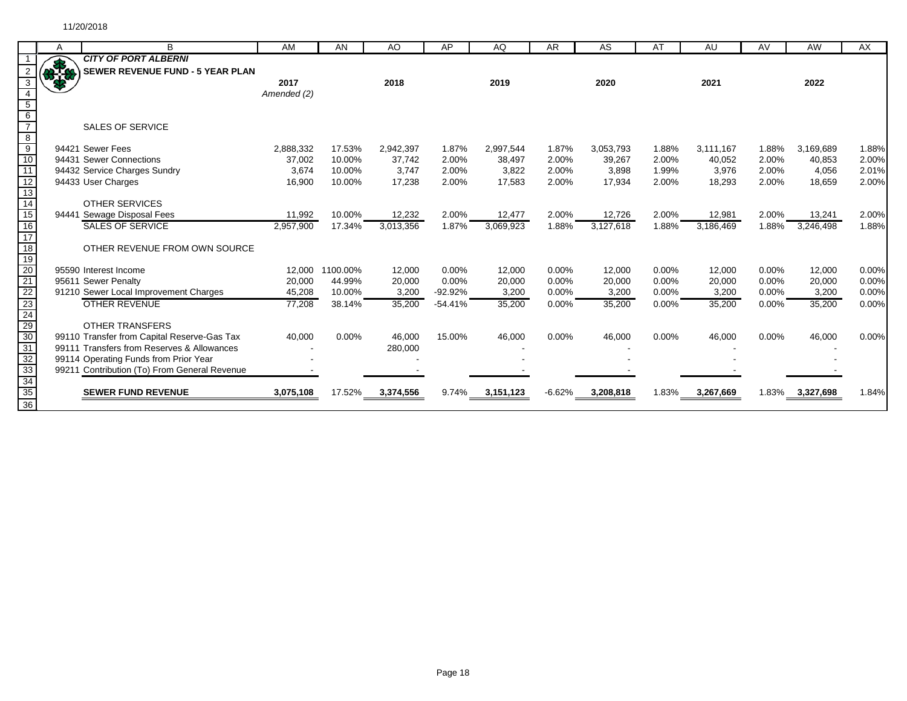11/20/2018

**CITY OF PORT ALBERNI**

**SEWER REVENUE FUND - 5 YEAR PLAN**

| | 2017 Amended (2) | | 2018 | | 2019 | | 2020 | | 2021 | | 2022 | |
|---|---|---|---|---|---|---|---|---|---|---|---|---|
| SALES OF SERVICE | | | | | | | | | | | | |
| 94421 Sewer Fees | 2,888,332 | 17.53% | 2,942,397 | 1.87% | 2,997,544 | 1.87% | 3,053,793 | 1.88% | 3,111,167 | 1.88% | 3,169,689 | 1.88% |
| 94431 Sewer Connections | 37,002 | 10.00% | 37,742 | 2.00% | 38,497 | 2.00% | 39,267 | 2.00% | 40,052 | 2.00% | 40,853 | 2.00% |
| 94432 Service Charges Sundry | 3,674 | 10.00% | 3,747 | 2.00% | 3,822 | 2.00% | 3,898 | 1.99% | 3,976 | 2.00% | 4,056 | 2.01% |
| 94433 User Charges | 16,900 | 10.00% | 17,238 | 2.00% | 17,583 | 2.00% | 17,934 | 2.00% | 18,293 | 2.00% | 18,659 | 2.00% |
| OTHER SERVICES | | | | | | | | | | | | |
| 94441 Sewage Disposal Fees | 11,992 | 10.00% | 12,232 | 2.00% | 12,477 | 2.00% | 12,726 | 2.00% | 12,981 | 2.00% | 13,241 | 2.00% |
| SALES OF SERVICE | 2,957,900 | 17.34% | 3,013,356 | 1.87% | 3,069,923 | 1.88% | 3,127,618 | 1.88% | 3,186,469 | 1.88% | 3,246,498 | 1.88% |
| OTHER REVENUE FROM OWN SOURCE | | | | | | | | | | | | |
| 95590 Interest Income | 12,000 | 1100.00% | 12,000 | 0.00% | 12,000 | 0.00% | 12,000 | 0.00% | 12,000 | 0.00% | 12,000 | 0.00% |
| 95611 Sewer Penalty | 20,000 | 44.99% | 20,000 | 0.00% | 20,000 | 0.00% | 20,000 | 0.00% | 20,000 | 0.00% | 20,000 | 0.00% |
| 91210 Sewer Local Improvement Charges | 45,208 | 10.00% | 3,200 | -92.92% | 3,200 | 0.00% | 3,200 | 0.00% | 3,200 | 0.00% | 3,200 | 0.00% |
| OTHER REVENUE | 77,208 | 38.14% | 35,200 | -54.41% | 35,200 | 0.00% | 35,200 | 0.00% | 35,200 | 0.00% | 35,200 | 0.00% |
| OTHER TRANSFERS | | | | | | | | | | | | |
| 99110 Transfer from Capital Reserve-Gas Tax | 40,000 | 0.00% | 46,000 | 15.00% | 46,000 | 0.00% | 46,000 | 0.00% | 46,000 | 0.00% | 46,000 | 0.00% |
| 99111 Transfers from Reserves & Allowances | - | | 280,000 | | - | | - | | - | | - | |
| 99114 Operating Funds from Prior Year | - | | - | | - | | - | | - | | - | |
| 99211 Contribution (To) From General Revenue | - | | - | | - | | - | | - | | - | |
| **SEWER FUND REVENUE** | **3,075,108** | 17.52% | **3,374,556** | 9.74% | **3,151,123** | -6.62% | **3,208,818** | 1.83% | **3,267,669** | 1.83% | **3,327,698** | 1.84% |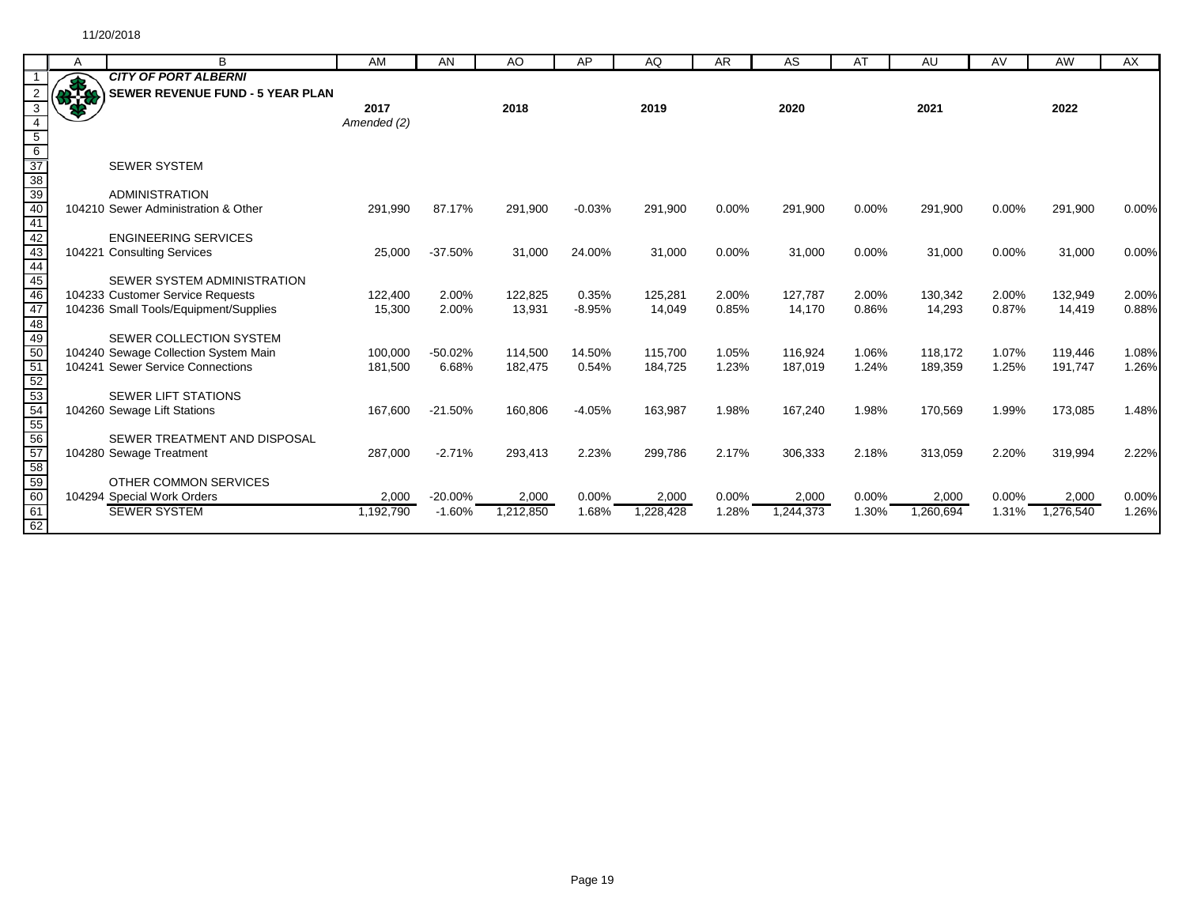11/20/2018

**CITY OF PORT ALBERNI**

**SEWER REVENUE FUND - 5 YEAR PLAN**

| | | 2017 *Amended (2)* | | 2018 | | 2019 | | 2020 | | 2021 | | 2022 | |
|---|---|---|---|---|---|---|---|---|---|---|---|---|---|
| | SEWER SYSTEM | | | | | | | | | | | | |
| | ADMINISTRATION | | | | | | | | | | | | |
| 104210 | Sewer Administration & Other | 291,990 | 87.17% | 291,900 | -0.03% | 291,900 | 0.00% | 291,900 | 0.00% | 291,900 | 0.00% | 291,900 | 0.00% |
| | ENGINEERING SERVICES | | | | | | | | | | | | |
| 104221 | Consulting Services | 25,000 | -37.50% | 31,000 | 24.00% | 31,000 | 0.00% | 31,000 | 0.00% | 31,000 | 0.00% | 31,000 | 0.00% |
| | SEWER SYSTEM ADMINISTRATION | | | | | | | | | | | | |
| 104233 | Customer Service Requests | 122,400 | 2.00% | 122,825 | 0.35% | 125,281 | 2.00% | 127,787 | 2.00% | 130,342 | 2.00% | 132,949 | 2.00% |
| 104236 | Small Tools/Equipment/Supplies | 15,300 | 2.00% | 13,931 | -8.95% | 14,049 | 0.85% | 14,170 | 0.86% | 14,293 | 0.87% | 14,419 | 0.88% |
| | SEWER COLLECTION SYSTEM | | | | | | | | | | | | |
| 104240 | Sewage Collection System Main | 100,000 | -50.02% | 114,500 | 14.50% | 115,700 | 1.05% | 116,924 | 1.06% | 118,172 | 1.07% | 119,446 | 1.08% |
| 104241 | Sewer Service Connections | 181,500 | 6.68% | 182,475 | 0.54% | 184,725 | 1.23% | 187,019 | 1.24% | 189,359 | 1.25% | 191,747 | 1.26% |
| | SEWER LIFT STATIONS | | | | | | | | | | | | |
| 104260 | Sewage Lift Stations | 167,600 | -21.50% | 160,806 | -4.05% | 163,987 | 1.98% | 167,240 | 1.98% | 170,569 | 1.99% | 173,085 | 1.48% |
| | SEWER TREATMENT AND DISPOSAL | | | | | | | | | | | | |
| 104280 | Sewage Treatment | 287,000 | -2.71% | 293,413 | 2.23% | 299,786 | 2.17% | 306,333 | 2.18% | 313,059 | 2.20% | 319,994 | 2.22% |
| | OTHER COMMON SERVICES | | | | | | | | | | | | |
| 104294 | Special Work Orders | 2,000 | -20.00% | 2,000 | 0.00% | 2,000 | 0.00% | 2,000 | 0.00% | 2,000 | 0.00% | 2,000 | 0.00% |
| | SEWER SYSTEM | 1,192,790 | -1.60% | 1,212,850 | 1.68% | 1,228,428 | 1.28% | 1,244,373 | 1.30% | 1,260,694 | 1.31% | 1,276,540 | 1.26% |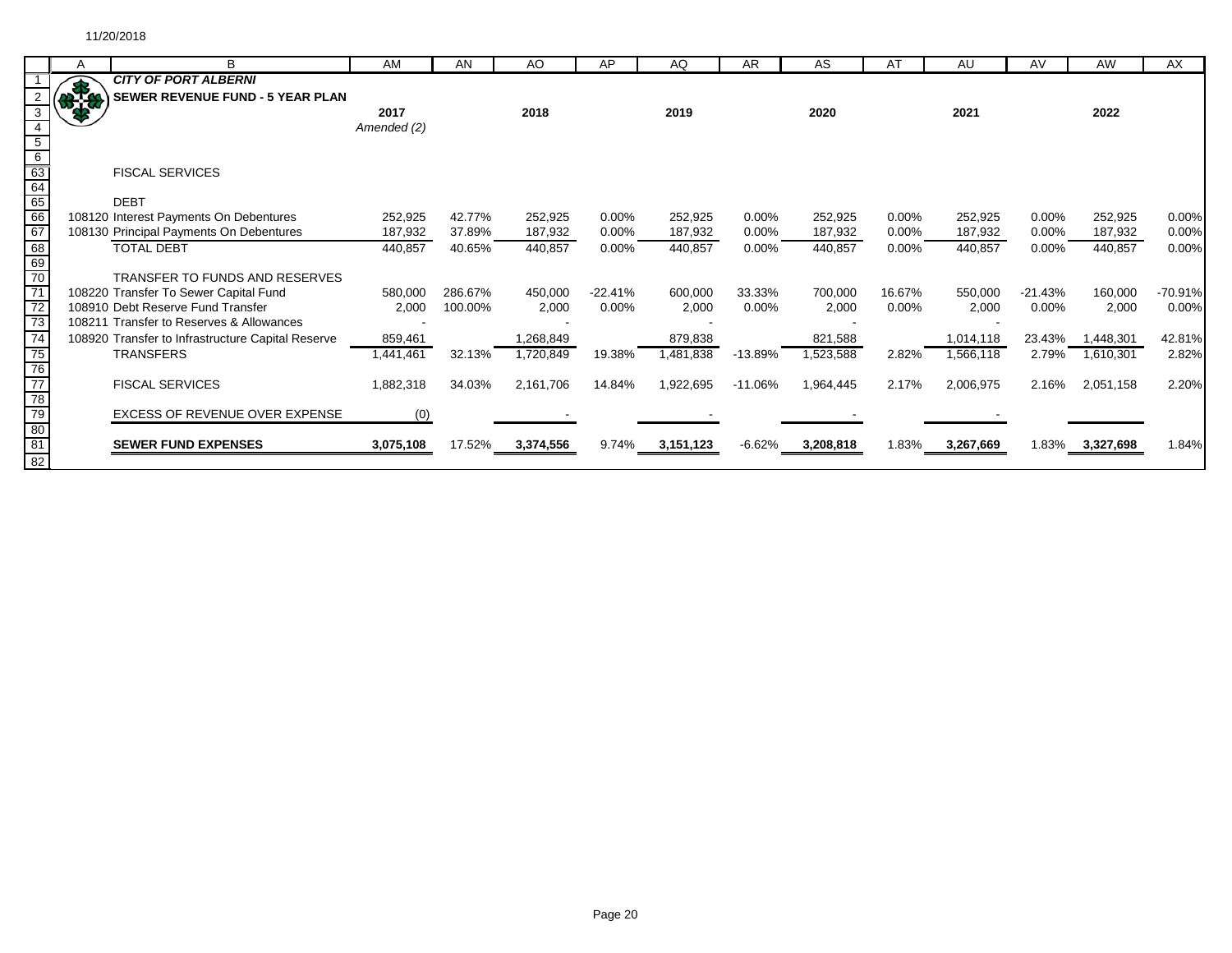11/20/2018

**CITY OF PORT ALBERNI**

**SEWER REVENUE FUND - 5 YEAR PLAN**

| | 2017 Amended (2) | | 2018 | | 2019 | | 2020 | | 2021 | | 2022 | |
|---|---|---|---|---|---|---|---|---|---|---|---|---|
| FISCAL SERVICES | | | | | | | | | | | | |
| DEBT | | | | | | | | | | | | |
| 108120 Interest Payments On Debentures | 252,925 | 42.77% | 252,925 | 0.00% | 252,925 | 0.00% | 252,925 | 0.00% | 252,925 | 0.00% | 252,925 | 0.00% |
| 108130 Principal Payments On Debentures | 187,932 | 37.89% | 187,932 | 0.00% | 187,932 | 0.00% | 187,932 | 0.00% | 187,932 | 0.00% | 187,932 | 0.00% |
| TOTAL DEBT | 440,857 | 40.65% | 440,857 | 0.00% | 440,857 | 0.00% | 440,857 | 0.00% | 440,857 | 0.00% | 440,857 | 0.00% |
| TRANSFER TO FUNDS AND RESERVES | | | | | | | | | | | | |
| 108220 Transfer To Sewer Capital Fund | 580,000 | 286.67% | 450,000 | -22.41% | 600,000 | 33.33% | 700,000 | 16.67% | 550,000 | -21.43% | 160,000 | -70.91% |
| 108910 Debt Reserve Fund Transfer | 2,000 | 100.00% | 2,000 | 0.00% | 2,000 | 0.00% | 2,000 | 0.00% | 2,000 | 0.00% | 2,000 | 0.00% |
| 108211 Transfer to Reserves & Allowances | - | | - | | - | | - | | - | | | |
| 108920 Transfer to Infrastructure Capital Reserve | 859,461 | | 1,268,849 | | 879,838 | | 821,588 | | 1,014,118 | 23.43% | 1,448,301 | 42.81% |
| TRANSFERS | 1,441,461 | 32.13% | 1,720,849 | 19.38% | 1,481,838 | -13.89% | 1,523,588 | 2.82% | 1,566,118 | 2.79% | 1,610,301 | 2.82% |
| FISCAL SERVICES | 1,882,318 | 34.03% | 2,161,706 | 14.84% | 1,922,695 | -11.06% | 1,964,445 | 2.17% | 2,006,975 | 2.16% | 2,051,158 | 2.20% |
| EXCESS OF REVENUE OVER EXPENSE | (0) | | - | | - | | - | | - | | | |
| **SEWER FUND EXPENSES** | **3,075,108** | 17.52% | **3,374,556** | 9.74% | **3,151,123** | -6.62% | **3,208,818** | 1.83% | **3,267,669** | 1.83% | **3,327,698** | 1.84% |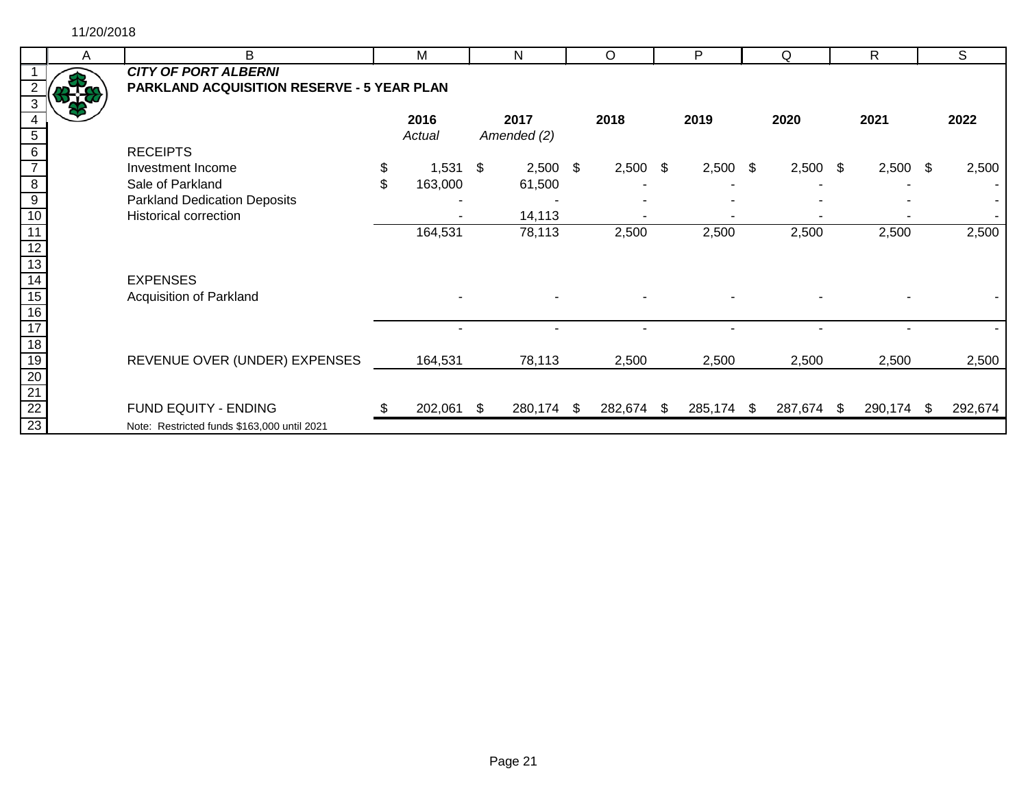11/20/2018

***CITY OF PORT ALBERNI***

**PARKLAND ACQUISITION RESERVE - 5 YEAR PLAN**

| | 2016 | 2017 | 2018 | 2019 | 2020 | 2021 | 2022 |
|---|---|---|---|---|---|---|---|
| | *Actual* | *Amended (2)* | | | | | |
| RECEIPTS | | | | | | | |
| Investment Income | $ 1,531 | $ 2,500 | $ 2,500 | $ 2,500 | $ 2,500 | $ 2,500 | $ 2,500 |
| Sale of Parkland | $ 163,000 | 61,500 | - | - | - | - | - |
| Parkland Dedication Deposits | - | - | - | - | - | - | - |
| Historical correction | - | 14,113 | - | - | - | - | - |
| | 164,531 | 78,113 | 2,500 | 2,500 | 2,500 | 2,500 | 2,500 |
| EXPENSES | | | | | | | |
| Acquisition of Parkland | - | - | - | - | - | - | - |
| | - | - | - | - | - | - | - |
| REVENUE OVER (UNDER) EXPENSES | 164,531 | 78,113 | 2,500 | 2,500 | 2,500 | 2,500 | 2,500 |
| FUND EQUITY - ENDING | $ 202,061 | $ 280,174 | $ 282,674 | $ 285,174 | $ 287,674 | $ 290,174 | $ 292,674 |

Note: Restricted funds $163,000 until 2021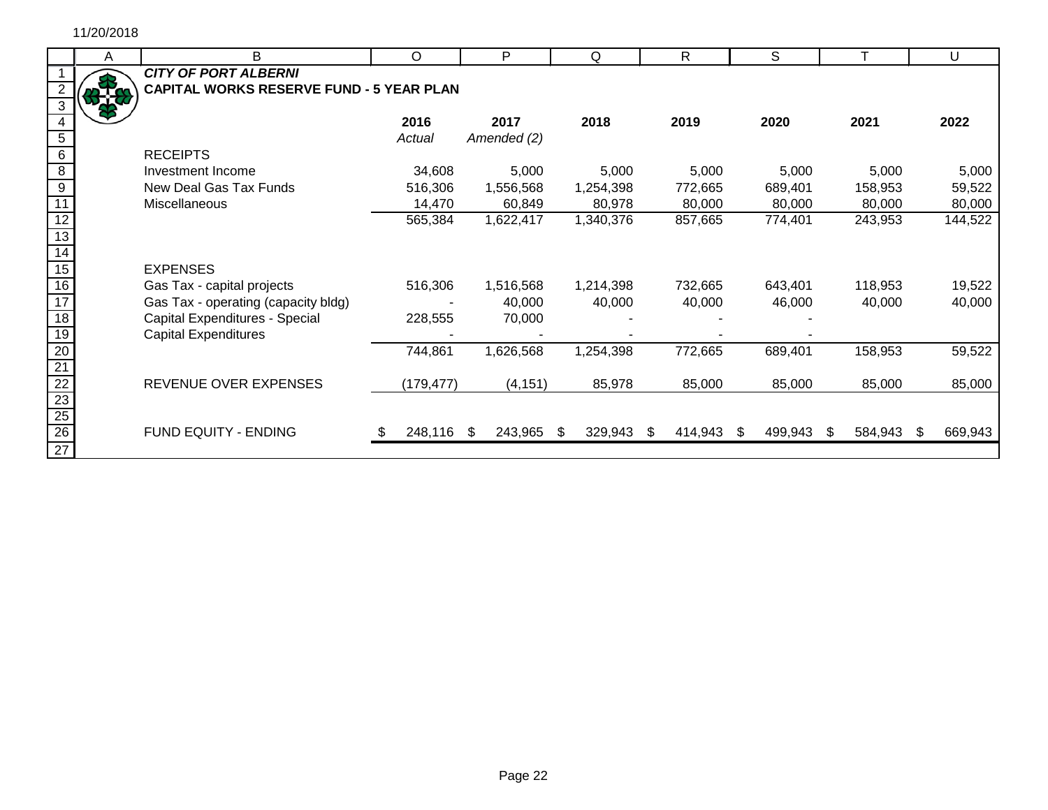# CITY OF PORT ALBERNI

## CAPITAL WORKS RESERVE FUND - 5 YEAR PLAN

| | 2016 *Actual* | 2017 *Amended (2)* | 2018 | 2019 | 2020 | 2021 | 2022 |
|---|---|---|---|---|---|---|---|
| **RECEIPTS** | | | | | | | |
| Investment Income | 34,608 | 5,000 | 5,000 | 5,000 | 5,000 | 5,000 | 5,000 |
| New Deal Gas Tax Funds | 516,306 | 1,556,568 | 1,254,398 | 772,665 | 689,401 | 158,953 | 59,522 |
| Miscellaneous | 14,470 | 60,849 | 80,978 | 80,000 | 80,000 | 80,000 | 80,000 |
| | 565,384 | 1,622,417 | 1,340,376 | 857,665 | 774,401 | 243,953 | 144,522 |
| **EXPENSES** | | | | | | | |
| Gas Tax - capital projects | 516,306 | 1,516,568 | 1,214,398 | 732,665 | 643,401 | 118,953 | 19,522 |
| Gas Tax - operating (capacity bldg) | - | 40,000 | 40,000 | 40,000 | 46,000 | 40,000 | 40,000 |
| Capital Expenditures - Special | 228,555 | 70,000 | - | - | - | | |
| Capital Expenditures | - | - | - | - | - | | |
| | 744,861 | 1,626,568 | 1,254,398 | 772,665 | 689,401 | 158,953 | 59,522 |
| REVENUE OVER EXPENSES | (179,477) | (4,151) | 85,978 | 85,000 | 85,000 | 85,000 | 85,000 |
| FUND EQUITY - ENDING | $ 248,116 | $ 243,965 | $ 329,943 | $ 414,943 | $ 499,943 | $ 584,943 | $ 669,943 |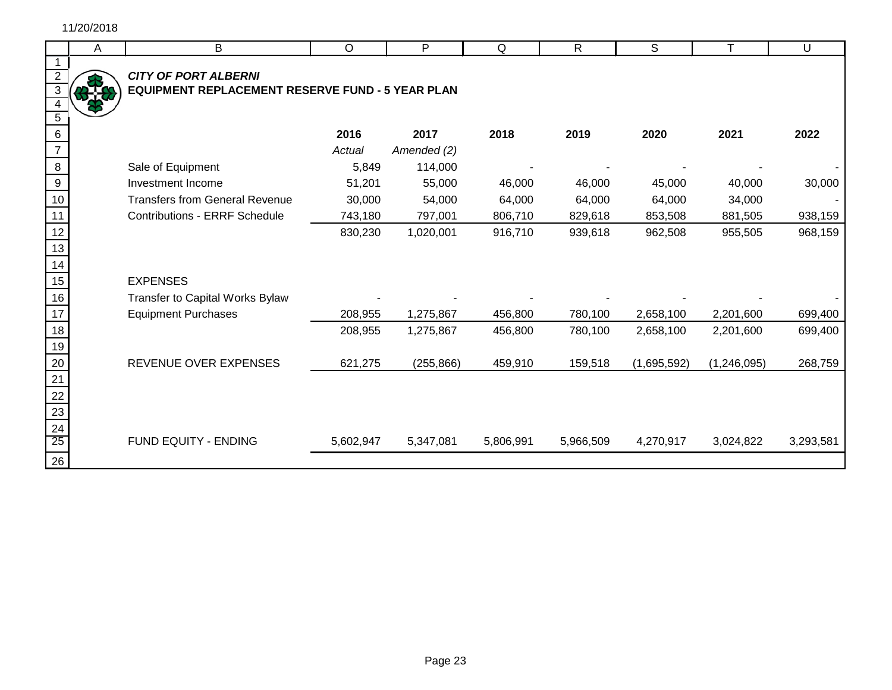11/20/2018

*CITY OF PORT ALBERNI*

**EQUIPMENT REPLACEMENT RESERVE FUND - 5 YEAR PLAN**

| | 2016 | 2017 | 2018 | 2019 | 2020 | 2021 | 2022 |
|---|---|---|---|---|---|---|---|
| | *Actual* | *Amended (2)* | | | | | |
| Sale of Equipment | 5,849 | 114,000 | - | - | - | - | - |
| Investment Income | 51,201 | 55,000 | 46,000 | 46,000 | 45,000 | 40,000 | 30,000 |
| Transfers from General Revenue | 30,000 | 54,000 | 64,000 | 64,000 | 64,000 | 34,000 | - |
| Contributions - ERRF Schedule | 743,180 | 797,001 | 806,710 | 829,618 | 853,508 | 881,505 | 938,159 |
| | 830,230 | 1,020,001 | 916,710 | 939,618 | 962,508 | 955,505 | 968,159 |
| | | | | | | | |
| EXPENSES | | | | | | | |
| Transfer to Capital Works Bylaw | - | - | - | - | - | - | - |
| Equipment Purchases | 208,955 | 1,275,867 | 456,800 | 780,100 | 2,658,100 | 2,201,600 | 699,400 |
| | 208,955 | 1,275,867 | 456,800 | 780,100 | 2,658,100 | 2,201,600 | 699,400 |
| | | | | | | | |
| REVENUE OVER EXPENSES | 621,275 | (255,866) | 459,910 | 159,518 | (1,695,592) | (1,246,095) | 268,759 |
| | | | | | | | |
| FUND EQUITY - ENDING | 5,602,947 | 5,347,081 | 5,806,991 | 5,966,509 | 4,270,917 | 3,024,822 | 3,293,581 |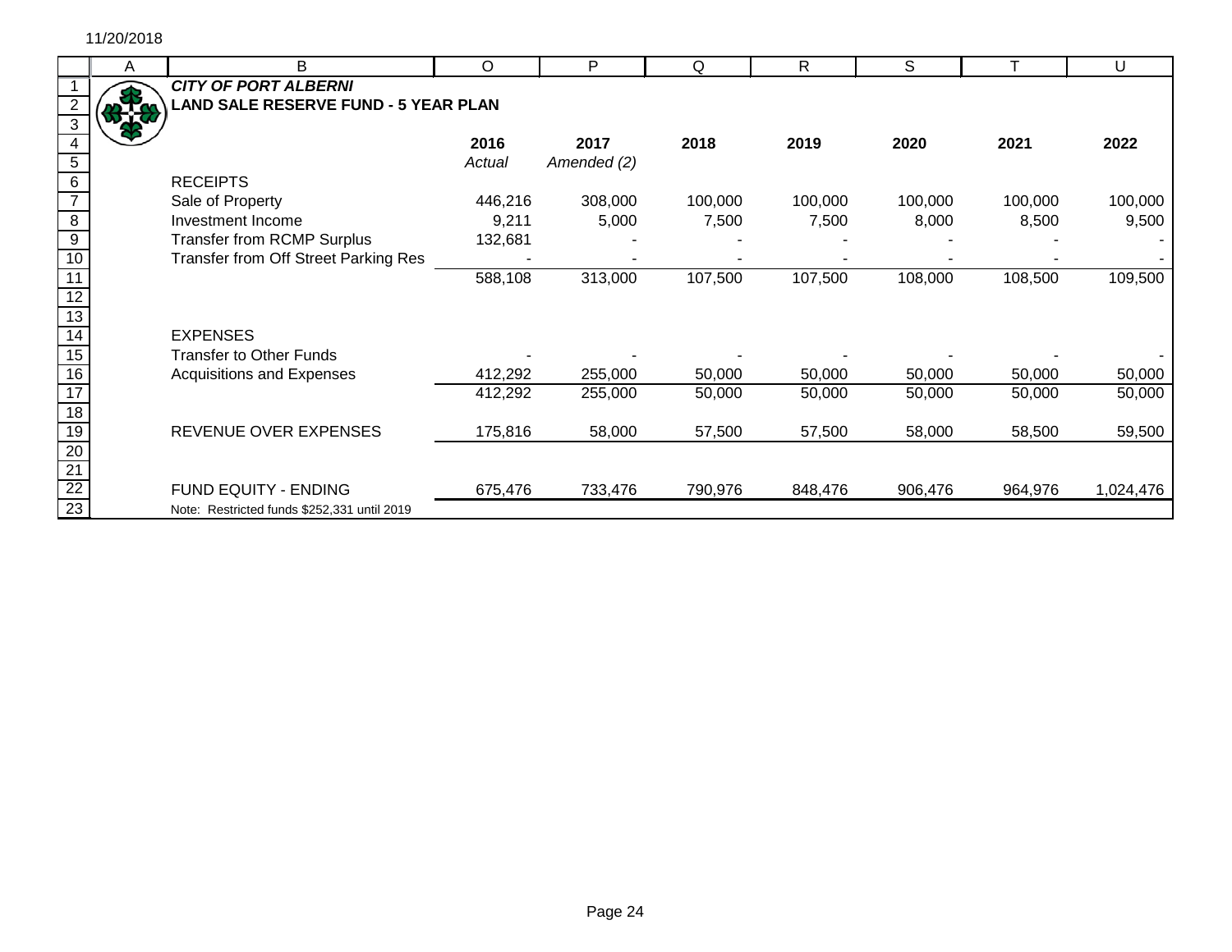11/20/2018

## *CITY OF PORT ALBERNI*

## LAND SALE RESERVE FUND - 5 YEAR PLAN

| | 2016 | 2017 | 2018 | 2019 | 2020 | 2021 | 2022 |
|---|---|---|---|---|---|---|---|
| | *Actual* | *Amended (2)* | | | | | |
| RECEIPTS | | | | | | | |
| Sale of Property | 446,216 | 308,000 | 100,000 | 100,000 | 100,000 | 100,000 | 100,000 |
| Investment Income | 9,211 | 5,000 | 7,500 | 7,500 | 8,000 | 8,500 | 9,500 |
| Transfer from RCMP Surplus | 132,681 | - | - | - | - | - | - |
| Transfer from Off Street Parking Res | - | - | - | - | - | - | - |
| | 588,108 | 313,000 | 107,500 | 107,500 | 108,000 | 108,500 | 109,500 |
| | | | | | | | |
| EXPENSES | | | | | | | |
| Transfer to Other Funds | - | - | - | - | - | - | - |
| Acquisitions and Expenses | 412,292 | 255,000 | 50,000 | 50,000 | 50,000 | 50,000 | 50,000 |
| | 412,292 | 255,000 | 50,000 | 50,000 | 50,000 | 50,000 | 50,000 |
| | | | | | | | |
| REVENUE OVER EXPENSES | 175,816 | 58,000 | 57,500 | 57,500 | 58,000 | 58,500 | 59,500 |
| | | | | | | | |
| FUND EQUITY - ENDING | 675,476 | 733,476 | 790,976 | 848,476 | 906,476 | 964,976 | 1,024,476 |

Note: Restricted funds $252,331 until 2019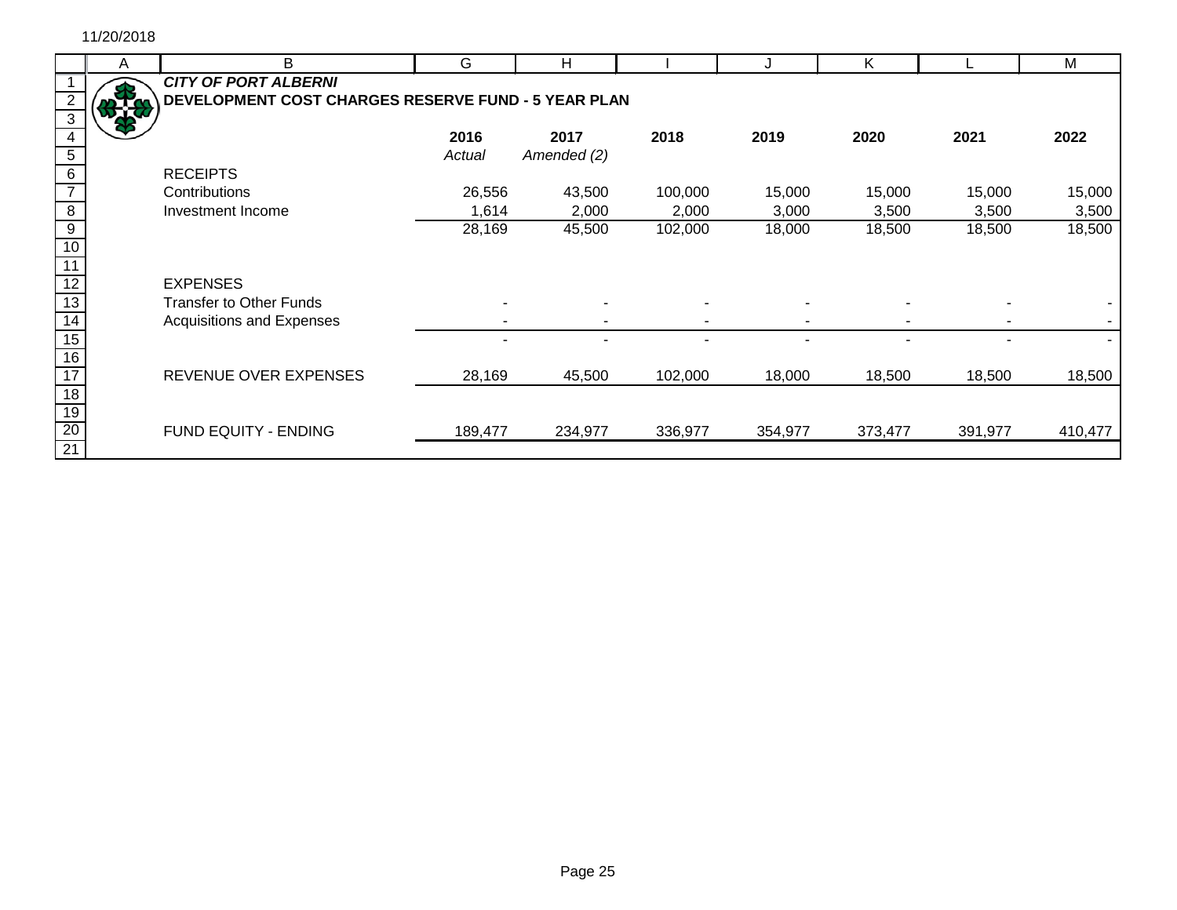*CITY OF PORT ALBERNI*

**DEVELOPMENT COST CHARGES RESERVE FUND - 5 YEAR PLAN**

| | 2016 | 2017 | 2018 | 2019 | 2020 | 2021 | 2022 |
|---|---|---|---|---|---|---|---|
| | *Actual* | *Amended (2)* | | | | | |
| RECEIPTS | | | | | | | |
| Contributions | 26,556 | 43,500 | 100,000 | 15,000 | 15,000 | 15,000 | 15,000 |
| Investment Income | 1,614 | 2,000 | 2,000 | 3,000 | 3,500 | 3,500 | 3,500 |
| | 28,169 | 45,500 | 102,000 | 18,000 | 18,500 | 18,500 | 18,500 |
| EXPENSES | | | | | | | |
| Transfer to Other Funds | - | - | - | - | - | - | - |
| Acquisitions and Expenses | - | - | - | - | - | - | - |
| | - | - | - | - | - | - | - |
| REVENUE OVER EXPENSES | 28,169 | 45,500 | 102,000 | 18,000 | 18,500 | 18,500 | 18,500 |
| FUND EQUITY - ENDING | 189,477 | 234,977 | 336,977 | 354,977 | 373,477 | 391,977 | 410,477 |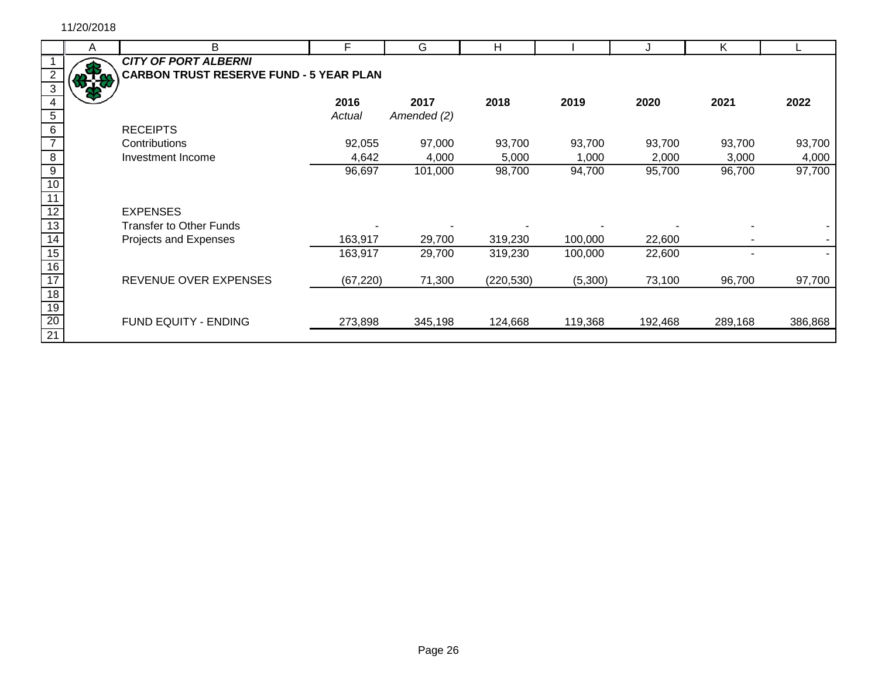*CITY OF PORT ALBERNI*

**CARBON TRUST RESERVE FUND - 5 YEAR PLAN**

| | 2016 | 2017 | 2018 | 2019 | 2020 | 2021 | 2022 |
|---|---|---|---|---|---|---|---|
| | *Actual* | *Amended (2)* | | | | | |
| RECEIPTS | | | | | | | |
| Contributions | 92,055 | 97,000 | 93,700 | 93,700 | 93,700 | 93,700 | 93,700 |
| Investment Income | 4,642 | 4,000 | 5,000 | 1,000 | 2,000 | 3,000 | 4,000 |
| | 96,697 | 101,000 | 98,700 | 94,700 | 95,700 | 96,700 | 97,700 |
| | | | | | | | |
| EXPENSES | | | | | | | |
| Transfer to Other Funds | - | - | - | - | - | - | - |
| Projects and Expenses | 163,917 | 29,700 | 319,230 | 100,000 | 22,600 | - | - |
| | 163,917 | 29,700 | 319,230 | 100,000 | 22,600 | - | - |
| | | | | | | | |
| REVENUE OVER EXPENSES | (67,220) | 71,300 | (220,530) | (5,300) | 73,100 | 96,700 | 97,700 |
| | | | | | | | |
| FUND EQUITY - ENDING | 273,898 | 345,198 | 124,668 | 119,368 | 192,468 | 289,168 | 386,868 |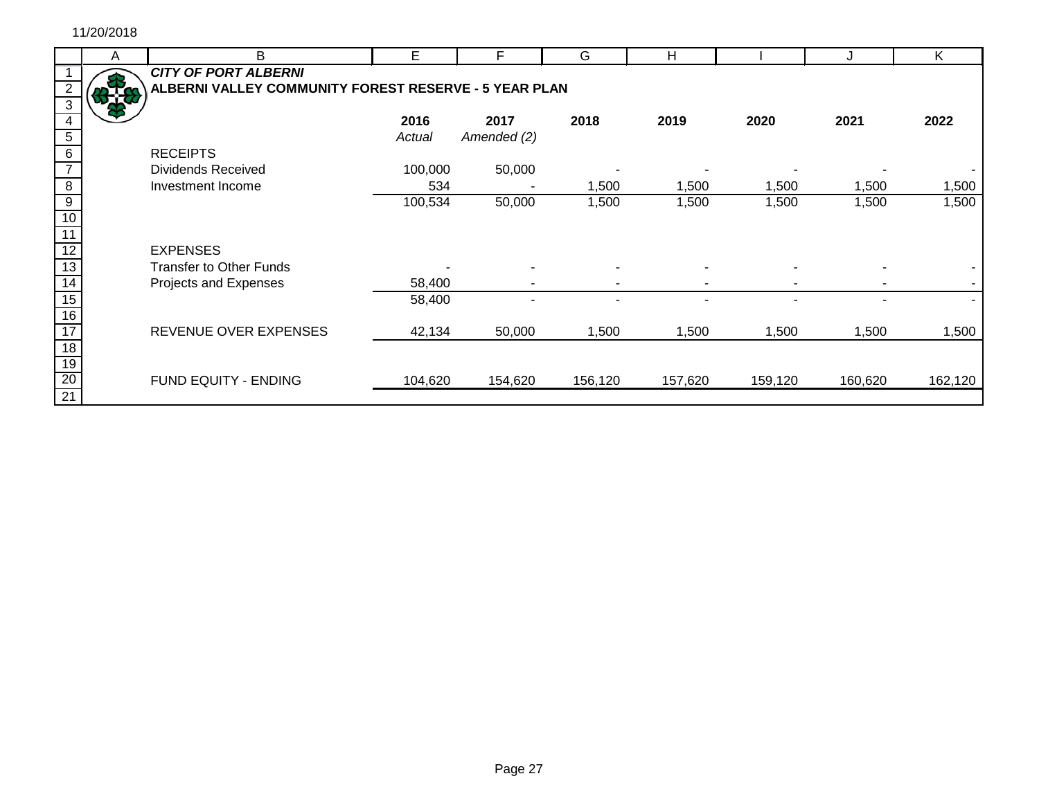11/20/2018

***CITY OF PORT ALBERNI***

**ALBERNI VALLEY COMMUNITY FOREST RESERVE - 5 YEAR PLAN**

| | 2016 | 2017 | 2018 | 2019 | 2020 | 2021 | 2022 |
|---|---|---|---|---|---|---|---|
| | *Actual* | *Amended (2)* | | | | | |
| RECEIPTS | | | | | | | |
| Dividends Received | 100,000 | 50,000 | - | - | - | - | - |
| Investment Income | 534 | - | 1,500 | 1,500 | 1,500 | 1,500 | 1,500 |
| | 100,534 | 50,000 | 1,500 | 1,500 | 1,500 | 1,500 | 1,500 |
| EXPENSES | | | | | | | |
| Transfer to Other Funds | - | - | - | - | - | - | - |
| Projects and Expenses | 58,400 | - | - | - | - | - | - |
| | 58,400 | - | - | - | - | - | - |
| REVENUE OVER EXPENSES | 42,134 | 50,000 | 1,500 | 1,500 | 1,500 | 1,500 | 1,500 |
| FUND EQUITY - ENDING | 104,620 | 154,620 | 156,120 | 157,620 | 159,120 | 160,620 | 162,120 |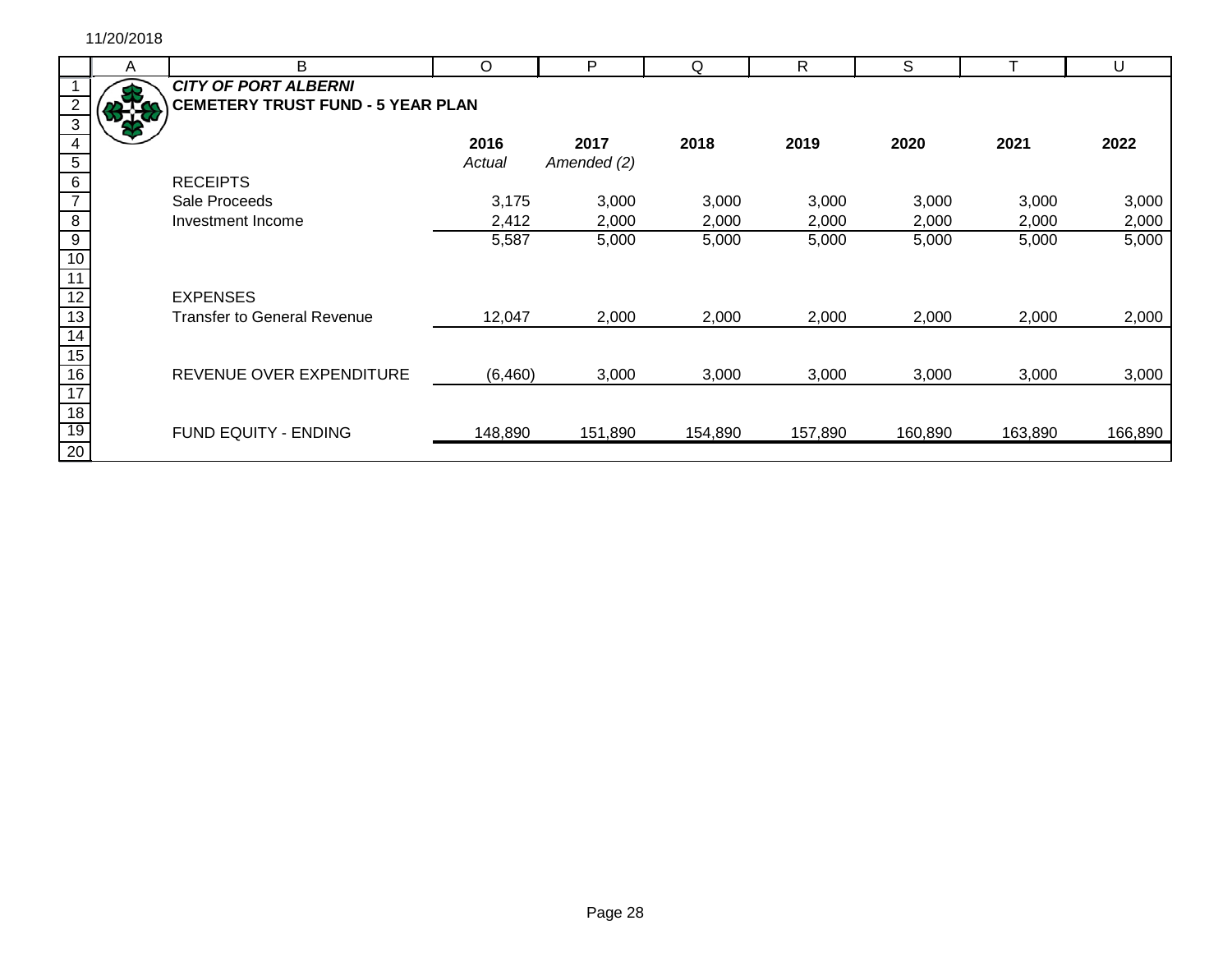***CITY OF PORT ALBERNI***

**CEMETERY TRUST FUND - 5 YEAR PLAN**

| | **2016** | **2017** | **2018** | **2019** | **2020** | **2021** | **2022** |
|---|---|---|---|---|---|---|---|
| | *Actual* | *Amended (2)* | | | | | |
| RECEIPTS | | | | | | | |
| Sale Proceeds | 3,175 | 3,000 | 3,000 | 3,000 | 3,000 | 3,000 | 3,000 |
| Investment Income | 2,412 | 2,000 | 2,000 | 2,000 | 2,000 | 2,000 | 2,000 |
| | 5,587 | 5,000 | 5,000 | 5,000 | 5,000 | 5,000 | 5,000 |
| EXPENSES | | | | | | | |
| Transfer to General Revenue | 12,047 | 2,000 | 2,000 | 2,000 | 2,000 | 2,000 | 2,000 |
| REVENUE OVER EXPENDITURE | (6,460) | 3,000 | 3,000 | 3,000 | 3,000 | 3,000 | 3,000 |
| FUND EQUITY - ENDING | 148,890 | 151,890 | 154,890 | 157,890 | 160,890 | 163,890 | 166,890 |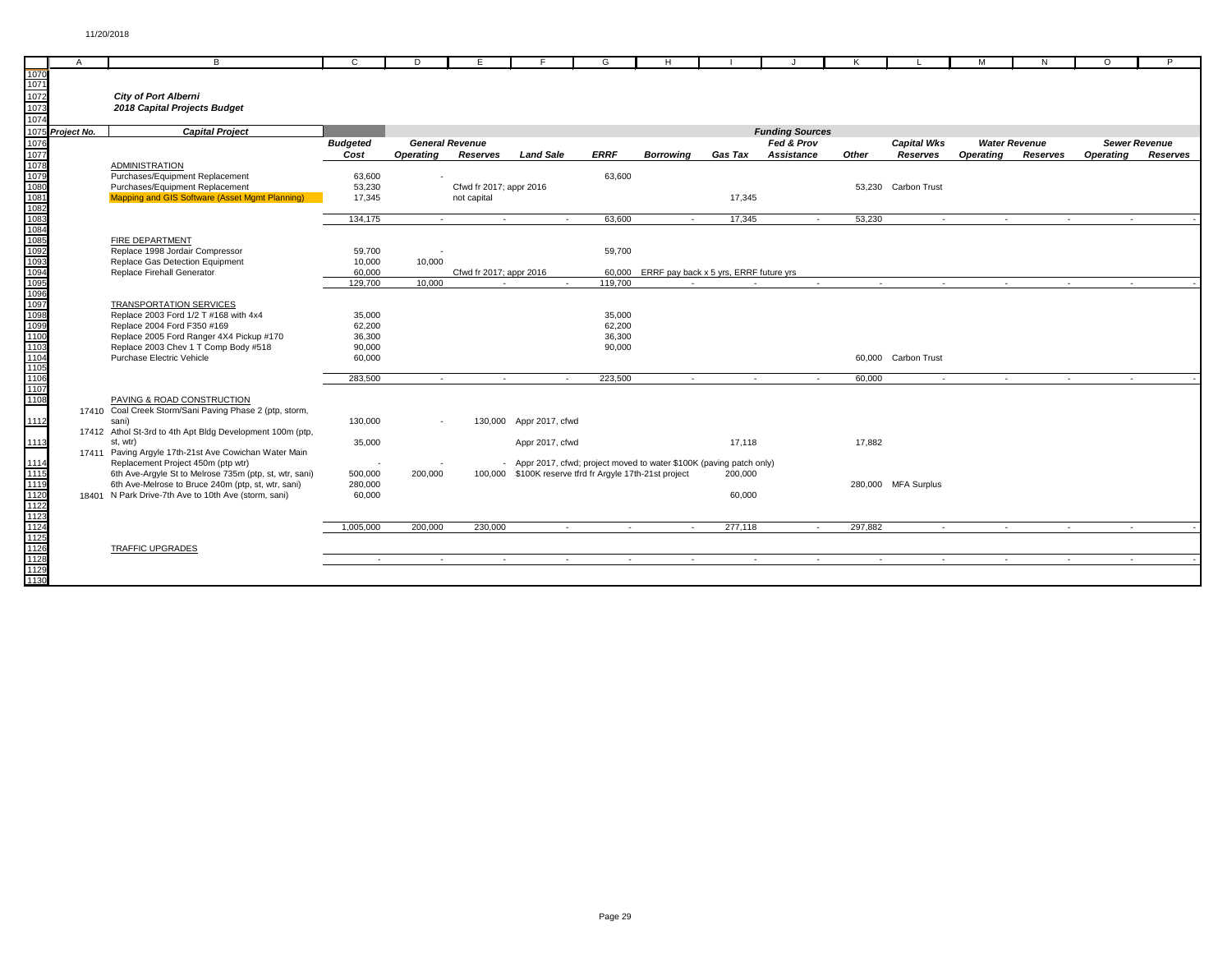11/20/2018

***City of Port Alberni***
***2018 Capital Projects Budget***

| Project No. | Capital Project | Budgeted Cost | General Revenue Operating | General Revenue Reserves | Land Sale | ERRF | Borrowing | Gas Tax | Fed & Prov Assistance | Other | Capital Wks Reserves | Water Revenue Operating | Water Revenue Reserves | Sewer Revenue Operating | Sewer Revenue Reserves |
|---|---|---|---|---|---|---|---|---|---|---|---|---|---|---|---|
| | ADMINISTRATION | | | | | | | | | | | | | | |
| | Purchases/Equipment Replacement | 63,600 | - | | | 63,600 | | | | | | | | | |
| | Purchases/Equipment Replacement | 53,230 | | Cfwd fr 2017; appr 2016 | | | | | | 53,230 | Carbon Trust | | | | |
| | Mapping and GIS Software (Asset Mgmt Planning) | 17,345 | | not capital | | | | 17,345 | | | | | | | |
| | | 134,175 | - | - | - | 63,600 | - | 17,345 | - | 53,230 | - | - | - | - | - |
| | FIRE DEPARTMENT | | | | | | | | | | | | | | |
| | Replace 1998 Jordair Compressor | 59,700 | - | | | 59,700 | | | | | | | | | |
| | Replace Gas Detection Equipment | 10,000 | 10,000 | | | | | | | | | | | | |
| | Replace Firehall Generator | 60,000 | | Cfwd fr 2017; appr 2016 | | 60,000 | ERRF pay back x 5 yrs, ERRF future yrs | | | | | | | | |
| | | 129,700 | 10,000 | - | - | 119,700 | - | - | - | - | - | - | - | - | - |
| | TRANSPORTATION SERVICES | | | | | | | | | | | | | | |
| | Replace 2003 Ford 1/2 T #168 with 4x4 | 35,000 | | | | 35,000 | | | | | | | | | |
| | Replace 2004 Ford F350 #169 | 62,200 | | | | 62,200 | | | | | | | | | |
| | Replace 2005 Ford Ranger 4X4 Pickup #170 | 36,300 | | | | 36,300 | | | | | | | | | |
| | Replace 2003 Chev 1 T Comp Body #518 | 90,000 | | | | 90,000 | | | | | | | | | |
| | Purchase Electric Vehicle | 60,000 | | | | | | | | 60,000 | Carbon Trust | | | | |
| | | 283,500 | - | - | - | 223,500 | - | - | - | 60,000 | - | - | - | - | - |
| | PAVING & ROAD CONSTRUCTION | | | | | | | | | | | | | | |
| 17410 | Coal Creek Storm/Sani Paving Phase 2 (ptp, storm, sani) | 130,000 | - | 130,000 | Appr 2017, cfwd | | | | | | | | | | |
| 17412 | Athol St-3rd to 4th Apt Bldg Development 100m (ptp, st, wtr) | 35,000 | | | Appr 2017, cfwd | | | 17,118 | | 17,882 | | | | | |
| 17411 | Paving Argyle 17th-21st Ave Cowichan Water Main Replacement Project 450m (ptp wtr) | - | - | - | Appr 2017, cfwd; project moved to water $100K (paving patch only) | | | | | | | | | | |
| | 6th Ave-Argyle St to Melrose 735m (ptp, st, wtr, sani) | 500,000 | 200,000 | 100,000 | $100K reserve tfrd fr Argyle 17th-21st project | | | 200,000 | | | | | | | |
| | 6th Ave-Melrose to Bruce 240m (ptp, st, wtr, sani) | 280,000 | | | | | | | | 280,000 | MFA Surplus | | | | |
| 18401 | N Park Drive-7th Ave to 10th Ave (storm, sani) | 60,000 | | | | | | 60,000 | | | | | | | |
| | | 1,005,000 | 200,000 | 230,000 | - | - | - | 277,118 | - | 297,882 | - | - | - | - | - |
| | TRAFFIC UPGRADES | | | | | | | | | | | | | | |
| | | - | - | - | - | - | - | - | - | - | - | - | - | - | - |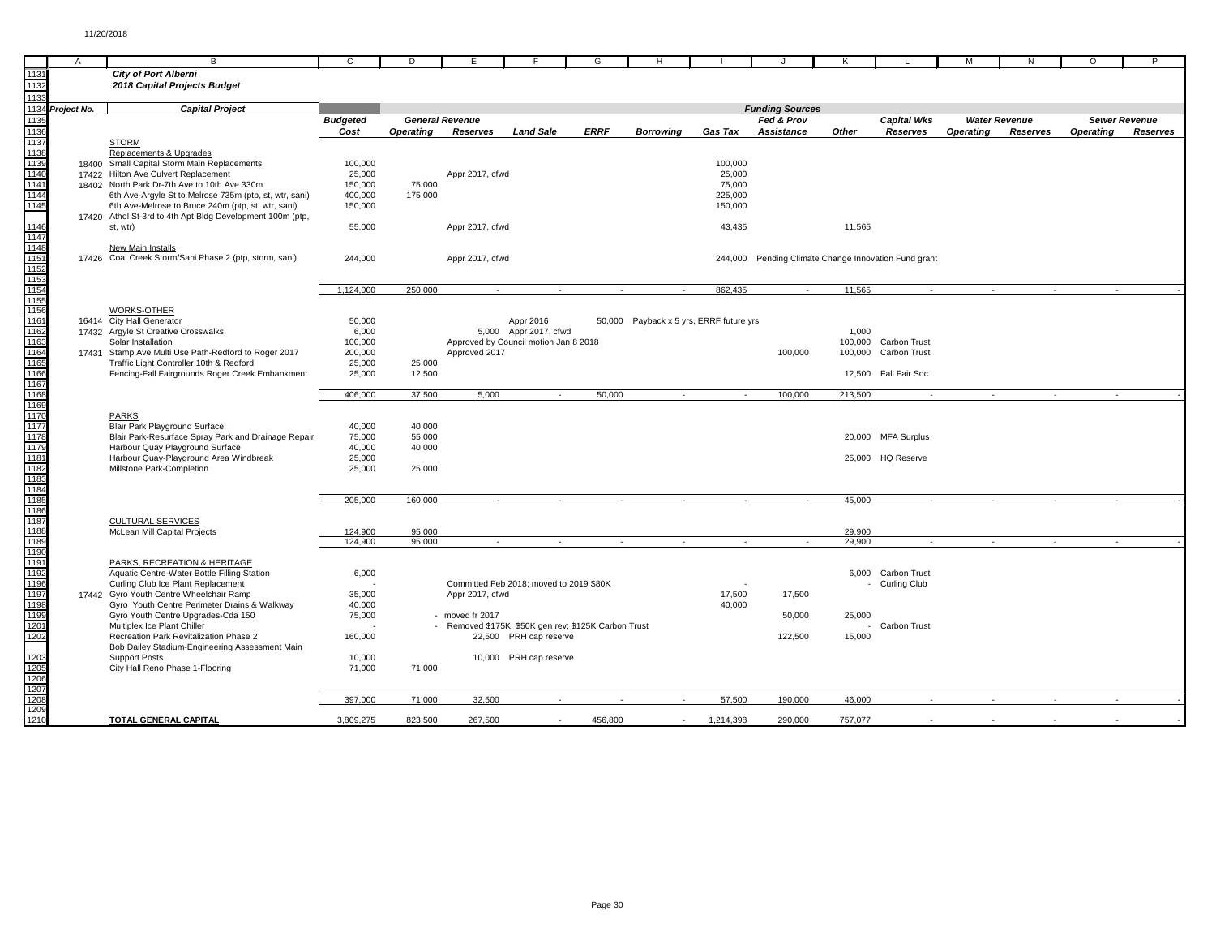11/20/2018

**City of Port Alberni**
**2018 Capital Projects Budget**

| Project No. | Capital Project | Budgeted Cost | General Revenue Operating | General Revenue Reserves | Land Sale | ERRF | Borrowing | Gas Tax | Fed & Prov Assistance | Other | Capital Wks Reserves | Water Revenue Operating | Water Revenue Reserves | Sewer Revenue Operating | Sewer Revenue Reserves |
|---|---|---|---|---|---|---|---|---|---|---|---|---|---|---|---|
| | STORM | | | | | | | | | | | | | | |
| | Replacements & Upgrades | | | | | | | | | | | | | | |
| 18400 | Small Capital Storm Main Replacements | 100,000 | | | | | | 100,000 | | | | | | | |
| 17422 | Hilton Ave Culvert Replacement | 25,000 | | Appr 2017, cfwd | | | | 25,000 | | | | | | | |
| 18402 | North Park Dr-7th Ave to 10th Ave 330m | 150,000 | 75,000 | | | | | 75,000 | | | | | | | |
| | 6th Ave-Argyle St to Melrose 735m (ptp, st, wtr, sani) | 400,000 | 175,000 | | | | | 225,000 | | | | | | | |
| | 6th Ave-Melrose to Bruce 240m (ptp, st, wtr, sani) | 150,000 | | | | | | 150,000 | | | | | | | |
| 17420 | Athol St-3rd to 4th Apt Bldg Development 100m (ptp, st, wtr) | 55,000 | | Appr 2017, cfwd | | | | 43,435 | | 11,565 | | | | | |
| | New Main Installs | | | | | | | | | | | | | | |
| 17426 | Coal Creek Storm/Sani Phase 2 (ptp, storm, sani) | 244,000 | | Appr 2017, cfwd | | | | 244,000 | Pending Climate Change Innovation Fund grant | | | | | | |
| | | 1,124,000 | 250,000 | - | - | - | - | 862,435 | - | 11,565 | - | - | - | - | - |
| | WORKS-OTHER | | | | | | | | | | | | | | |
| 16414 | City Hall Generator | 50,000 | | | Appr 2016 | 50,000 | Payback x 5 yrs, ERRF future yrs | | | | | | | | |
| 17432 | Argyle St Creative Crosswalks | 6,000 | | 5,000 | Appr 2017, cfwd | | | | | 1,000 | | | | | |
| | Solar Installation | 100,000 | | Approved by Council motion Jan 8 2018 | | | | | | 100,000 | Carbon Trust | | | | |
| 17431 | Stamp Ave Multi Use Path-Redford to Roger 2017 | 200,000 | | Approved 2017 | | | | | 100,000 | 100,000 | Carbon Trust | | | | |
| | Traffic Light Controller 10th & Redford | 25,000 | 25,000 | | | | | | | | | | | | |
| | Fencing-Fall Fairgrounds Roger Creek Embankment | 25,000 | 12,500 | | | | | | | 12,500 | Fall Fair Soc | | | | |
| | | 406,000 | 37,500 | 5,000 | - | 50,000 | - | - | 100,000 | 213,500 | - | - | - | - | - |
| | PARKS | | | | | | | | | | | | | | |
| | Blair Park Playground Surface | 40,000 | 40,000 | | | | | | | | | | | | |
| | Blair Park-Resurface Spray Park and Drainage Repair | 75,000 | 55,000 | | | | | | | 20,000 | MFA Surplus | | | | |
| | Harbour Quay Playground Surface | 40,000 | 40,000 | | | | | | | | | | | | |
| | Harbour Quay-Playground Area Windbreak | 25,000 | | | | | | | | 25,000 | HQ Reserve | | | | |
| | Millstone Park-Completion | 25,000 | 25,000 | | | | | | | | | | | | |
| | | 205,000 | 160,000 | - | - | - | - | - | - | 45,000 | - | - | - | - | - |
| | CULTURAL SERVICES | | | | | | | | | | | | | | |
| | McLean Mill Capital Projects | 124,900 | 95,000 | | | | | | | 29,900 | | | | | |
| | | 124,900 | 95,000 | - | - | - | - | - | - | 29,900 | - | - | - | - | - |
| | PARKS, RECREATION & HERITAGE | | | | | | | | | | | | | | |
| | Aquatic Centre-Water Bottle Filling Station | 6,000 | | | | | | | | 6,000 | Carbon Trust | | | | |
| | Curling Club Ice Plant Replacement | - | | Committed Feb 2018; moved to 2019 $80K | | | | - | | - | Curling Club | | | | |
| 17442 | Gyro Youth Centre Wheelchair Ramp | 35,000 | | Appr 2017, cfwd | | | | 17,500 | 17,500 | | | | | | |
| | Gyro Youth Centre Perimeter Drains & Walkway | 40,000 | | | | | | 40,000 | | | | | | | |
| | Gyro Youth Centre Upgrades-Cda 150 | 75,000 | | - moved fr 2017 | | | | | 50,000 | 25,000 | | | | | |
| | Multiplex Ice Plant Chiller | - | | - Removed $175K; $50K gen rev; $125K Carbon Trust | | | | | | - | Carbon Trust | | | | |
| | Recreation Park Revitalization Phase 2 | 160,000 | | 22,500 | PRH cap reserve | | | | 122,500 | 15,000 | | | | | |
| | Bob Dailey Stadium-Engineering Assessment Main Support Posts | 10,000 | | 10,000 | PRH cap reserve | | | | | | | | | | |
| | City Hall Reno Phase 1-Flooring | 71,000 | 71,000 | | | | | | | | | | | | |
| | | 397,000 | 71,000 | 32,500 | - | - | - | 57,500 | 190,000 | 46,000 | - | - | - | - | - |
| | **TOTAL GENERAL CAPITAL** | 3,809,275 | 823,500 | 267,500 | - | 456,800 | - | 1,214,398 | 290,000 | 757,077 | - | - | - | - | - |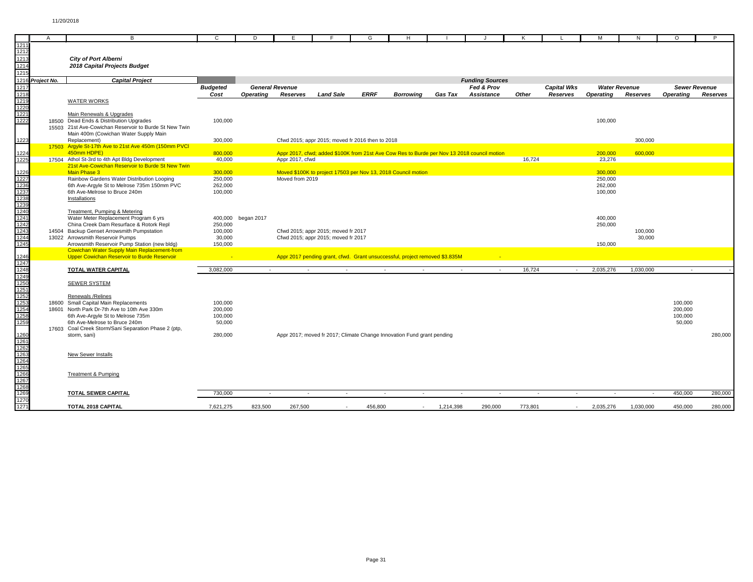11/20/2018

## City of Port Alberni
## 2018 Capital Projects Budget

| Project No. | Capital Project | Budgeted Cost | General Revenue Operating | General Revenue Reserves | Land Sale | ERRF | Borrowing | Gas Tax | Fed & Prov Assistance | Other | Capital Wks Reserves | Water Revenue Operating | Water Revenue Reserves | Sewer Revenue Operating | Sewer Revenue Reserves |
|---|---|---|---|---|---|---|---|---|---|---|---|---|---|---|---|
| | **WATER WORKS** | | | | | | | | | | | | | | |
| | Main Renewals & Upgrades | | | | | | | | | | | | | | |
| 18500 | Dead Ends & Distribution Upgrades | 100,000 | | | | | | | | | | 100,000 | | | |
| 15503 | 21st Ave-Cowichan Reservoir to Burde St New Twin Main 400m (Cowichan Water Supply Main Replacement) | 300,000 | | Cfwd 2015; appr 2015; moved fr 2016 then to 2018 | | | | | | | | | 300,000 | | |
| 17503 | Argyle St-17th Ave to 21st Ave 450m (150mm PVCI 450mm HDPE) | 800,000 | | Appr 2017, cfwd; added $100K from 21st Ave Cow Res to Burde per Nov 13 2018 council motion | | | | | | | | 200,000 | 600,000 | | |
| 17504 | Athol St-3rd to 4th Apt Bldg Development | 40,000 | | Appr 2017, cfwd | | | | | | 16,724 | | 23,276 | | | |
| | 21st Ave-Cowichan Reservoir to Burde St New Twin Main Phase 3 | 300,000 | | Moved $100K to project 17503 per Nov 13, 2018 Council motion | | | | | | | | 300,000 | | | |
| | Rainbow Gardens Water Distribution Looping | 250,000 | | Moved from 2019 | | | | | | | | 250,000 | | | |
| | 6th Ave-Argyle St to Melrose 735m 150mm PVC | 262,000 | | | | | | | | | | 262,000 | | | |
| | 6th Ave-Melrose to Bruce 240m | 100,000 | | | | | | | | | | 100,000 | | | |
| | Installations | | | | | | | | | | | | | | |
| | Treatment, Pumping & Metering | | | | | | | | | | | | | | |
| | Water Meter Replacement Program 6 yrs | 400,000 | began 2017 | | | | | | | | | 400,000 | | | |
| | China Creek Dam Resurface & Rotork Repl | 250,000 | | | | | | | | | | 250,000 | | | |
| 14504 | Backup Genset Arrowsmith Pumpstation | 100,000 | | Cfwd 2015; appr 2015; moved fr 2017 | | | | | | | | | 100,000 | | |
| 13022 | Arrowsmith Reservoir Pumps | 30,000 | | Cfwd 2015; appr 2015; moved fr 2017 | | | | | | | | | 30,000 | | |
| | Arrowsmith Reservoir Pump Station (new bldg) | 150,000 | | | | | | | | | | 150,000 | | | |
| | Cowichan Water Supply Main Replacement-from Upper Cowichan Reservoir to Burde Reservoir | - | | Appr 2017 pending grant, cfwd. Grant unsuccessful, project removed $3.835M | | | | | - | | | | | | |
| | **TOTAL WATER CAPITAL** | 3,082,000 | - | - | - | - | - | - | - | 16,724 | - | 2,035,276 | 1,030,000 | - | - |
| | **SEWER SYSTEM** | | | | | | | | | | | | | | |
| | Renewals /Relines | | | | | | | | | | | | | | |
| 18600 | Small Capital Main Replacements | 100,000 | | | | | | | | | | | | 100,000 | |
| 18601 | North Park Dr-7th Ave to 10th Ave 330m | 200,000 | | | | | | | | | | | | 200,000 | |
| | 6th Ave-Argyle St to Melrose 735m | 100,000 | | | | | | | | | | | | 100,000 | |
| | 6th Ave-Melrose to Bruce 240m | 50,000 | | | | | | | | | | | | 50,000 | |
| 17603 | Coal Creek Storm/Sani Separation Phase 2 (ptp, storm, sani) | 280,000 | | Appr 2017; moved fr 2017; Climate Change Innovation Fund grant pending | | | | | | | | | | | 280,000 |
| | New Sewer Installs | | | | | | | | | | | | | | |
| | Treatment & Pumping | | | | | | | | | | | | | | |
| | **TOTAL SEWER CAPITAL** | 730,000 | - | - | - | - | - | - | - | - | - | - | - | 450,000 | 280,000 |
| | **TOTAL 2018 CAPITAL** | 7,621,275 | 823,500 | 267,500 | - | 456,800 | - | 1,214,398 | 290,000 | 773,801 | - | 2,035,276 | 1,030,000 | 450,000 | 280,000 |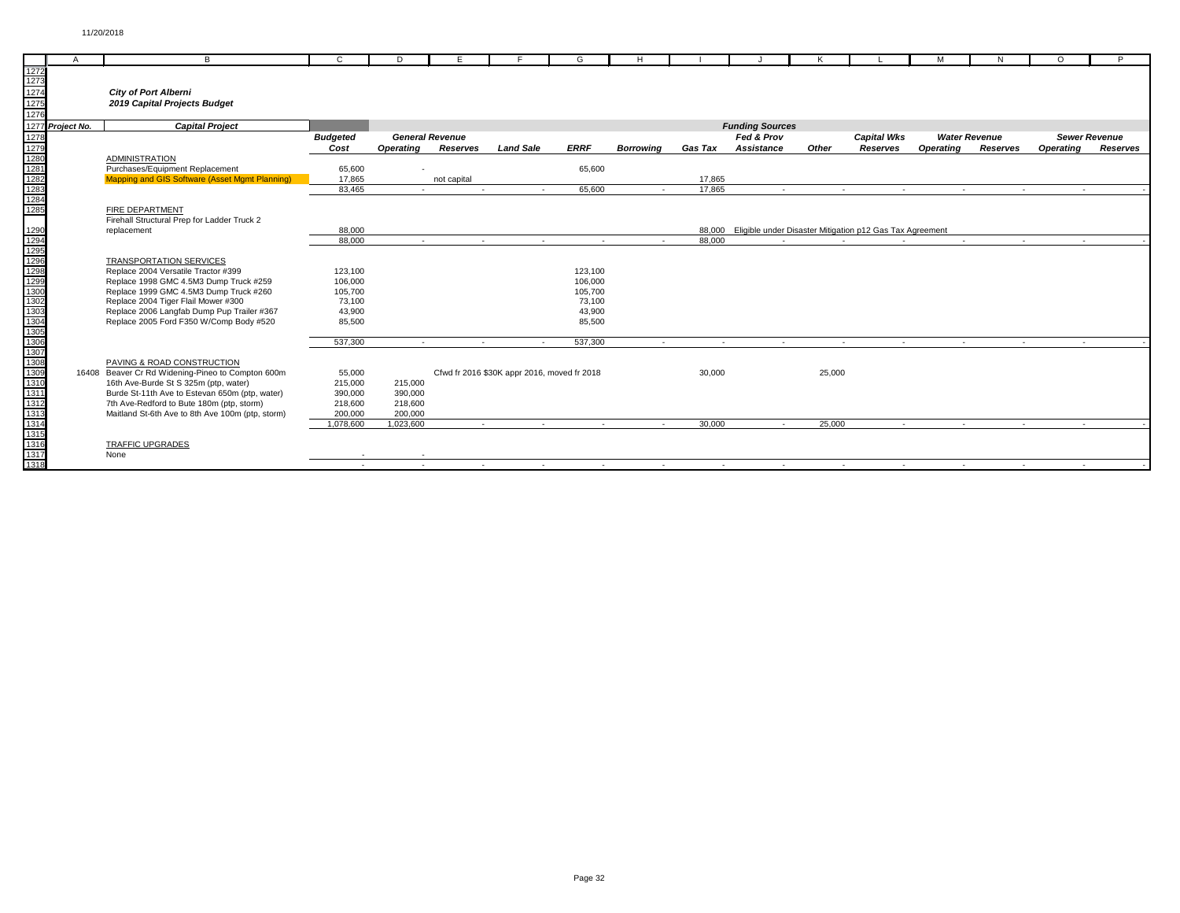*City of Port Alberni*
*2019 Capital Projects Budget*

| Project No. | Capital Project | Budgeted Cost | General Revenue Operating | General Revenue Reserves | Land Sale | ERRF | Borrowing | Gas Tax | Fed & Prov Assistance | Other | Capital Wks Reserves | Water Revenue Operating | Water Revenue Reserves | Sewer Revenue Operating | Sewer Revenue Reserves |
|---|---|---|---|---|---|---|---|---|---|---|---|---|---|---|---|
| | ADMINISTRATION | | | | | | | | | | | | | | |
| | Purchases/Equipment Replacement | 65,600 | - | | | 65,600 | | | | | | | | | |
| | Mapping and GIS Software (Asset Mgmt Planning) | 17,865 | | not capital | | | | 17,865 | | | | | | | |
| | | 83,465 | - | - | - | 65,600 | - | 17,865 | - | - | - | - | - | - | - |
| | FIRE DEPARTMENT | | | | | | | | | | | | | | |
| | Firehall Structural Prep for Ladder Truck 2 replacement | 88,000 | | | | | | 88,000 | Eligible under Disaster Mitigation p12 Gas Tax Agreement | | | | | | |
| | | 88,000 | - | - | - | - | - | 88,000 | - | - | - | - | - | - | - |
| | TRANSPORTATION SERVICES | | | | | | | | | | | | | | |
| | Replace 2004 Versatile Tractor #399 | 123,100 | | | | 123,100 | | | | | | | | | |
| | Replace 1998 GMC 4.5M3 Dump Truck #259 | 106,000 | | | | 106,000 | | | | | | | | | |
| | Replace 1999 GMC 4.5M3 Dump Truck #260 | 105,700 | | | | 105,700 | | | | | | | | | |
| | Replace 2004 Tiger Flail Mower #300 | 73,100 | | | | 73,100 | | | | | | | | | |
| | Replace 2006 Langfab Dump Pup Trailer #367 | 43,900 | | | | 43,900 | | | | | | | | | |
| | Replace 2005 Ford F350 W/Comp Body #520 | 85,500 | | | | 85,500 | | | | | | | | | |
| | | 537,300 | - | - | - | 537,300 | - | - | - | - | - | - | - | - | - |
| | PAVING & ROAD CONSTRUCTION | | | | | | | | | | | | | | |
| 16408 | Beaver Cr Rd Widening-Pineo to Compton 600m | 55,000 | | Cfwd fr 2016 $30K appr 2016, moved fr 2018 | | | | 30,000 | | 25,000 | | | | | |
| | 16th Ave-Burde St S 325m (ptp, water) | 215,000 | 215,000 | | | | | | | | | | | | |
| | Burde St-11th Ave to Estevan 650m (ptp, water) | 390,000 | 390,000 | | | | | | | | | | | | |
| | 7th Ave-Redford to Bute 180m (ptp, storm) | 218,600 | 218,600 | | | | | | | | | | | | |
| | Maitland St-6th Ave to 8th Ave 100m (ptp, storm) | 200,000 | 200,000 | | | | | | | | | | | | |
| | | 1,078,600 | 1,023,600 | - | - | - | - | 30,000 | - | 25,000 | - | - | - | - | - |
| | TRAFFIC UPGRADES | | | | | | | | | | | | | | |
| | None | - | - | | | | | | | | | | | | |
| | | - | - | - | - | - | - | - | - | - | - | - | - | - | - |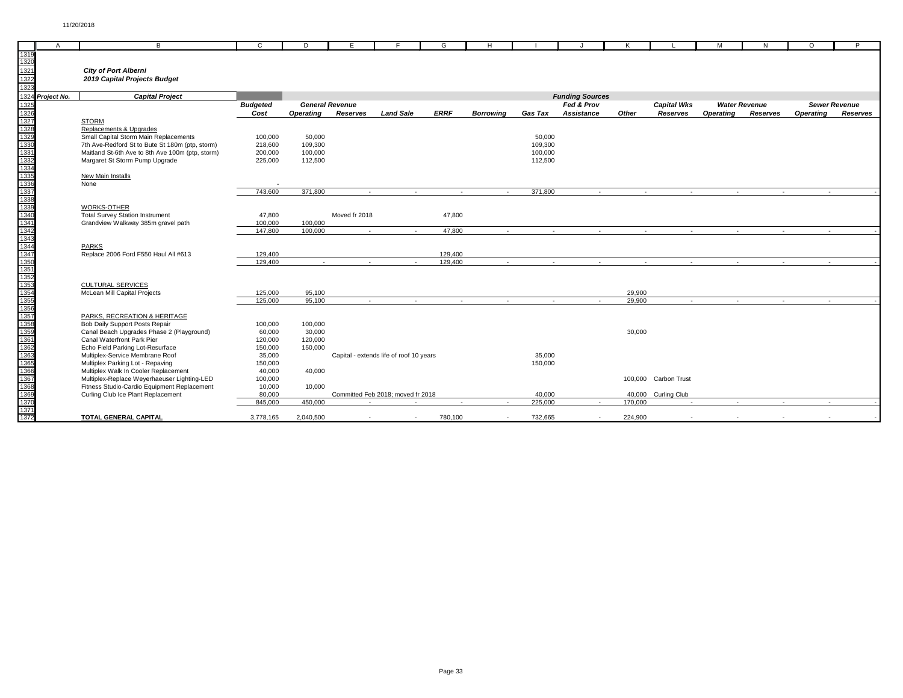*City of Port Alberni*
*2019 Capital Projects Budget*

| Project No. | Capital Project | Budgeted | General Revenue | | | | | | Fed & Prov | | Capital Wks | Water Revenue | | Sewer Revenue | |
|---|---|---|---|---|---|---|---|---|---|---|---|---|---|---|---|
| | | Cost | Operating | Reserves | Land Sale | ERRF | Borrowing | Gas Tax | Assistance | Other | Reserves | Operating | Reserves | Operating | Reserves |
| | STORM | | | | | | | | | | | | | | |
| | Replacements & Upgrades | | | | | | | | | | | | | | |
| | Small Capital Storm Main Replacements | 100,000 | 50,000 | | | | | 50,000 | | | | | | | |
| | 7th Ave-Redford St to Bute St 180m (ptp, storm) | 218,600 | 109,300 | | | | | 109,300 | | | | | | | |
| | Maitland St-6th Ave to 8th Ave 100m (ptp, storm) | 200,000 | 100,000 | | | | | 100,000 | | | | | | | |
| | Margaret St Storm Pump Upgrade | 225,000 | 112,500 | | | | | 112,500 | | | | | | | |
| | New Main Installs | | | | | | | | | | | | | | |
| | None | - | | | | | | | | | | | | | |
| | | 743,600 | 371,800 | - | - | - | - | 371,800 | - | - | - | - | - | - | - |
| | WORKS-OTHER | | | | | | | | | | | | | | |
| | Total Survey Station Instrument | 47,800 | | Moved fr 2018 | | 47,800 | | | | | | | | | |
| | Grandview Walkway 385m gravel path | 100,000 | 100,000 | | | | | | | | | | | | |
| | | 147,800 | 100,000 | - | - | 47,800 | - | - | - | - | - | - | - | - | - |
| | PARKS | | | | | | | | | | | | | | |
| | Replace 2006 Ford F550 Haul All #613 | 129,400 | | | | 129,400 | | | | | | | | | |
| | | 129,400 | - | - | - | 129,400 | - | - | - | - | - | - | - | - | - |
| | CULTURAL SERVICES | | | | | | | | | | | | | | |
| | McLean Mill Capital Projects | 125,000 | 95,100 | | | | | | | 29,900 | | | | | |
| | | 125,000 | 95,100 | - | - | - | - | - | - | 29,900 | - | - | - | - | - |
| | PARKS, RECREATION & HERITAGE | | | | | | | | | | | | | | |
| | Bob Daily Support Posts Repair | 100,000 | 100,000 | | | | | | | | | | | | |
| | Canal Beach Upgrades Phase 2 (Playground) | 60,000 | 30,000 | | | | | | | 30,000 | | | | | |
| | Canal Waterfront Park Pier | 120,000 | 120,000 | | | | | | | | | | | | |
| | Echo Field Parking Lot-Resurface | 150,000 | 150,000 | | | | | | | | | | | | |
| | Multiplex-Service Membrane Roof | 35,000 | | Capital - extends life of roof 10 years | | | | 35,000 | | | | | | | |
| | Multiplex Parking Lot - Repaving | 150,000 | | | | | | 150,000 | | | | | | | |
| | Multiplex Walk In Cooler Replacement | 40,000 | 40,000 | | | | | | | | | | | | |
| | Multiplex-Replace Weyerhaeuser Lighting-LED | 100,000 | | | | | | | | 100,000 | Carbon Trust | | | | |
| | Fitness Studio-Cardio Equipment Replacement | 10,000 | 10,000 | | | | | | | | | | | | |
| | Curling Club Ice Plant Replacement | 80,000 | | Committed Feb 2018; moved fr 2018 | | | | 40,000 | | 40,000 | Curling Club | | | | |
| | | 845,000 | 450,000 | - | - | - | - | 225,000 | - | 170,000 | - | - | - | - | - |
| | **TOTAL GENERAL CAPITAL** | 3,778,165 | 2,040,500 | - | - | 780,100 | - | 732,665 | - | 224,900 | - | - | - | - | - |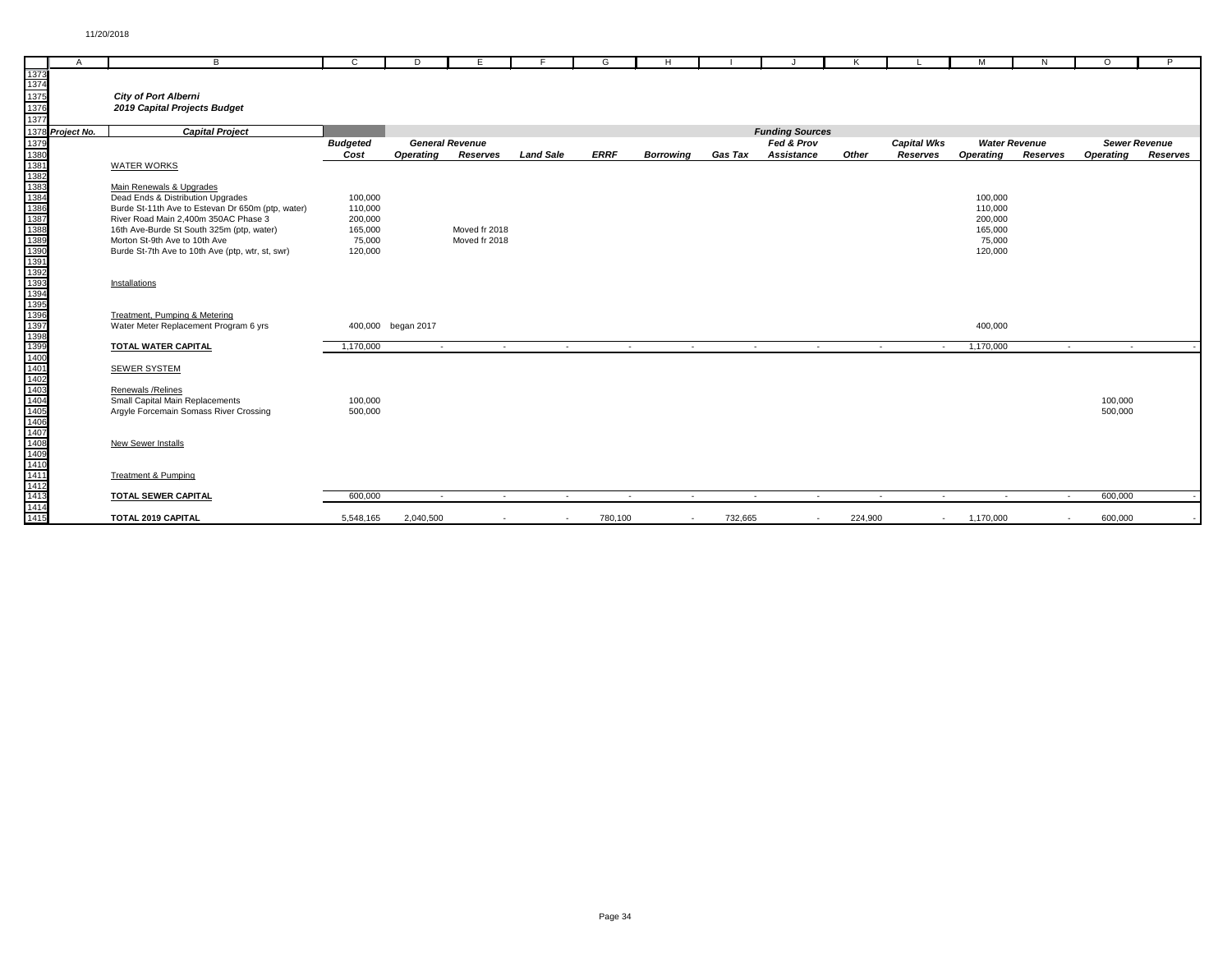11/20/2018

## City of Port Alberni
## 2019 Capital Projects Budget

| Project No. | Capital Project | Budgeted Cost | General Revenue Operating | General Revenue Reserves | Land Sale | ERRF | Borrowing | Gas Tax | Fed & Prov Assistance | Other | Capital Wks Reserves | Water Revenue Operating | Water Revenue Reserves | Sewer Revenue Operating | Sewer Revenue Reserves |
|---|---|---|---|---|---|---|---|---|---|---|---|---|---|---|---|
| | WATER WORKS | | | | | | | | | | | | | | |
| | Main Renewals & Upgrades | | | | | | | | | | | | | | |
| | Dead Ends & Distribution Upgrades | 100,000 | | | | | | | | | | 100,000 | | | |
| | Burde St-11th Ave to Estevan Dr 650m (ptp, water) | 110,000 | | | | | | | | | | 110,000 | | | |
| | River Road Main 2,400m 350AC Phase 3 | 200,000 | | | | | | | | | | 200,000 | | | |
| | 16th Ave-Burde St South 325m (ptp, water) | 165,000 | | Moved fr 2018 | | | | | | | | 165,000 | | | |
| | Morton St-9th Ave to 10th Ave | 75,000 | | Moved fr 2018 | | | | | | | | 75,000 | | | |
| | Burde St-7th Ave to 10th Ave (ptp, wtr, st, swr) | 120,000 | | | | | | | | | | 120,000 | | | |
| | Installations | | | | | | | | | | | | | | |
| | Treatment, Pumping & Metering | | | | | | | | | | | | | | |
| | Water Meter Replacement Program 6 yrs | 400,000 | began 2017 | | | | | | | | | 400,000 | | | |
| | **TOTAL WATER CAPITAL** | 1,170,000 | - | - | - | - | - | - | - | - | - | 1,170,000 | - | - | - |
| | SEWER SYSTEM | | | | | | | | | | | | | | |
| | Renewals /Relines | | | | | | | | | | | | | | |
| | Small Capital Main Replacements | 100,000 | | | | | | | | | | | | 100,000 | |
| | Argyle Forcemain Somass River Crossing | 500,000 | | | | | | | | | | | | 500,000 | |
| | New Sewer Installs | | | | | | | | | | | | | | |
| | Treatment & Pumping | | | | | | | | | | | | | | |
| | **TOTAL SEWER CAPITAL** | 600,000 | - | - | - | - | - | - | - | - | - | - | - | 600,000 | - |
| | **TOTAL 2019 CAPITAL** | 5,548,165 | 2,040,500 | - | - | 780,100 | - | 732,665 | - | 224,900 | - | 1,170,000 | - | 600,000 | - |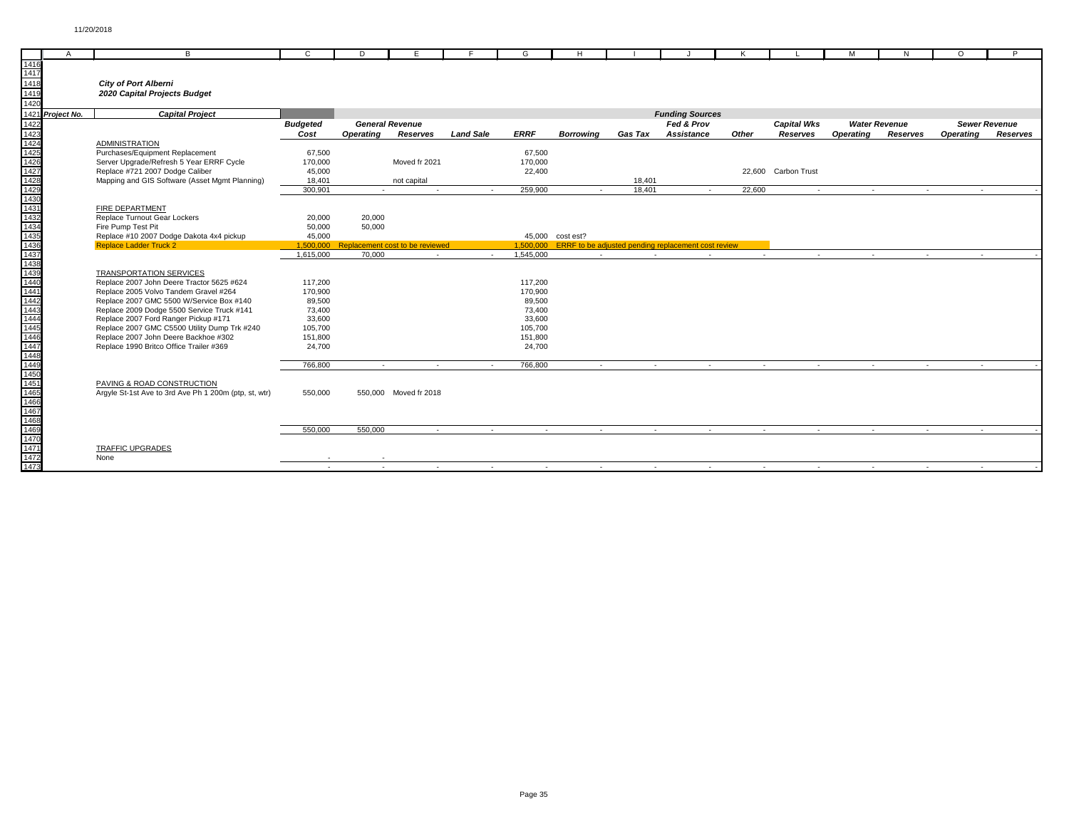**City of Port Alberni**

***2020 Capital Projects Budget***

| Project No. | Capital Project | Budgeted Cost | General Revenue Operating | General Revenue Reserves | Land Sale | ERRF | Borrowing | Gas Tax | Fed & Prov Assistance | Other | Capital Wks Reserves | Water Revenue Operating | Water Revenue Reserves | Sewer Revenue Operating | Sewer Revenue Reserves |
|---|---|---|---|---|---|---|---|---|---|---|---|---|---|---|---|
| | ADMINISTRATION | | | | | | | | | | | | | | |
| | Purchases/Equipment Replacement | 67,500 | | | | 67,500 | | | | | | | | | |
| | Server Upgrade/Refresh 5 Year ERRF Cycle | 170,000 | | Moved fr 2021 | | 170,000 | | | | | | | | | |
| | Replace #721 2007 Dodge Caliber | 45,000 | | | | 22,400 | | | | 22,600 | Carbon Trust | | | | |
| | Mapping and GIS Software (Asset Mgmt Planning) | 18,401 | | not capital | | | | 18,401 | | | | | | | |
| | | 300,901 | - | - | - | 259,900 | - | 18,401 | - | 22,600 | - | - | - | - | - |
| | FIRE DEPARTMENT | | | | | | | | | | | | | | |
| | Replace Turnout Gear Lockers | 20,000 | 20,000 | | | | | | | | | | | | |
| | Fire Pump Test Pit | 50,000 | 50,000 | | | | | | | | | | | | |
| | Replace #10 2007 Dodge Dakota 4x4 pickup | 45,000 | | | | 45,000 | cost est? | | | | | | | | |
| | Replace Ladder Truck 2 | 1,500,000 | Replacement cost to be reviewed | | | 1,500,000 | ERRF to be adjusted pending replacement cost review | | | | | | | | |
| | | 1,615,000 | 70,000 | - | - | 1,545,000 | - | - | - | - | - | - | - | - | - |
| | TRANSPORTATION SERVICES | | | | | | | | | | | | | | |
| | Replace 2007 John Deere Tractor 5625 #624 | 117,200 | | | | 117,200 | | | | | | | | | |
| | Replace 2005 Volvo Tandem Gravel #264 | 170,900 | | | | 170,900 | | | | | | | | | |
| | Replace 2007 GMC 5500 W/Service Box #140 | 89,500 | | | | 89,500 | | | | | | | | | |
| | Replace 2009 Dodge 5500 Service Truck #141 | 73,400 | | | | 73,400 | | | | | | | | | |
| | Replace 2007 Ford Ranger Pickup #171 | 33,600 | | | | 33,600 | | | | | | | | | |
| | Replace 2007 GMC C5500 Utility Dump Trk #240 | 105,700 | | | | 105,700 | | | | | | | | | |
| | Replace 2007 John Deere Backhoe #302 | 151,800 | | | | 151,800 | | | | | | | | | |
| | Replace 1990 Britco Office Trailer #369 | 24,700 | | | | 24,700 | | | | | | | | | |
| | | 766,800 | - | - | - | 766,800 | - | - | - | - | - | - | - | - | - |
| | PAVING & ROAD CONSTRUCTION | | | | | | | | | | | | | | |
| | Argyle St-1st Ave to 3rd Ave Ph 1 200m (ptp, st, wtr) | 550,000 | 550,000 | Moved fr 2018 | | | | | | | | | | | |
| | | 550,000 | 550,000 | - | - | - | - | - | - | - | - | - | - | - | - |
| | TRAFFIC UPGRADES | | | | | | | | | | | | | | |
| | None | - | - | | | | | | | | | | | | |
| | | - | - | - | - | - | - | - | - | - | - | - | - | - | - |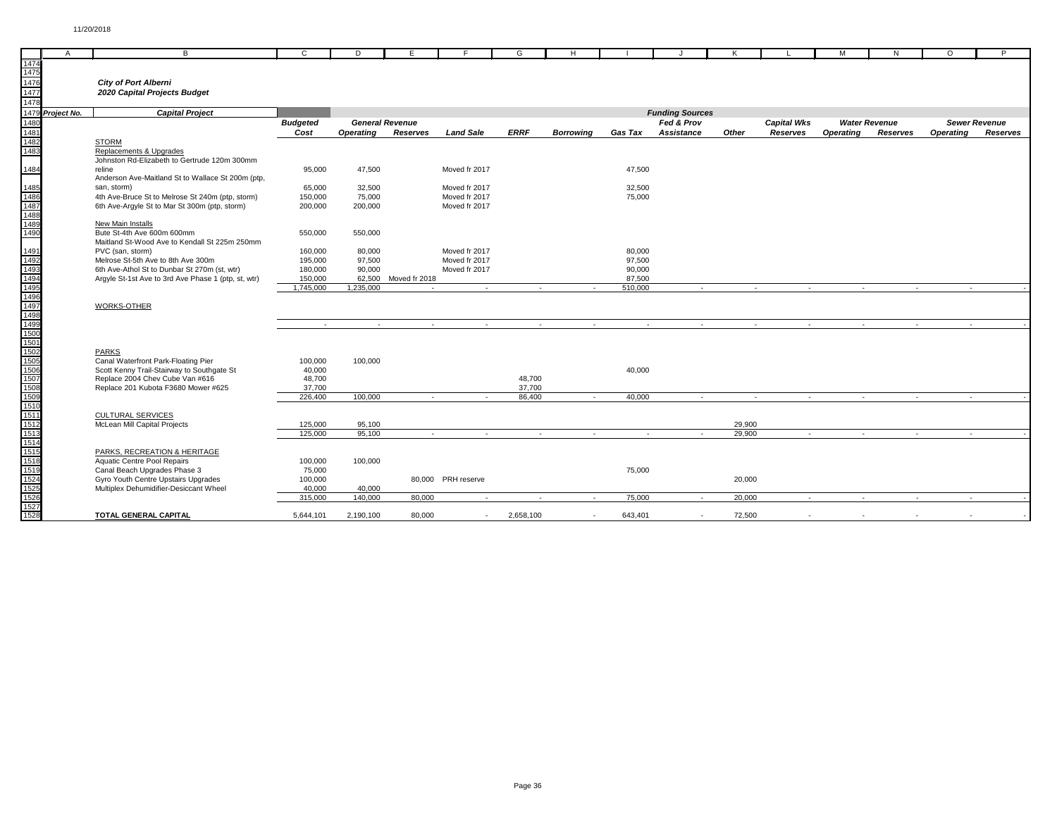11/20/2018

***City of Port Alberni***
***2020 Capital Projects Budget***

| Project No. | Capital Project | Budgeted Cost | General Revenue Operating | General Revenue Reserves | Land Sale | ERRF | Borrowing | Gas Tax | Fed & Prov Assistance | Other | Capital Wks Reserves | Water Revenue Operating | Water Revenue Reserves | Sewer Revenue Operating | Sewer Revenue Reserves |
|---|---|---|---|---|---|---|---|---|---|---|---|---|---|---|---|
| | STORM | | | | | | | | | | | | | | |
| | Replacements & Upgrades | | | | | | | | | | | | | | |
| | Johnston Rd-Elizabeth to Gertrude 120m 300mm reline | 95,000 | 47,500 | | Moved fr 2017 | | | 47,500 | | | | | | | |
| | Anderson Ave-Maitland St to Wallace St 200m (ptp, san, storm) | 65,000 | 32,500 | | Moved fr 2017 | | | 32,500 | | | | | | | |
| | 4th Ave-Bruce St to Melrose St 240m (ptp, storm) | 150,000 | 75,000 | | Moved fr 2017 | | | 75,000 | | | | | | | |
| | 6th Ave-Argyle St to Mar St 300m (ptp, storm) | 200,000 | 200,000 | | Moved fr 2017 | | | | | | | | | | |
| | New Main Installs | | | | | | | | | | | | | | |
| | Bute St-4th Ave 600m 600mm | 550,000 | 550,000 | | | | | | | | | | | | |
| | Maitland St-Wood Ave to Kendall St 225m 250mm PVC (san, storm) | 160,000 | 80,000 | | Moved fr 2017 | | | 80,000 | | | | | | | |
| | Melrose St-5th Ave to 8th Ave 300m | 195,000 | 97,500 | | Moved fr 2017 | | | 97,500 | | | | | | | |
| | 6th Ave-Athol St to Dunbar St 270m (st, wtr) | 180,000 | 90,000 | | Moved fr 2017 | | | 90,000 | | | | | | | |
| | Argyle St-1st Ave to 3rd Ave Phase 1 (ptp, st, wtr) | 150,000 | 62,500 | Moved fr 2018 | | | | 87,500 | | | | | | | |
| | | 1,745,000 | 1,235,000 | - | - | - | - | 510,000 | - | - | - | - | - | - | - |
| | WORKS-OTHER | | | | | | | | | | | | | | |
| | | - | - | - | - | - | - | - | - | - | - | - | - | - | - |
| | PARKS | | | | | | | | | | | | | | |
| | Canal Waterfront Park-Floating Pier | 100,000 | 100,000 | | | | | | | | | | | | |
| | Scott Kenny Trail-Stairway to Southgate St | 40,000 | | | | | | 40,000 | | | | | | | |
| | Replace 2004 Chev Cube Van #616 | 48,700 | | | | 48,700 | | | | | | | | | |
| | Replace 201 Kubota F3680 Mower #625 | 37,700 | | | | 37,700 | | | | | | | | | |
| | | 226,400 | 100,000 | - | - | 86,400 | - | 40,000 | - | - | - | - | - | - | - |
| | CULTURAL SERVICES | | | | | | | | | | | | | | |
| | McLean Mill Capital Projects | 125,000 | 95,100 | | | | | | | 29,900 | | | | | |
| | | 125,000 | 95,100 | - | - | - | - | - | - | 29,900 | - | - | - | - | - |
| | PARKS, RECREATION & HERITAGE | | | | | | | | | | | | | | |
| | Aquatic Centre Pool Repairs | 100,000 | 100,000 | | | | | | | | | | | | |
| | Canal Beach Upgrades Phase 3 | 75,000 | | | | | | 75,000 | | | | | | | |
| | Gyro Youth Centre Upstairs Upgrades | 100,000 | | 80,000 | PRH reserve | | | | | 20,000 | | | | | |
| | Multiplex Dehumidifier-Desiccant Wheel | 40,000 | 40,000 | | | | | | | | | | | | |
| | | 315,000 | 140,000 | 80,000 | - | - | - | 75,000 | - | 20,000 | - | - | - | - | - |
| | **TOTAL GENERAL CAPITAL** | 5,644,101 | 2,190,100 | 80,000 | - | 2,658,100 | - | 643,401 | - | 72,500 | - | - | - | - | - |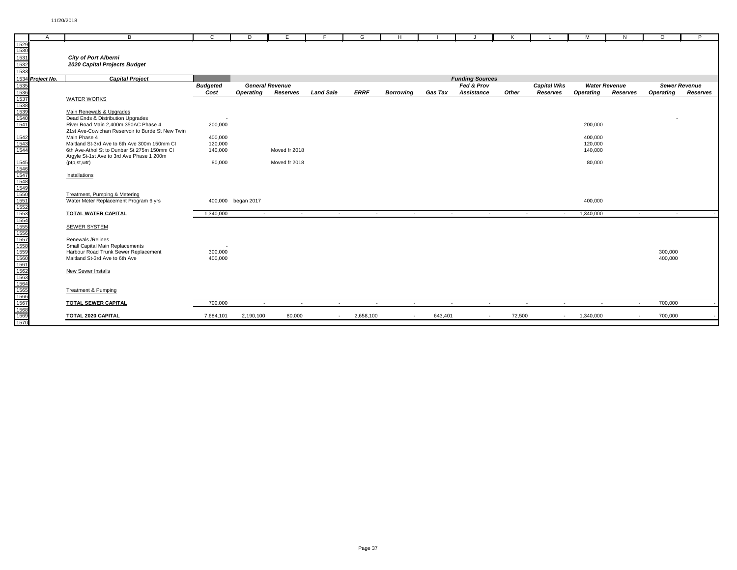*City of Port Alberni*

*2020 Capital Projects Budget*

| Project No. | Capital Project | Budgeted Cost | General Revenue Operating | General Revenue Reserves | Land Sale | ERRF | Borrowing | Gas Tax | Fed & Prov Assistance | Other | Capital Wks Reserves | Water Revenue Operating | Water Revenue Reserves | Sewer Revenue Operating | Sewer Revenue Reserves |
|---|---|---|---|---|---|---|---|---|---|---|---|---|---|---|---|
| | WATER WORKS | | | | | | | | | | | | | | |
| | Main Renewals & Upgrades | | | | | | | | | | | | | | |
| | Dead Ends & Distribution Upgrades | - | | | | | | | | | | | | - | |
| | River Road Main 2,400m 350AC Phase 4 | 200,000 | | | | | | | | | | 200,000 | | | |
| | 21st Ave-Cowichan Reservoir to Burde St New Twin Main Phase 4 | 400,000 | | | | | | | | | | 400,000 | | | |
| | Maitland St-3rd Ave to 6th Ave 300m 150mm CI | 120,000 | | | | | | | | | | 120,000 | | | |
| | 6th Ave-Athol St to Dunbar St 275m 150mm CI | 140,000 | | Moved fr 2018 | | | | | | | | 140,000 | | | |
| | Argyle St-1st Ave to 3rd Ave Phase 1 200m (ptp,st,wtr) | 80,000 | | Moved fr 2018 | | | | | | | | 80,000 | | | |
| | Installations | | | | | | | | | | | | | | |
| | Treatment, Pumping & Metering | | | | | | | | | | | | | | |
| | Water Meter Replacement Program 6 yrs | 400,000 | began 2017 | | | | | | | | | 400,000 | | | |
| | **TOTAL WATER CAPITAL** | 1,340,000 | - | - | - | - | - | - | - | - | - | 1,340,000 | - | - | - |
| | SEWER SYSTEM | | | | | | | | | | | | | | |
| | Renewals /Relines | | | | | | | | | | | | | | |
| | Small Capital Main Replacements | - | | | | | | | | | | | | | |
| | Harbour Road Trunk Sewer Replacement | 300,000 | | | | | | | | | | | | 300,000 | |
| | Maitland St-3rd Ave to 6th Ave | 400,000 | | | | | | | | | | | | 400,000 | |
| | New Sewer Installs | | | | | | | | | | | | | | |
| | Treatment & Pumping | | | | | | | | | | | | | | |
| | **TOTAL SEWER CAPITAL** | 700,000 | - | - | - | - | - | - | - | - | - | - | - | 700,000 | - |
| | **TOTAL 2020 CAPITAL** | 7,684,101 | 2,190,100 | 80,000 | - | 2,658,100 | - | 643,401 | - | 72,500 | - | 1,340,000 | - | 700,000 | - |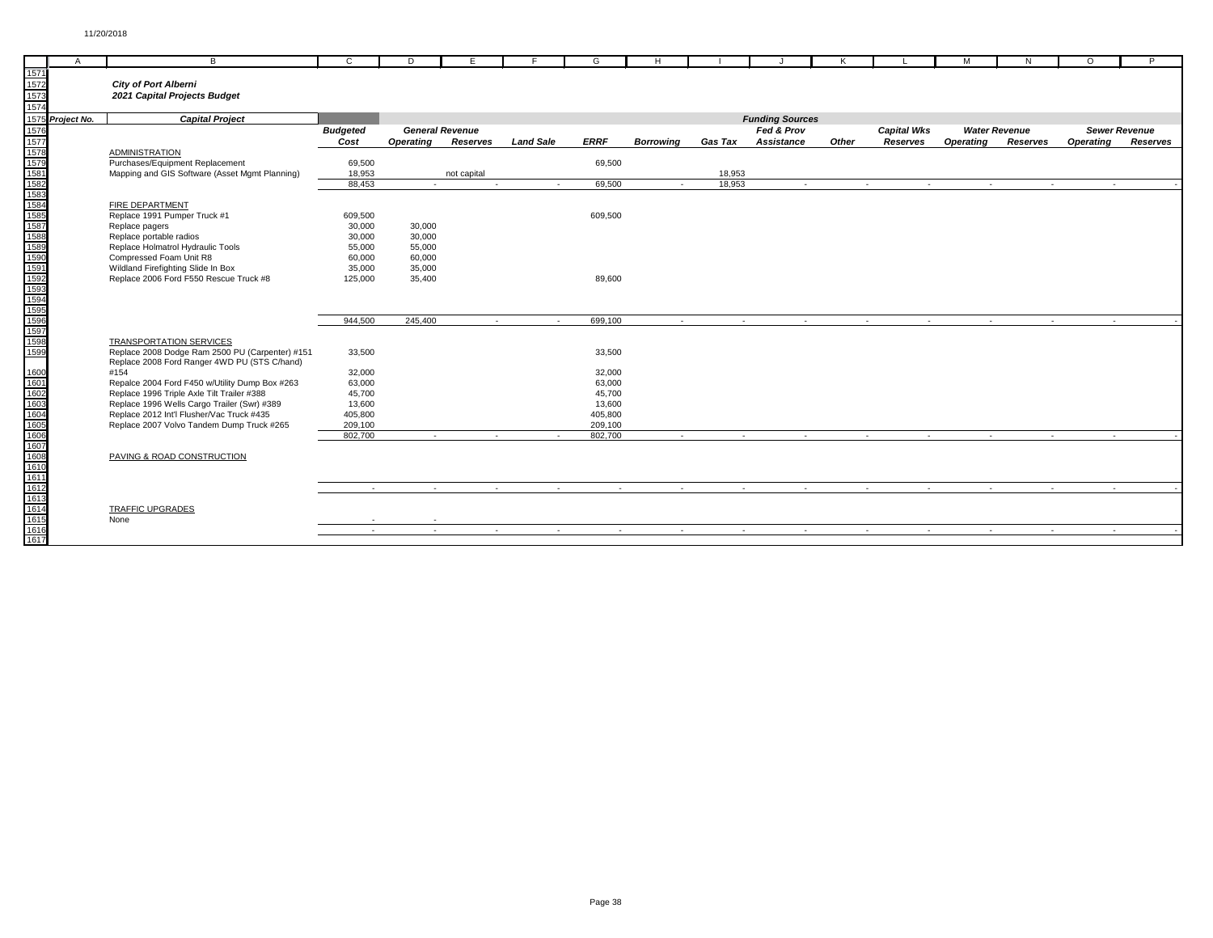11/20/2018

**City of Port Alberni**
**2021 Capital Projects Budget**

| Project No. | Capital Project | Budgeted Cost | General Revenue Operating | General Revenue Reserves | Land Sale | ERRF | Borrowing | Gas Tax | Fed & Prov Assistance | Other | Capital Wks Reserves | Water Revenue Operating | Water Revenue Reserves | Sewer Revenue Operating | Sewer Revenue Reserves |
|---|---|---|---|---|---|---|---|---|---|---|---|---|---|---|---|
| | ADMINISTRATION | | | | | | | | | | | | | | |
| | Purchases/Equipment Replacement | 69,500 | | | | 69,500 | | | | | | | | | |
| | Mapping and GIS Software (Asset Mgmt Planning) | 18,953 | | not capital | | | | 18,953 | | | | | | | |
| | | 88,453 | - | - | - | 69,500 | - | 18,953 | - | - | - | - | - | - | - |
| | FIRE DEPARTMENT | | | | | | | | | | | | | | |
| | Replace 1991 Pumper Truck #1 | 609,500 | | | | 609,500 | | | | | | | | | |
| | Replace pagers | 30,000 | 30,000 | | | | | | | | | | | | |
| | Replace portable radios | 30,000 | 30,000 | | | | | | | | | | | | |
| | Replace Holmatrol Hydraulic Tools | 55,000 | 55,000 | | | | | | | | | | | | |
| | Compressed Foam Unit R8 | 60,000 | 60,000 | | | | | | | | | | | | |
| | Wildland Firefighting Slide In Box | 35,000 | 35,000 | | | | | | | | | | | | |
| | Replace 2006 Ford F550 Rescue Truck #8 | 125,000 | 35,400 | | | 89,600 | | | | | | | | | |
| | | 944,500 | 245,400 | - | - | 699,100 | - | - | - | - | - | - | - | - | - |
| | TRANSPORTATION SERVICES | | | | | | | | | | | | | | |
| | Replace 2008 Dodge Ram 2500 PU (Carpenter) #151 | 33,500 | | | | 33,500 | | | | | | | | | |
| | Replace 2008 Ford Ranger 4WD PU (STS C/hand) #154 | 32,000 | | | | 32,000 | | | | | | | | | |
| | Repalce 2004 Ford F450 w/Utility Dump Box #263 | 63,000 | | | | 63,000 | | | | | | | | | |
| | Replace 1996 Triple Axle Tilt Trailer #388 | 45,700 | | | | 45,700 | | | | | | | | | |
| | Replace 1996 Wells Cargo Trailer (Swr) #389 | 13,600 | | | | 13,600 | | | | | | | | | |
| | Replace 2012 Int'l Flusher/Vac Truck #435 | 405,800 | | | | 405,800 | | | | | | | | | |
| | Replace 2007 Volvo Tandem Dump Truck #265 | 209,100 | | | | 209,100 | | | | | | | | | |
| | | 802,700 | - | - | - | 802,700 | - | - | - | - | - | - | - | - | - |
| | PAVING & ROAD CONSTRUCTION | | | | | | | | | | | | | | |
| | | - | - | - | - | - | - | - | - | - | - | - | - | - | - |
| | TRAFFIC UPGRADES | | | | | | | | | | | | | | |
| | None | - | - | | | | | | | | | | | | |
| | | - | - | - | - | - | - | - | - | - | - | - | - | - | - |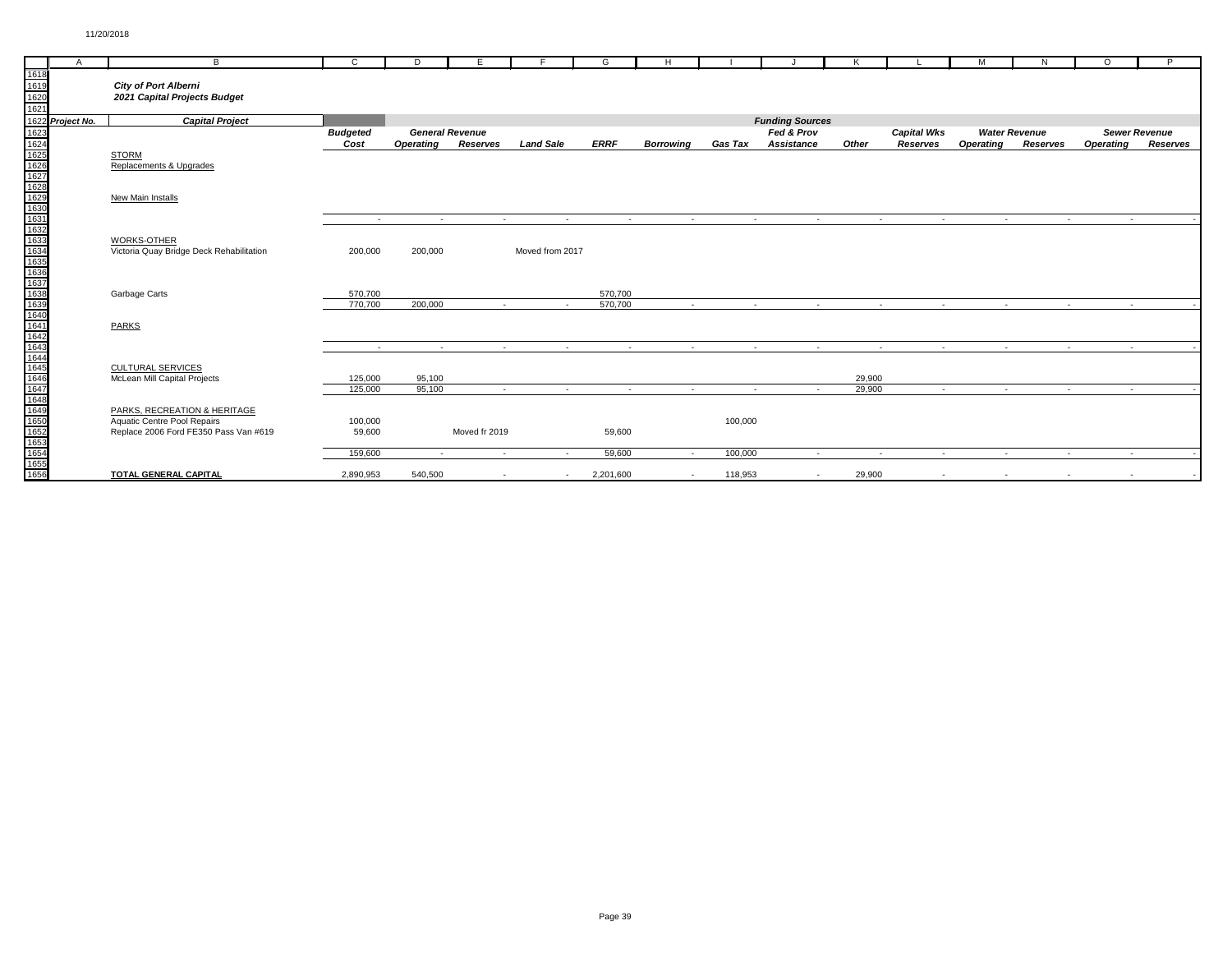*City of Port Alberni*
*2021 Capital Projects Budget*

| Project No. | Capital Project | Budgeted Cost | General Revenue Operating | General Revenue Reserves | Land Sale | ERRF | Borrowing | Gas Tax | Fed & Prov Assistance | Other | Capital Wks Reserves | Water Revenue Operating | Water Revenue Reserves | Sewer Revenue Operating | Sewer Revenue Reserves |
|---|---|---|---|---|---|---|---|---|---|---|---|---|---|---|---|
| | STORM | | | | | | | | | | | | | | |
| | Replacements & Upgrades | | | | | | | | | | | | | | |
| | New Main Installs | | | | | | | | | | | | | | |
| | | - | - | - | - | - | - | - | - | - | - | - | - | - | - |
| | WORKS-OTHER | | | | | | | | | | | | | | |
| | Victoria Quay Bridge Deck Rehabilitation | 200,000 | 200,000 | | Moved from 2017 | | | | | | | | | | |
| | Garbage Carts | 570,700 | | | | 570,700 | | | | | | | | | |
| | | 770,700 | 200,000 | - | - | 570,700 | - | - | - | - | - | - | - | - | - |
| | PARKS | | | | | | | | | | | | | | |
| | | - | - | - | - | - | - | - | - | - | - | - | - | - | - |
| | CULTURAL SERVICES | | | | | | | | | | | | | | |
| | McLean Mill Capital Projects | 125,000 | 95,100 | | | | | | | 29,900 | | | | | |
| | | 125,000 | 95,100 | - | - | - | - | - | - | 29,900 | - | - | - | - | - |
| | PARKS, RECREATION & HERITAGE | | | | | | | | | | | | | | |
| | Aquatic Centre Pool Repairs | 100,000 | | | | | | 100,000 | | | | | | | |
| | Replace 2006 Ford FE350 Pass Van #619 | 59,600 | | Moved fr 2019 | | 59,600 | | | | | | | | | |
| | | 159,600 | - | - | - | 59,600 | - | 100,000 | - | - | - | - | - | - | - |
| | **TOTAL GENERAL CAPITAL** | 2,890,953 | 540,500 | - | - | 2,201,600 | - | 118,953 | - | 29,900 | - | - | - | - | - |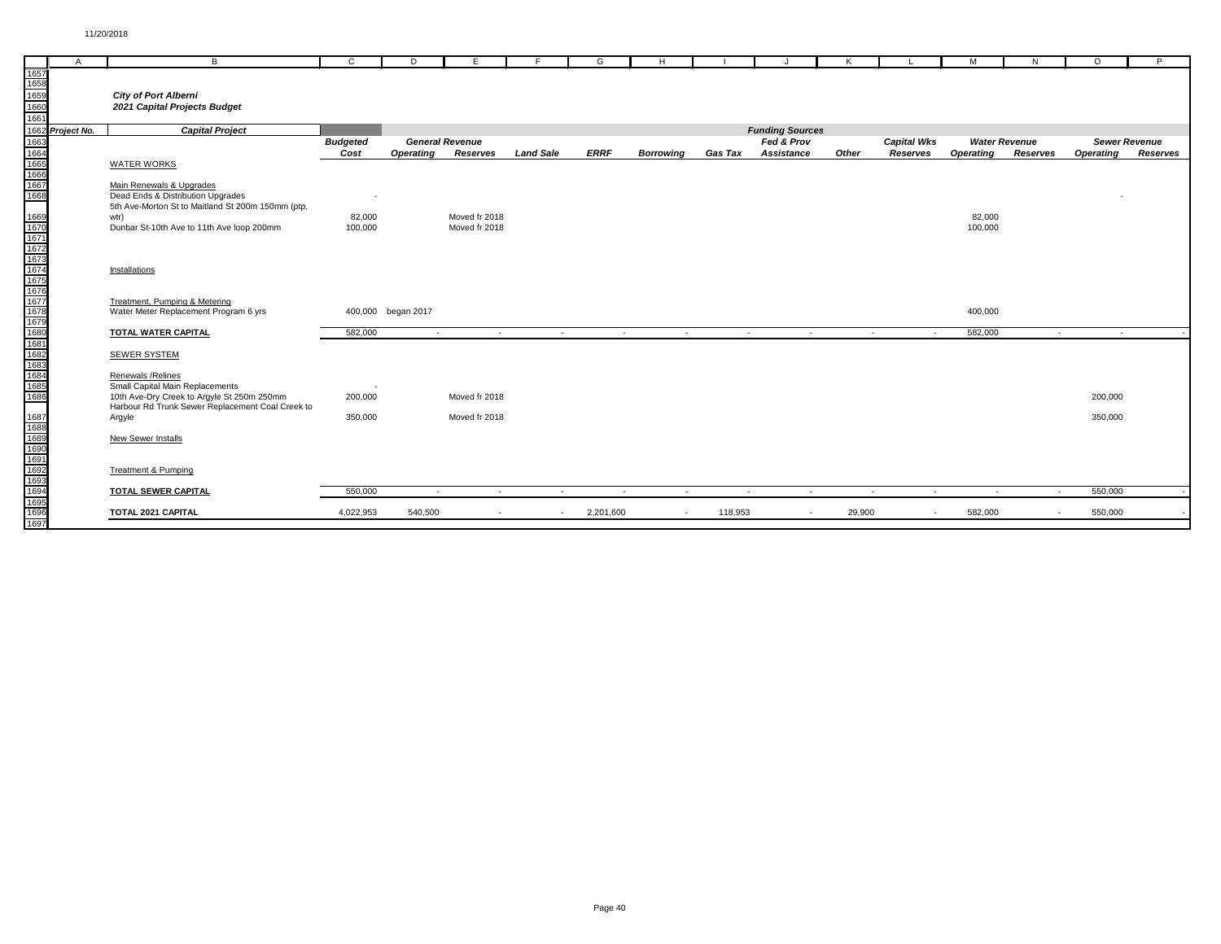11/20/2018

***City of Port Alberni***
***2021 Capital Projects Budget***

| Project No. | Capital Project | Budgeted Cost | General Revenue Operating | General Revenue Reserves | Land Sale | ERRF | Borrowing | Gas Tax | Fed & Prov Assistance | Other | Capital Wks Reserves | Water Revenue Operating | Water Revenue Reserves | Sewer Revenue Operating | Sewer Revenue Reserves |
|---|---|---|---|---|---|---|---|---|---|---|---|---|---|---|---|
| | WATER WORKS | | | | | | | | | | | | | | |
| | Main Renewals & Upgrades | | | | | | | | | | | | | | |
| | Dead Ends & Distribution Upgrades | - | | | | | | | | | | | | - | |
| | 5th Ave-Morton St to Maitland St 200m 150mm (ptp, wtr) | 82,000 | | Moved fr 2018 | | | | | | | | 82,000 | | | |
| | Dunbar St-10th Ave to 11th Ave loop 200mm | 100,000 | | Moved fr 2018 | | | | | | | | 100,000 | | | |
| | Installations | | | | | | | | | | | | | | |
| | Treatment, Pumping & Metering | | | | | | | | | | | | | | |
| | Water Meter Replacement Program 6 yrs | 400,000 | began 2017 | | | | | | | | | 400,000 | | | |
| | **TOTAL WATER CAPITAL** | 582,000 | - | - | - | - | - | - | - | - | - | 582,000 | - | - | - |
| | SEWER SYSTEM | | | | | | | | | | | | | | |
| | Renewals /Relines | | | | | | | | | | | | | | |
| | Small Capital Main Replacements | - | | | | | | | | | | | | | |
| | 10th Ave-Dry Creek to Argyle St 250m 250mm | 200,000 | | Moved fr 2018 | | | | | | | | | | 200,000 | |
| | Harbour Rd Trunk Sewer Replacement Coal Creek to Argyle | 350,000 | | Moved fr 2018 | | | | | | | | | | 350,000 | |
| | New Sewer Installs | | | | | | | | | | | | | | |
| | Treatment & Pumping | | | | | | | | | | | | | | |
| | **TOTAL SEWER CAPITAL** | 550,000 | - | - | - | - | - | - | - | - | - | - | - | 550,000 | - |
| | **TOTAL 2021 CAPITAL** | 4,022,953 | 540,500 | - | - | 2,201,600 | - | 118,953 | - | 29,900 | - | 582,000 | - | 550,000 | - |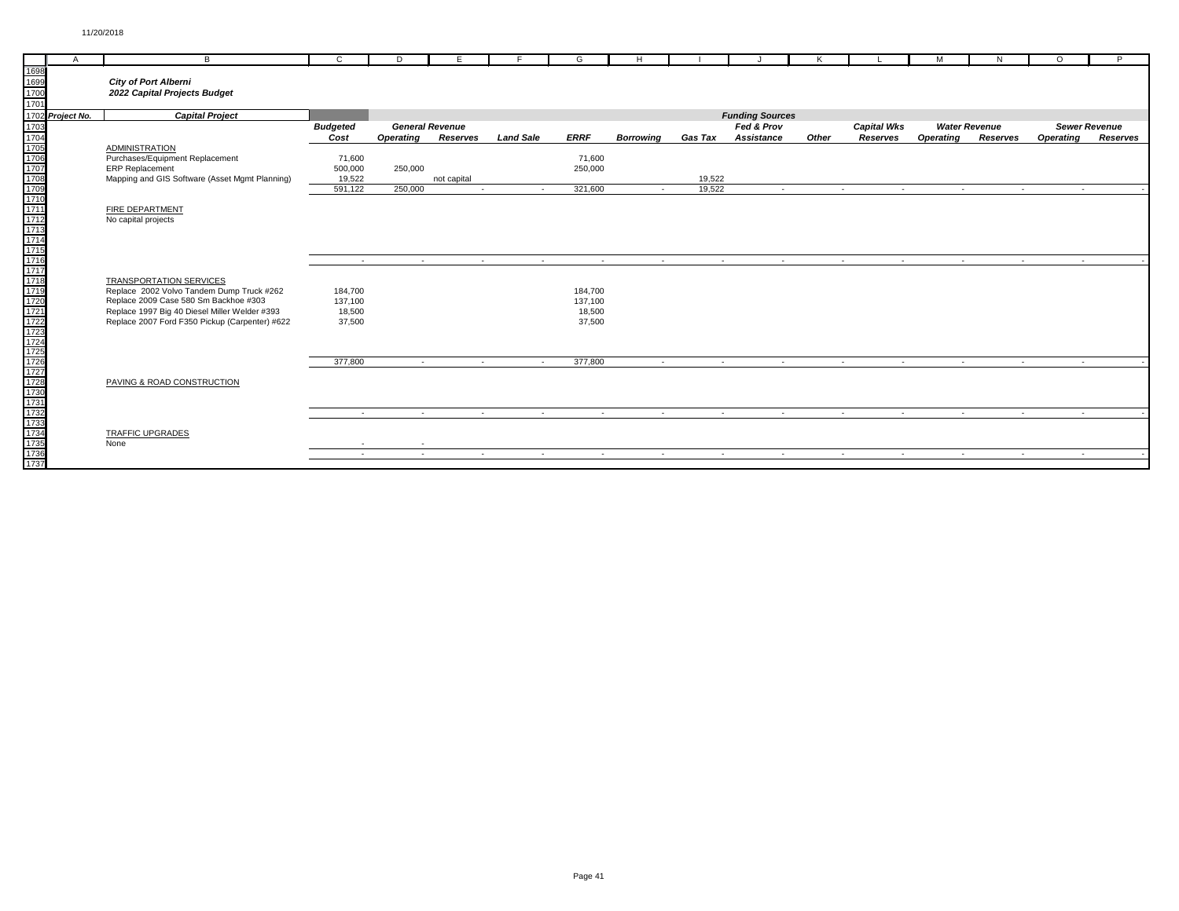11/20/2018

**City of Port Alberni**
**2022 Capital Projects Budget**

| Project No. | Capital Project | Budgeted Cost | General Revenue Operating | General Revenue Reserves | Land Sale | ERRF | Borrowing | Gas Tax | Fed & Prov Assistance | Other | Capital Wks Reserves | Water Revenue Operating | Water Revenue Reserves | Sewer Revenue Operating | Sewer Revenue Reserves |
|---|---|---|---|---|---|---|---|---|---|---|---|---|---|---|---|
| | ADMINISTRATION | | | | | | | | | | | | | | |
| | Purchases/Equipment Replacement | 71,600 | | | | 71,600 | | | | | | | | | |
| | ERP Replacement | 500,000 | 250,000 | | | 250,000 | | | | | | | | | |
| | Mapping and GIS Software (Asset Mgmt Planning) | 19,522 | | not capital | | | | 19,522 | | | | | | | |
| | | 591,122 | 250,000 | - | - | 321,600 | - | 19,522 | - | - | - | - | - | - | - |
| | FIRE DEPARTMENT | | | | | | | | | | | | | | |
| | No capital projects | | | | | | | | | | | | | | |
| | | - | - | - | - | - | - | - | - | - | - | - | - | - | - |
| | TRANSPORTATION SERVICES | | | | | | | | | | | | | | |
| | Replace 2002 Volvo Tandem Dump Truck #262 | 184,700 | | | | 184,700 | | | | | | | | | |
| | Replace 2009 Case 580 Sm Backhoe #303 | 137,100 | | | | 137,100 | | | | | | | | | |
| | Replace 1997 Big 40 Diesel Miller Welder #393 | 18,500 | | | | 18,500 | | | | | | | | | |
| | Replace 2007 Ford F350 Pickup (Carpenter) #622 | 37,500 | | | | 37,500 | | | | | | | | | |
| | | 377,800 | - | - | - | 377,800 | - | - | - | - | - | - | - | - | - |
| | PAVING & ROAD CONSTRUCTION | | | | | | | | | | | | | | |
| | | - | - | - | - | - | - | - | - | - | - | - | - | - | - |
| | TRAFFIC UPGRADES | | | | | | | | | | | | | | |
| | None | - | - | | | | | | | | | | | | |
| | | - | - | - | - | - | - | - | - | - | - | - | - | - | - |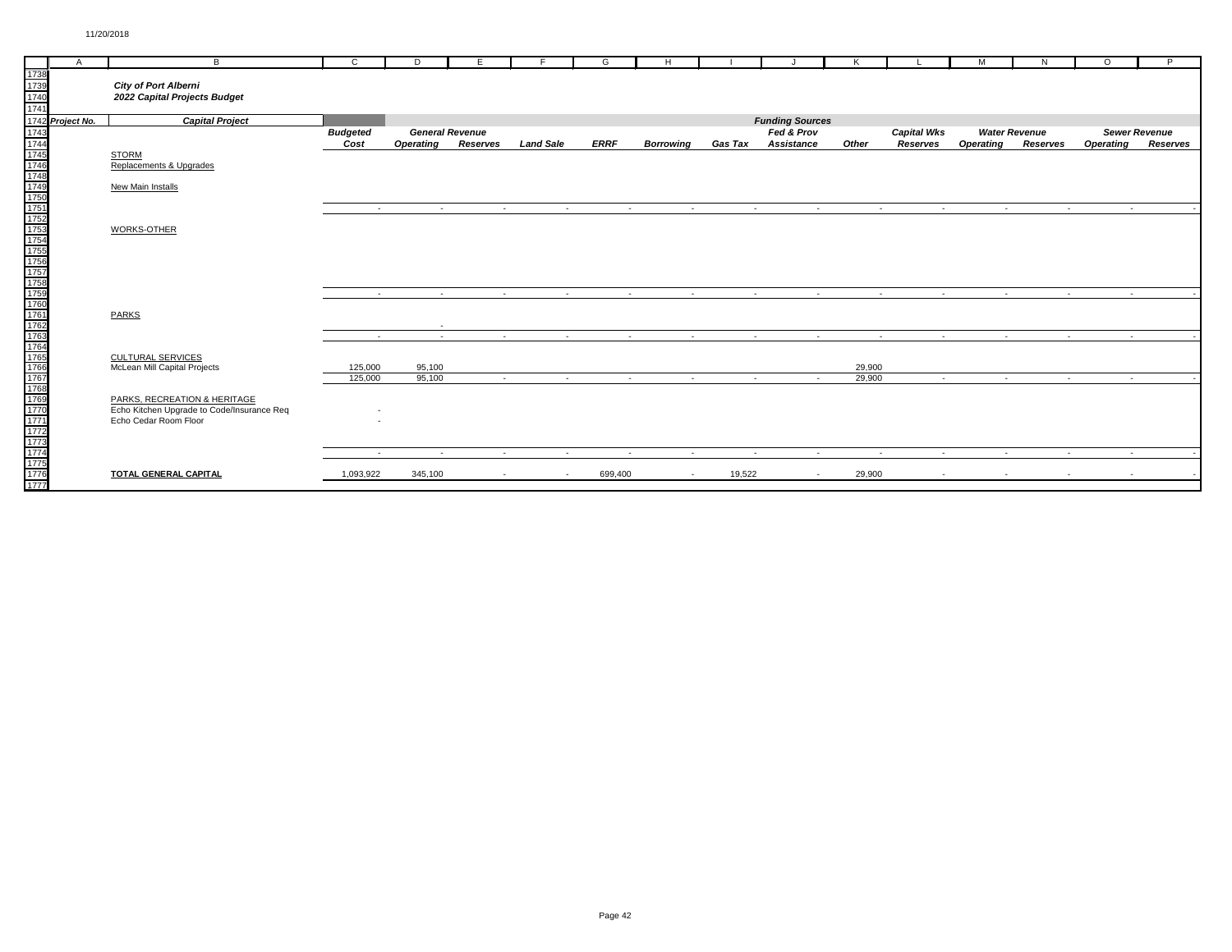*City of Port Alberni*
*2022 Capital Projects Budget*

| Project No. | Capital Project | Budgeted Cost | General Revenue Operating | General Revenue Reserves | Land Sale | ERRF | Borrowing | Gas Tax | Fed & Prov Assistance | Other | Capital Wks Reserves | Water Revenue Operating | Water Revenue Reserves | Sewer Revenue Operating | Sewer Revenue Reserves |
|---|---|---|---|---|---|---|---|---|---|---|---|---|---|---|---|
| | STORM | | | | | | | | | | | | | | |
| | Replacements & Upgrades | | | | | | | | | | | | | | |
| | New Main Installs | | | | | | | | | | | | | | |
| | | - | - | - | - | - | - | - | - | - | - | - | - | - | - |
| | WORKS-OTHER | | | | | | | | | | | | | | |
| | | - | - | - | - | - | - | - | - | - | - | - | - | - | - |
| | PARKS | | | | | | | | | | | | | | |
| | | | - | | | | | | | | | | | | |
| | | - | - | - | - | - | - | - | - | - | - | - | - | - | - |
| | CULTURAL SERVICES | | | | | | | | | | | | | | |
| | McLean Mill Capital Projects | 125,000 | 95,100 | | | | | | | 29,900 | | | | | |
| | | 125,000 | 95,100 | - | - | - | - | - | - | 29,900 | - | - | - | - | - |
| | PARKS, RECREATION & HERITAGE | | | | | | | | | | | | | | |
| | Echo Kitchen Upgrade to Code/Insurance Req | - | | | | | | | | | | | | | |
| | Echo Cedar Room Floor | - | | | | | | | | | | | | | |
| | | - | - | - | - | - | - | - | - | - | - | - | - | - | - |
| | **TOTAL GENERAL CAPITAL** | 1,093,922 | 345,100 | - | - | 699,400 | - | 19,522 | - | 29,900 | - | - | - | - | - |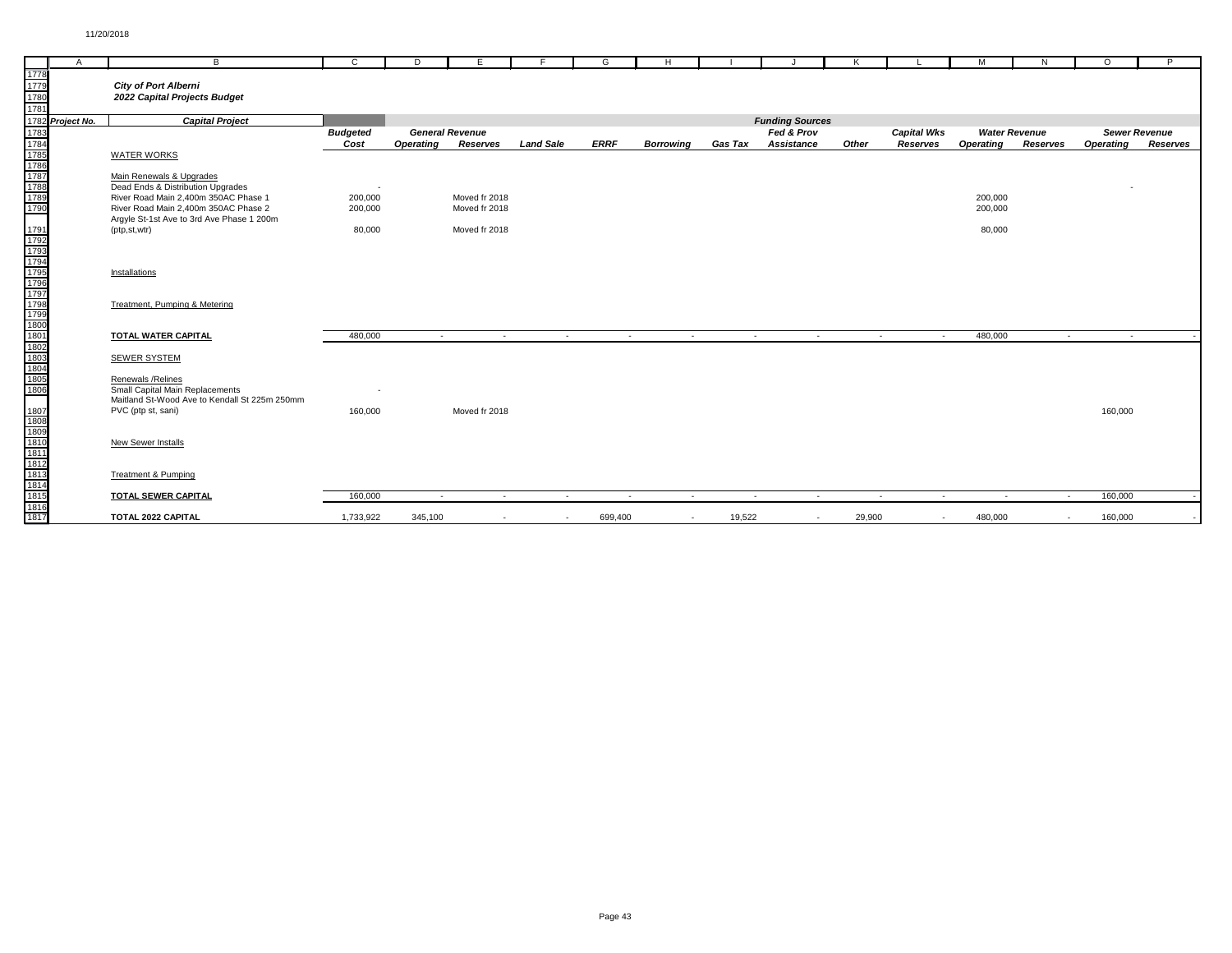11/20/2018

***City of Port Alberni***
***2022 Capital Projects Budget***

| Project No. | Capital Project | Budgeted Cost | General Revenue Operating | General Revenue Reserves | Land Sale | ERRF | Borrowing | Gas Tax | Fed & Prov Assistance | Other | Capital Wks Reserves | Water Revenue Operating | Water Revenue Reserves | Sewer Revenue Operating | Sewer Revenue Reserves |
|---|---|---|---|---|---|---|---|---|---|---|---|---|---|---|---|
| | WATER WORKS | | | | | | | | | | | | | | |
| | Main Renewals & Upgrades | | | | | | | | | | | | | | |
| | Dead Ends & Distribution Upgrades | - | | | | | | | | | | | | - | |
| | River Road Main 2,400m 350AC Phase 1 | 200,000 | | Moved fr 2018 | | | | | | | | 200,000 | | | |
| | River Road Main 2,400m 350AC Phase 2 | 200,000 | | Moved fr 2018 | | | | | | | | 200,000 | | | |
| | Argyle St-1st Ave to 3rd Ave Phase 1 200m (ptp,st,wtr) | 80,000 | | Moved fr 2018 | | | | | | | | 80,000 | | | |
| | Installations | | | | | | | | | | | | | | |
| | Treatment, Pumping & Metering | | | | | | | | | | | | | | |
| | **TOTAL WATER CAPITAL** | 480,000 | - | - | - | - | - | - | - | - | - | 480,000 | - | - | - |
| | SEWER SYSTEM | | | | | | | | | | | | | | |
| | Renewals /Relines | | | | | | | | | | | | | | |
| | Small Capital Main Replacements | - | | | | | | | | | | | | | |
| | Maitland St-Wood Ave to Kendall St 225m 250mm PVC (ptp st, sani) | 160,000 | | Moved fr 2018 | | | | | | | | | | 160,000 | |
| | New Sewer Installs | | | | | | | | | | | | | | |
| | Treatment & Pumping | | | | | | | | | | | | | | |
| | **TOTAL SEWER CAPITAL** | 160,000 | - | - | - | - | - | - | - | - | - | - | - | 160,000 | - |
| | **TOTAL 2022 CAPITAL** | 1,733,922 | 345,100 | - | - | 699,400 | - | 19,522 | - | 29,900 | - | 480,000 | - | 160,000 | - |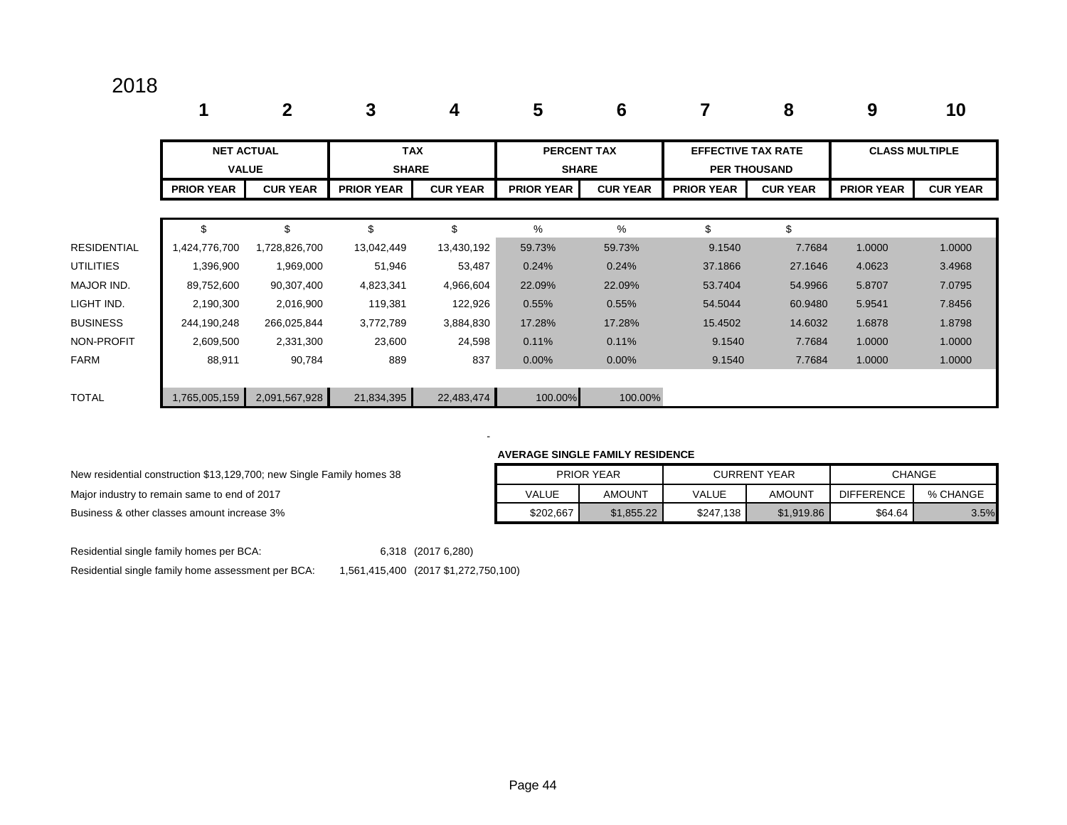2018

| | 1 | 2 | 3 | 4 | 5 | 6 | 7 | 8 | 9 | 10 |
|---|---|---|---|---|---|---|---|---|---|---|
| | NET ACTUAL VALUE | | TAX SHARE | | PERCENT TAX SHARE | | EFFECTIVE TAX RATE PER THOUSAND | | CLASS MULTIPLE | |
| | PRIOR YEAR | CUR YEAR | PRIOR YEAR | CUR YEAR | PRIOR YEAR | CUR YEAR | PRIOR YEAR | CUR YEAR | PRIOR YEAR | CUR YEAR |
| | $ | $ | $ | $ | % | % | $ | $ | | |
| RESIDENTIAL | 1,424,776,700 | 1,728,826,700 | 13,042,449 | 13,430,192 | 59.73% | 59.73% | 9.1540 | 7.7684 | 1.0000 | 1.0000 |
| UTILITIES | 1,396,900 | 1,969,000 | 51,946 | 53,487 | 0.24% | 0.24% | 37.1866 | 27.1646 | 4.0623 | 3.4968 |
| MAJOR IND. | 89,752,600 | 90,307,400 | 4,823,341 | 4,966,604 | 22.09% | 22.09% | 53.7404 | 54.9966 | 5.8707 | 7.0795 |
| LIGHT IND. | 2,190,300 | 2,016,900 | 119,381 | 122,926 | 0.55% | 0.55% | 54.5044 | 60.9480 | 5.9541 | 7.8456 |
| BUSINESS | 244,190,248 | 266,025,844 | 3,772,789 | 3,884,830 | 17.28% | 17.28% | 15.4502 | 14.6032 | 1.6878 | 1.8798 |
| NON-PROFIT | 2,609,500 | 2,331,300 | 23,600 | 24,598 | 0.11% | 0.11% | 9.1540 | 7.7684 | 1.0000 | 1.0000 |
| FARM | 88,911 | 90,784 | 889 | 837 | 0.00% | 0.00% | 9.1540 | 7.7684 | 1.0000 | 1.0000 |
| TOTAL | 1,765,005,159 | 2,091,567,928 | 21,834,395 | 22,483,474 | 100.00% | 100.00% | | | | |

New residential construction $13,129,700; new Single Family homes 38

Major industry to remain same to end of 2017

Business & other classes amount increase 3%

**AVERAGE SINGLE FAMILY RESIDENCE**

| PRIOR YEAR | | CURRENT YEAR | | CHANGE | |
|---|---|---|---|---|---|
| VALUE | AMOUNT | VALUE | AMOUNT | DIFFERENCE | % CHANGE |
| $202,667 | $1,855.22 | $247,138 | $1,919.86 | $64.64 | 3.5% |

Residential single family homes per BCA: 6,318 (2017 6,280)

Residential single family home assessment per BCA: 1,561,415,400 (2017 $1,272,750,100)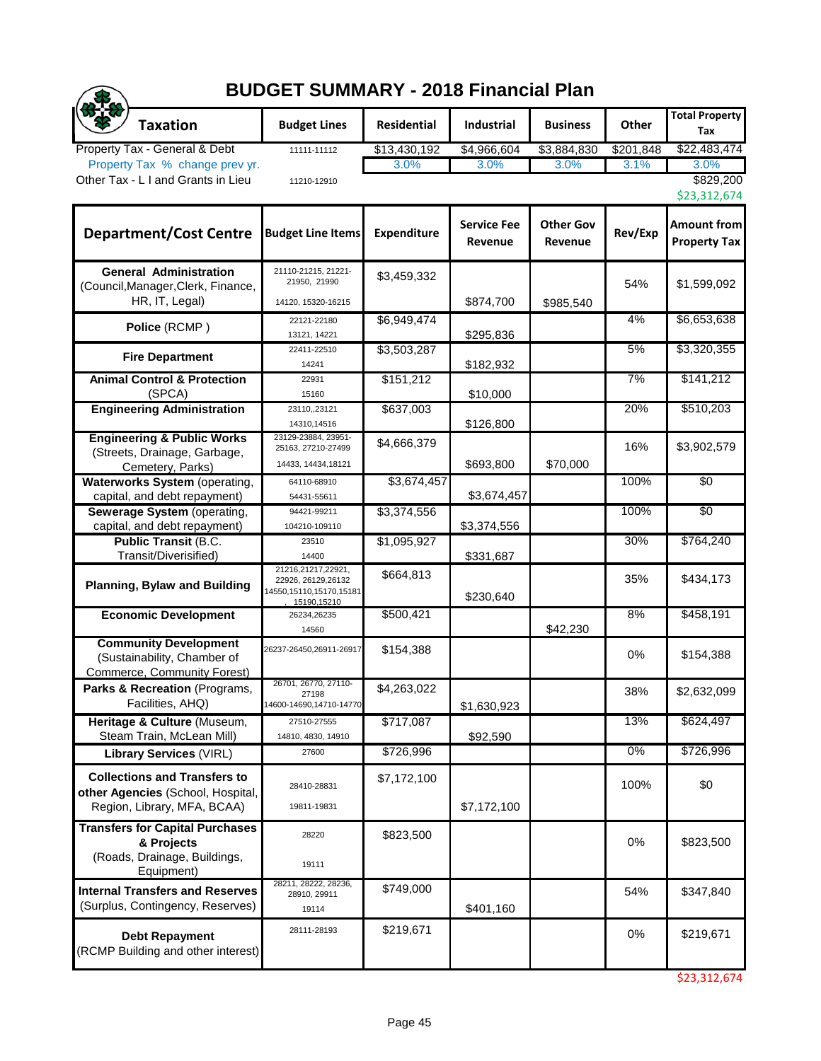# BUDGET SUMMARY - 2018 Financial Plan

| Taxation | Budget Lines | Residential | Industrial | Business | Other | Total Property Tax |
|---|---|---|---|---|---|---|
| Property Tax - General & Debt | 11111-11112 | $13,430,192 | $4,966,604 | $3,884,830 | $201,848 | $22,483,474 |
| Property Tax % change prev yr. | | 3.0% | 3.0% | 3.0% | 3.1% | 3.0% |
| Other Tax - L I and Grants in Lieu | 11210-12910 | | | | | $829,200 |
| | | | | | | $23,312,674 |

| Department/Cost Centre | Budget Line Items | Expenditure | Service Fee Revenue | Other Gov Revenue | Rev/Exp | Amount from Property Tax |
|---|---|---|---|---|---|---|
| **General Administration** (Council,Manager,Clerk, Finance, HR, IT, Legal) | 21110-21215, 21221-21950, 21990 / 14120, 15320-16215 | $3,459,332 | $874,700 | $985,540 | 54% | $1,599,092 |
| **Police** (RCMP) | 22121-22180 / 13121, 14221 | $6,949,474 | $295,836 | | 4% | $6,653,638 |
| **Fire Department** | 22411-22510 / 14241 | $3,503,287 | $182,932 | | 5% | $3,320,355 |
| **Animal Control & Protection** (SPCA) | 22931 / 15160 | $151,212 | $10,000 | | 7% | $141,212 |
| **Engineering Administration** | 23110,,23121 / 14310,14516 | $637,003 | $126,800 | | 20% | $510,203 |
| **Engineering & Public Works** (Streets, Drainage, Garbage, Cemetery, Parks) | 23129-23884, 23951-25163, 27210-27499 / 14433, 14434,18121 | $4,666,379 | $693,800 | $70,000 | 16% | $3,902,579 |
| **Waterworks System** (operating, capital, and debt repayment) | 64110-68910 / 54431-55611 | $3,674,457 | $3,674,457 | | 100% | $0 |
| **Sewerage System** (operating, capital, and debt repayment) | 94421-99211 / 104210-109110 | $3,374,556 | $3,374,556 | | 100% | $0 |
| **Public Transit** (B.C. Transit/Diverisified) | 23510 / 14400 | $1,095,927 | $331,687 | | 30% | $764,240 |
| **Planning, Bylaw and Building** | 21216,21217,22921, 22926, 26129,26132 / 14550,15110,15170,15181, 15190,15210 | $664,813 | $230,640 | | 35% | $434,173 |
| **Economic Development** | 26234,26235 / 14560 | $500,421 | | $42,230 | 8% | $458,191 |
| **Community Development** (Sustainability, Chamber of Commerce, Community Forest) | 26237-26450,26911-26917 | $154,388 | | | 0% | $154,388 |
| **Parks & Recreation** (Programs, Facilities, AHQ) | 26701, 26770, 27110-27198 / 14600-14690,14710-14770 | $4,263,022 | $1,630,923 | | 38% | $2,632,099 |
| **Heritage & Culture** (Museum, Steam Train, McLean Mill) | 27510-27555 / 14810, 4830, 14910 | $717,087 | $92,590 | | 13% | $624,497 |
| **Library Services** (VIRL) | 27600 | $726,996 | | | 0% | $726,996 |
| **Collections and Transfers to other Agencies** (School, Hospital, Region, Library, MFA, BCAA) | 28410-28831 / 19811-19831 | $7,172,100 | $7,172,100 | | 100% | $0 |
| **Transfers for Capital Purchases & Projects** (Roads, Drainage, Buildings, Equipment) | 28220 / 19111 | $823,500 | | | 0% | $823,500 |
| **Internal Transfers and Reserves** (Surplus, Contingency, Reserves) | 28211, 28222, 28236, 28910, 29911 / 19114 | $749,000 | $401,160 | | 54% | $347,840 |
| **Debt Repayment** (RCMP Building and other interest) | 28111-28193 | $219,671 | | | 0% | $219,671 |
| | | | | | | $23,312,674 |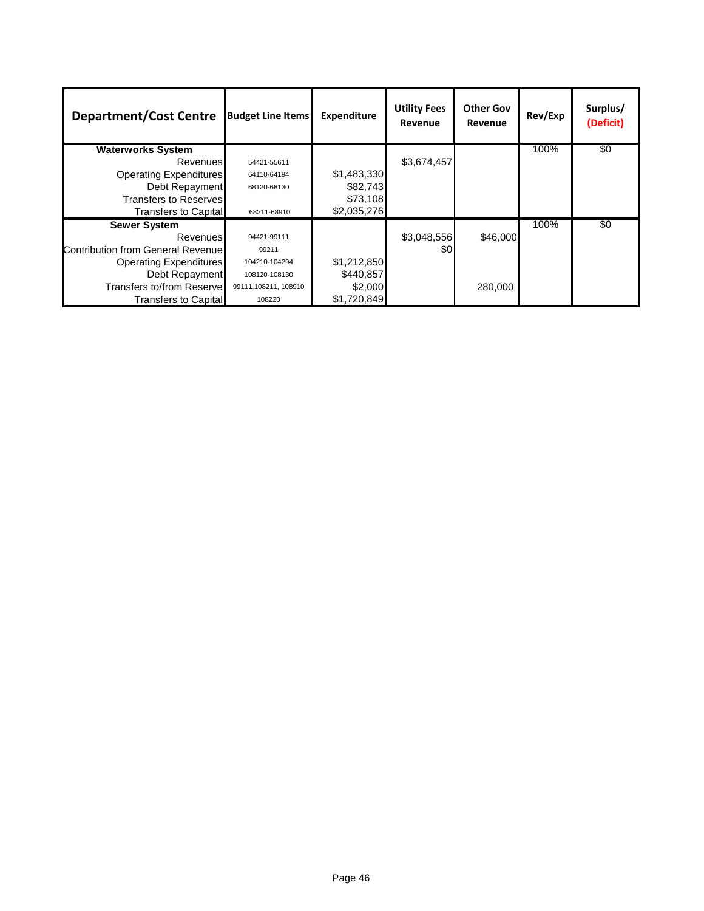| Department/Cost Centre | Budget Line Items | Expenditure | Utility Fees Revenue | Other Gov Revenue | Rev/Exp | Surplus/ (Deficit) |
|---|---|---|---|---|---|---|
| **Waterworks System** | | | | | 100% | $0 |
| Revenues | 54421-55611 | | $3,674,457 | | | |
| Operating Expenditures | 64110-64194 | $1,483,330 | | | | |
| Debt Repayment | 68120-68130 | $82,743 | | | | |
| Transfers to Reserves | | $73,108 | | | | |
| Transfers to Capital | 68211-68910 | $2,035,276 | | | | |
| **Sewer System** | | | | | 100% | $0 |
| Revenues | 94421-99111 | | $3,048,556 | $46,000 | | |
| Contribution from General Revenue | 99211 | | $0 | | | |
| Operating Expenditures | 104210-104294 | $1,212,850 | | | | |
| Debt Repayment | 108120-108130 | $440,857 | | | | |
| Transfers to/from Reserve | 99111.108211, 108910 | $2,000 | | 280,000 | | |
| Transfers to Capital | 108220 | $1,720,849 | | | | |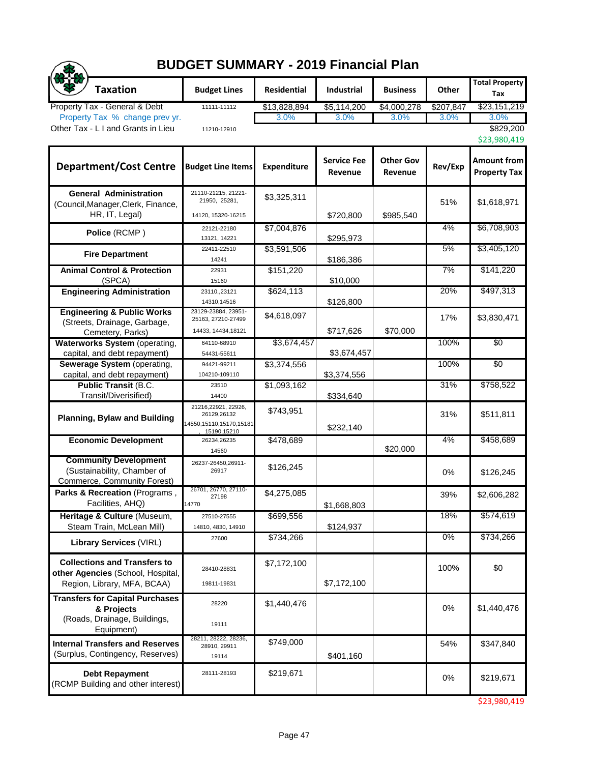# BUDGET SUMMARY - 2019 Financial Plan

| Taxation | Budget Lines | Residential | Industrial | Business | Other | Total Property Tax |
|---|---|---|---|---|---|---|
| Property Tax - General & Debt | 11111-11112 | $13,828,894 | $5,114,200 | $4,000,278 | $207,847 | $23,151,219 |
| Property Tax % change prev yr. | | 3.0% | 3.0% | 3.0% | 3.0% | 3.0% |
| Other Tax - L I and Grants in Lieu | 11210-12910 | | | | | $829,200 |
| | | | | | | $23,980,419 |

| Department/Cost Centre | Budget Line Items | Expenditure | Service Fee Revenue | Other Gov Revenue | Rev/Exp | Amount from Property Tax |
|---|---|---|---|---|---|---|
| **General Administration** (Council,Manager,Clerk, Finance, HR, IT, Legal) | 21110-21215, 21221-21950, 25281, 14120, 15320-16215 | $3,325,311 | $720,800 | $985,540 | 51% | $1,618,971 |
| **Police** (RCMP ) | 22121-22180 13121, 14221 | $7,004,876 | $295,973 | | 4% | $6,708,903 |
| **Fire Department** | 22411-22510 14241 | $3,591,506 | $186,386 | | 5% | $3,405,120 |
| **Animal Control & Protection** (SPCA) | 22931 15160 | $151,220 | $10,000 | | 7% | $141,220 |
| **Engineering Administration** | 23110,,23121 14310,14516 | $624,113 | $126,800 | | 20% | $497,313 |
| **Engineering & Public Works** (Streets, Drainage, Garbage, Cemetery, Parks) | 23129-23884, 23951-25163, 27210-27499 14433, 14434,18121 | $4,618,097 | $717,626 | $70,000 | 17% | $3,830,471 |
| **Waterworks System** (operating, capital, and debt repayment) | 64110-68910 54431-55611 | $3,674,457 | $3,674,457 | | 100% | $0 |
| **Sewerage System** (operating, capital, and debt repayment) | 94421-99211 104210-109110 | $3,374,556 | $3,374,556 | | 100% | $0 |
| **Public Transit** (B.C. Transit/Diverisified) | 23510 14400 | $1,093,162 | $334,640 | | 31% | $758,522 |
| **Planning, Bylaw and Building** | 21216,22921, 22926, 26129,26132 14550,15110,15170,15181, 15190,15210 | $743,951 | $232,140 | | 31% | $511,811 |
| **Economic Development** | 26234,26235 14560 | $478,689 | | $20,000 | 4% | $458,689 |
| **Community Development** (Sustainability, Chamber of Commerce, Community Forest) | 26237-26450,26911-26917 | $126,245 | | | 0% | $126,245 |
| **Parks & Recreation** (Programs , Facilities, AHQ) | 26701, 26770, 27110-27198 14770 | $4,275,085 | $1,668,803 | | 39% | $2,606,282 |
| **Heritage & Culture** (Museum, Steam Train, McLean Mill) | 27510-27555 14810, 4830, 14910 | $699,556 | $124,937 | | 18% | $574,619 |
| **Library Services** (VIRL) | 27600 | $734,266 | | | 0% | $734,266 |
| **Collections and Transfers to other Agencies** (School, Hospital, Region, Library, MFA, BCAA) | 28410-28831 19811-19831 | $7,172,100 | $7,172,100 | | 100% | $0 |
| **Transfers for Capital Purchases & Projects** (Roads, Drainage, Buildings, Equipment) | 28220 19111 | $1,440,476 | | | 0% | $1,440,476 |
| **Internal Transfers and Reserves** (Surplus, Contingency, Reserves) | 28211, 28222, 28236, 28910, 29911 19114 | $749,000 | $401,160 | | 54% | $347,840 |
| **Debt Repayment** (RCMP Building and other interest) | 28111-28193 | $219,671 | | | 0% | $219,671 |
| | | | | | | $23,980,419 |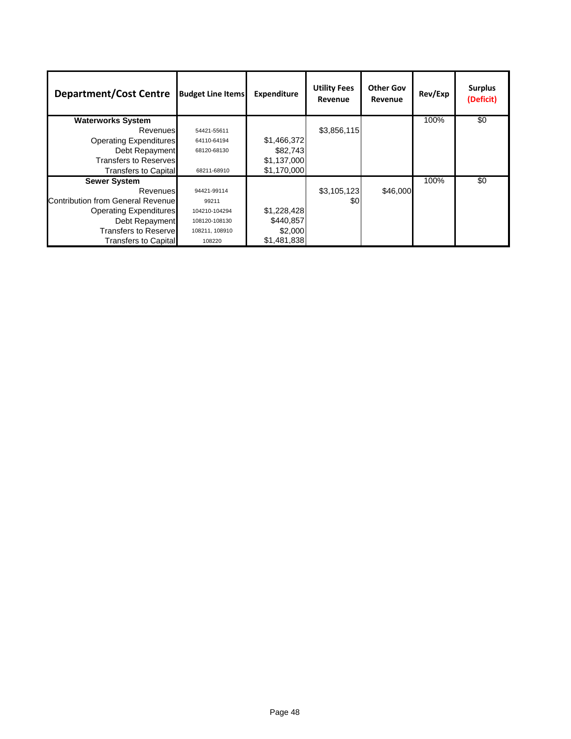| Department/Cost Centre | Budget Line Items | Expenditure | Utility Fees Revenue | Other Gov Revenue | Rev/Exp | Surplus (Deficit) |
|---|---|---|---|---|---|---|
| **Waterworks System** | | | | | 100% | $0 |
| Revenues | 54421-55611 | | $3,856,115 | | | |
| Operating Expenditures | 64110-64194 | $1,466,372 | | | | |
| Debt Repayment | 68120-68130 | $82,743 | | | | |
| Transfers to Reserves | | $1,137,000 | | | | |
| Transfers to Capital | 68211-68910 | $1,170,000 | | | | |
| **Sewer System** | | | | | 100% | $0 |
| Revenues | 94421-99114 | | $3,105,123 | $46,000 | | |
| Contribution from General Revenue | 99211 | | $0 | | | |
| Operating Expenditures | 104210-104294 | $1,228,428 | | | | |
| Debt Repayment | 108120-108130 | $440,857 | | | | |
| Transfers to Reserve | 108211, 108910 | $2,000 | | | | |
| Transfers to Capital | 108220 | $1,481,838 | | | | |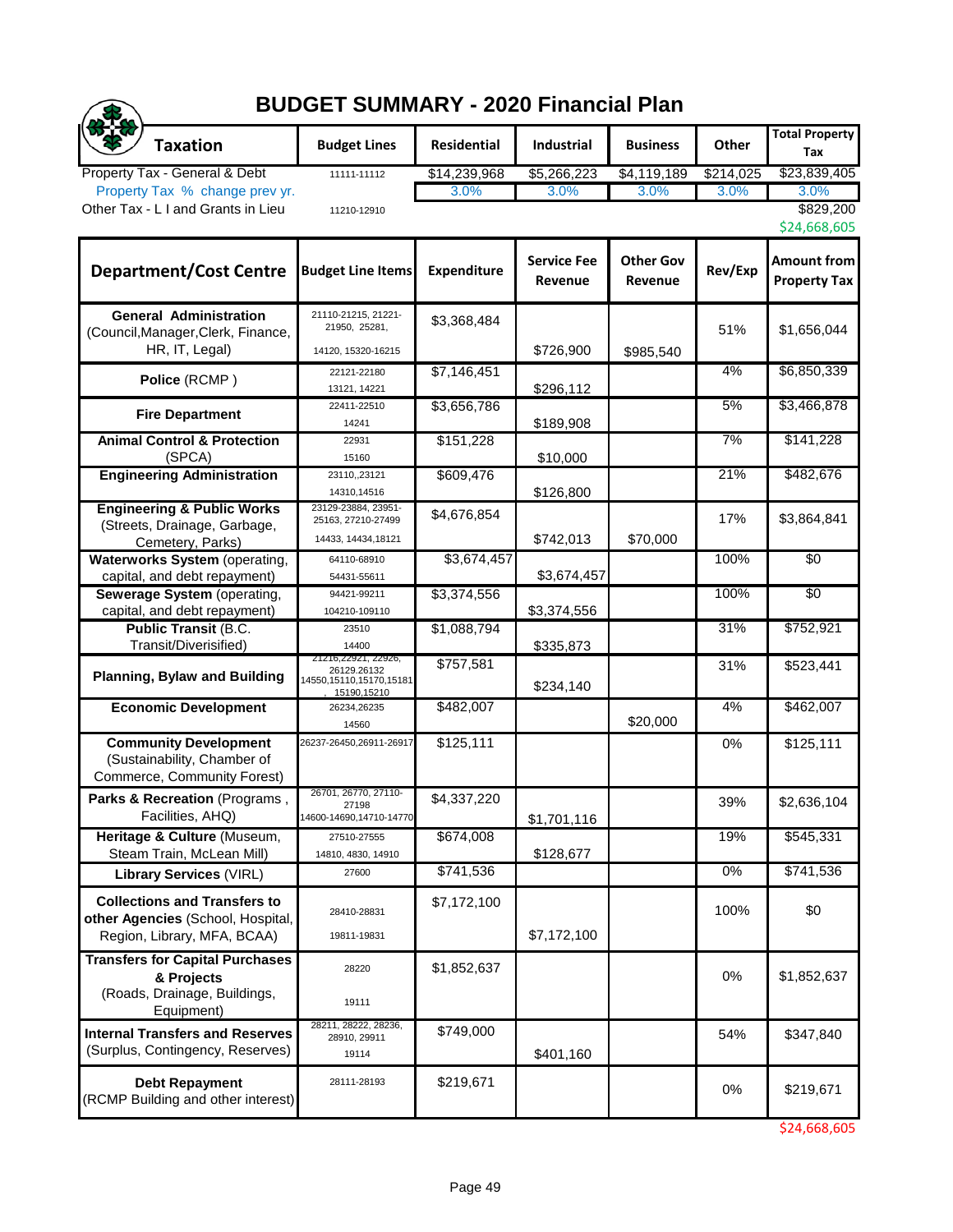# BUDGET SUMMARY - 2020 Financial Plan

| Taxation | Budget Lines | Residential | Industrial | Business | Other | Total Property Tax |
|---|---|---|---|---|---|---|
| Property Tax - General & Debt | 11111-11112 | $14,239,968 | $5,266,223 | $4,119,189 | $214,025 | $23,839,405 |
| Property Tax % change prev yr. | | 3.0% | 3.0% | 3.0% | 3.0% | 3.0% |
| Other Tax - L I and Grants in Lieu | 11210-12910 | | | | | $829,200 |
| | | | | | | $24,668,605 |

| Department/Cost Centre | Budget Line Items | Expenditure | Service Fee Revenue | Other Gov Revenue | Rev/Exp | Amount from Property Tax |
|---|---|---|---|---|---|---|
| **General Administration** (Council,Manager,Clerk, Finance, HR, IT, Legal) | 21110-21215, 21221-21950, 25281, 14120, 15320-16215 | $3,368,484 | $726,900 | $985,540 | 51% | $1,656,044 |
| **Police** (RCMP ) | 22121-22180 13121, 14221 | $7,146,451 | $296,112 | | 4% | $6,850,339 |
| **Fire Department** | 22411-22510 14241 | $3,656,786 | $189,908 | | 5% | $3,466,878 |
| **Animal Control & Protection** (SPCA) | 22931 15160 | $151,228 | $10,000 | | 7% | $141,228 |
| **Engineering Administration** | 23110,23121 14310,14516 | $609,476 | $126,800 | | 21% | $482,676 |
| **Engineering & Public Works** (Streets, Drainage, Garbage, Cemetery, Parks) | 23129-23884, 23951-25163, 27210-27499 14433, 14434,18121 | $4,676,854 | $742,013 | $70,000 | 17% | $3,864,841 |
| **Waterworks System** (operating, capital, and debt repayment) | 64110-68910 54431-55611 | $3,674,457 | $3,674,457 | | 100% | $0 |
| **Sewerage System** (operating, capital, and debt repayment) | 94421-99211 104210-109110 | $3,374,556 | $3,374,556 | | 100% | $0 |
| **Public Transit** (B.C. Transit/Diverisified) | 23510 14400 | $1,088,794 | $335,873 | | 31% | $752,921 |
| **Planning, Bylaw and Building** | 21216,22921, 22926, 26129,26132 14550,15110,15170,15181, 15190,15210 | $757,581 | $234,140 | | 31% | $523,441 |
| **Economic Development** | 26234,26235 14560 | $482,007 | | $20,000 | 4% | $462,007 |
| **Community Development** (Sustainability, Chamber of Commerce, Community Forest) | 26237-26450,26911-26917 | $125,111 | | | 0% | $125,111 |
| **Parks & Recreation** (Programs , Facilities, AHQ) | 26701, 26770, 27110-27198 14600-14690,14710-14770 | $4,337,220 | $1,701,116 | | 39% | $2,636,104 |
| **Heritage & Culture** (Museum, Steam Train, McLean Mill) | 27510-27555 14810, 4830, 14910 | $674,008 | $128,677 | | 19% | $545,331 |
| **Library Services** (VIRL) | 27600 | $741,536 | | | 0% | $741,536 |
| **Collections and Transfers to other Agencies** (School, Hospital, Region, Library, MFA, BCAA) | 28410-28831 19811-19831 | $7,172,100 | $7,172,100 | | 100% | $0 |
| **Transfers for Capital Purchases & Projects** (Roads, Drainage, Buildings, Equipment) | 28220 19111 | $1,852,637 | | | 0% | $1,852,637 |
| **Internal Transfers and Reserves** (Surplus, Contingency, Reserves) | 28211, 28222, 28236, 28910, 29911 19114 | $749,000 | $401,160 | | 54% | $347,840 |
| **Debt Repayment** (RCMP Building and other interest) | 28111-28193 | $219,671 | | | 0% | $219,671 |
| | | | | | | $24,668,605 |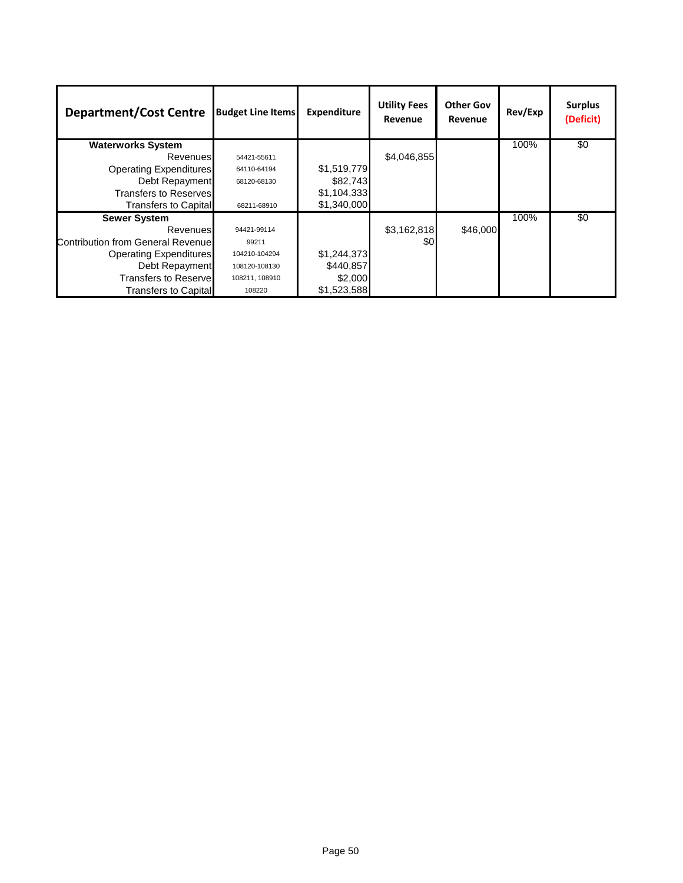| Department/Cost Centre | Budget Line Items | Expenditure | Utility Fees Revenue | Other Gov Revenue | Rev/Exp | Surplus (Deficit) |
|---|---|---|---|---|---|---|
| **Waterworks System** | | | | | 100% | $0 |
| Revenues | 54421-55611 | | $4,046,855 | | | |
| Operating Expenditures | 64110-64194 | $1,519,779 | | | | |
| Debt Repayment | 68120-68130 | $82,743 | | | | |
| Transfers to Reserves | | $1,104,333 | | | | |
| Transfers to Capital | 68211-68910 | $1,340,000 | | | | |
| **Sewer System** | | | | | 100% | $0 |
| Revenues | 94421-99114 | | $3,162,818 | $46,000 | | |
| Contribution from General Revenue | 99211 | | $0 | | | |
| Operating Expenditures | 104210-104294 | $1,244,373 | | | | |
| Debt Repayment | 108120-108130 | $440,857 | | | | |
| Transfers to Reserve | 108211, 108910 | $2,000 | | | | |
| Transfers to Capital | 108220 | $1,523,588 | | | | |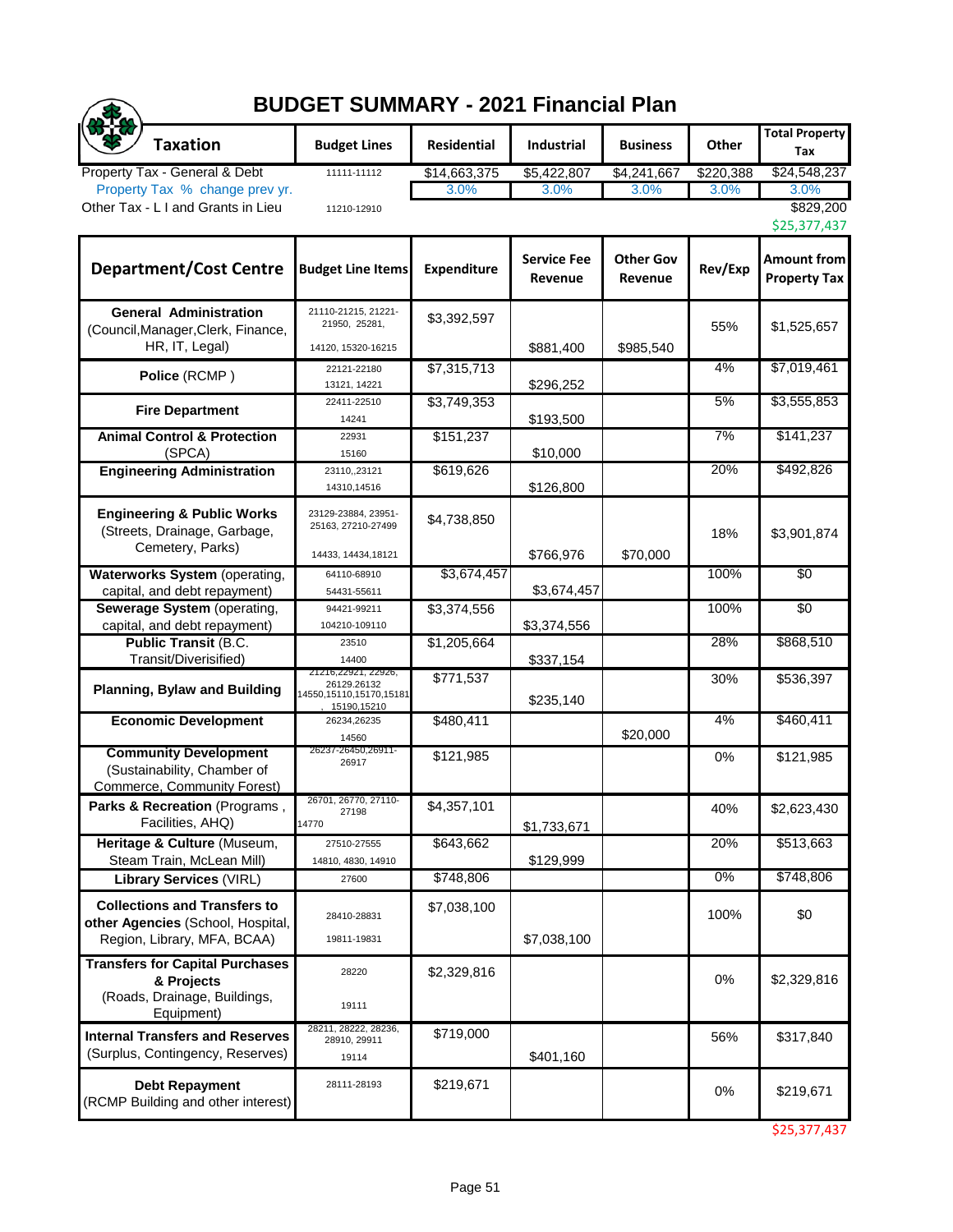# BUDGET SUMMARY - 2021 Financial Plan

| Taxation | Budget Lines | Residential | Industrial | Business | Other | Total Property Tax |
|---|---|---|---|---|---|---|
| Property Tax - General & Debt | 11111-11112 | $14,663,375 | $5,422,807 | $4,241,667 | $220,388 | $24,548,237 |
| Property Tax % change prev yr. | | 3.0% | 3.0% | 3.0% | 3.0% | 3.0% |
| Other Tax - L I and Grants in Lieu | 11210-12910 | | | | | $829,200 |
| | | | | | | $25,377,437 |

| Department/Cost Centre | Budget Line Items | Expenditure | Service Fee Revenue | Other Gov Revenue | Rev/Exp | Amount from Property Tax |
|---|---|---|---|---|---|---|
| **General Administration** (Council,Manager,Clerk, Finance, HR, IT, Legal) | 21110-21215, 21221-21950, 25281, 14120, 15320-16215 | $3,392,597 | $881,400 | $985,540 | 55% | $1,525,657 |
| **Police** (RCMP ) | 22121-22180 13121, 14221 | $7,315,713 | $296,252 | | 4% | $7,019,461 |
| **Fire Department** | 22411-22510 14241 | $3,749,353 | $193,500 | | 5% | $3,555,853 |
| **Animal Control & Protection** (SPCA) | 22931 15160 | $151,237 | $10,000 | | 7% | $141,237 |
| **Engineering Administration** | 23110,,23121 14310,14516 | $619,626 | $126,800 | | 20% | $492,826 |
| **Engineering & Public Works** (Streets, Drainage, Garbage, Cemetery, Parks) | 23129-23884, 23951-25163, 27210-27499, 14433, 14434,18121 | $4,738,850 | $766,976 | $70,000 | 18% | $3,901,874 |
| **Waterworks System** (operating, capital, and debt repayment) | 64110-68910 54431-55611 | $3,674,457 | $3,674,457 | | 100% | $0 |
| **Sewerage System** (operating, capital, and debt repayment) | 94421-99211 104210-109110 | $3,374,556 | $3,374,556 | | 100% | $0 |
| **Public Transit** (B.C. Transit/Diverisified) | 23510 14400 | $1,205,664 | $337,154 | | 28% | $868,510 |
| **Planning, Bylaw and Building** | 21216,22921, 22926, 26129.26132 14550,15110,15170,15181, 15190,15210 | $771,537 | $235,140 | | 30% | $536,397 |
| **Economic Development** | 26234,26235 14560 | $480,411 | | $20,000 | 4% | $460,411 |
| **Community Development** (Sustainability, Chamber of Commerce, Community Forest) | 26237-26450,26911-26917 | $121,985 | | | 0% | $121,985 |
| **Parks & Recreation** (Programs , Facilities, AHQ) | 26701, 26770, 27110-27198 14770 | $4,357,101 | $1,733,671 | | 40% | $2,623,430 |
| **Heritage & Culture** (Museum, Steam Train, McLean Mill) | 27510-27555 14810, 4830, 14910 | $643,662 | $129,999 | | 20% | $513,663 |
| **Library Services** (VIRL) | 27600 | $748,806 | | | 0% | $748,806 |
| **Collections and Transfers to other Agencies** (School, Hospital, Region, Library, MFA, BCAA) | 28410-28831 19811-19831 | $7,038,100 | $7,038,100 | | 100% | $0 |
| **Transfers for Capital Purchases & Projects** (Roads, Drainage, Buildings, Equipment) | 28220 19111 | $2,329,816 | | | 0% | $2,329,816 |
| **Internal Transfers and Reserves** (Surplus, Contingency, Reserves) | 28211, 28222, 28236, 28910, 29911 19114 | $719,000 | $401,160 | | 56% | $317,840 |
| **Debt Repayment** (RCMP Building and other interest) | 28111-28193 | $219,671 | | | 0% | $219,671 |
| | | | | | | $25,377,437 |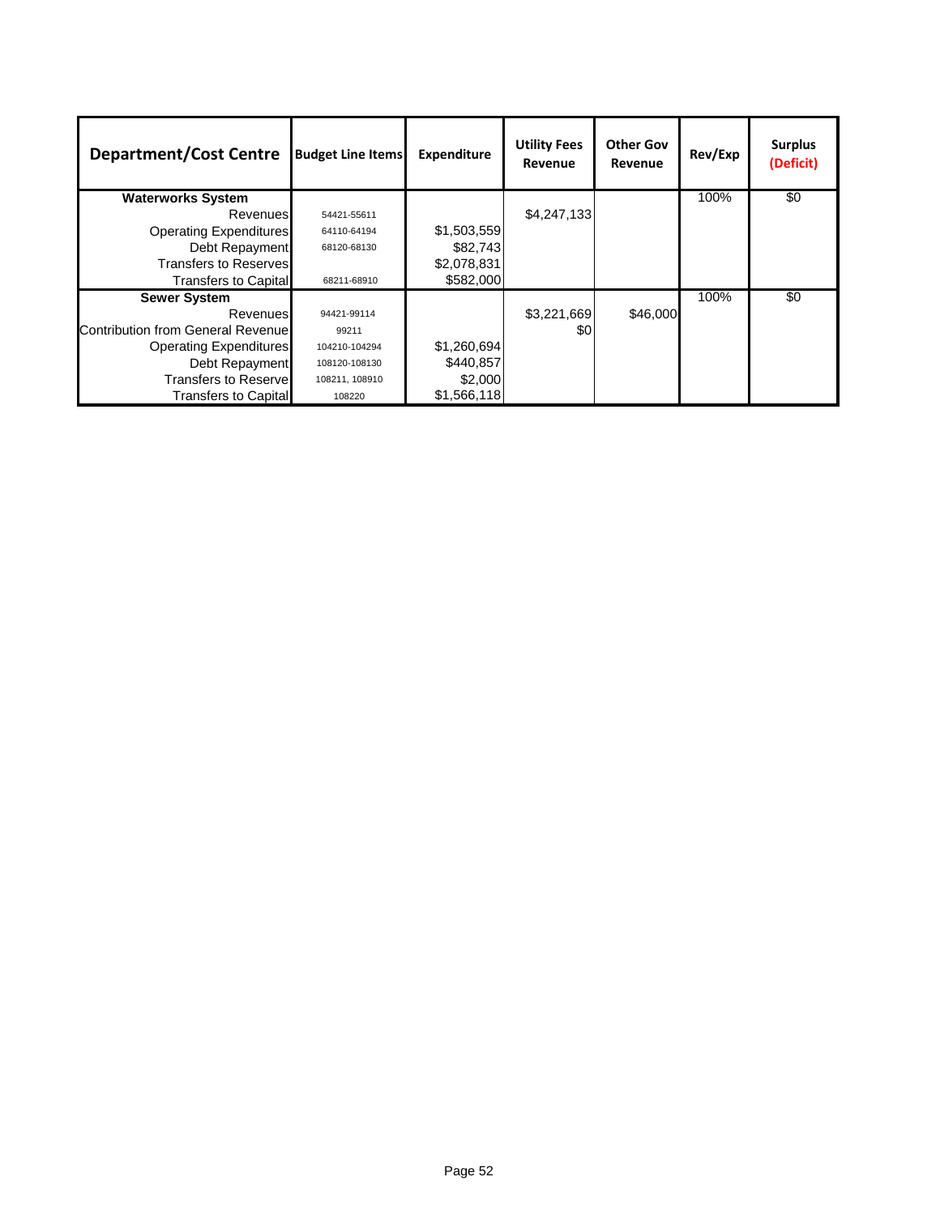| Department/Cost Centre | Budget Line Items | Expenditure | Utility Fees Revenue | Other Gov Revenue | Rev/Exp | Surplus (Deficit) |
|---|---|---|---|---|---|---|
| **Waterworks System** | | | | | 100% | $0 |
| Revenues | 54421-55611 | | $4,247,133 | | | |
| Operating Expenditures | 64110-64194 | $1,503,559 | | | | |
| Debt Repayment | 68120-68130 | $82,743 | | | | |
| Transfers to Reserves | | $2,078,831 | | | | |
| Transfers to Capital | 68211-68910 | $582,000 | | | | |
| **Sewer System** | | | | | 100% | $0 |
| Revenues | 94421-99114 | | $3,221,669 | $46,000 | | |
| Contribution from General Revenue | 99211 | | $0 | | | |
| Operating Expenditures | 104210-104294 | $1,260,694 | | | | |
| Debt Repayment | 108120-108130 | $440,857 | | | | |
| Transfers to Reserve | 108211, 108910 | $2,000 | | | | |
| Transfers to Capital | 108220 | $1,566,118 | | | | |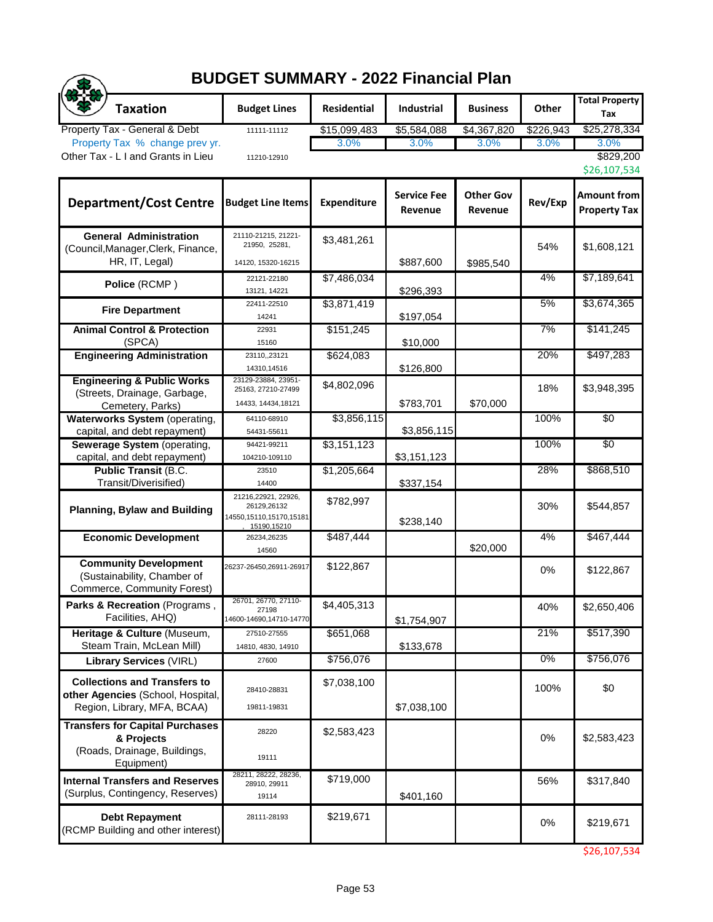# BUDGET SUMMARY - 2022 Financial Plan

| Taxation | Budget Lines | Residential | Industrial | Business | Other | Total Property Tax |
|---|---|---|---|---|---|---|
| Property Tax - General & Debt | 11111-11112 | $15,099,483 | $5,584,088 | $4,367,820 | $226,943 | $25,278,334 |
| Property Tax % change prev yr. | | 3.0% | 3.0% | 3.0% | 3.0% | 3.0% |
| Other Tax - L I and Grants in Lieu | 11210-12910 | | | | | $829,200 |
| | | | | | | $26,107,534 |

| Department/Cost Centre | Budget Line Items | Expenditure | Service Fee Revenue | Other Gov Revenue | Rev/Exp | Amount from Property Tax |
|---|---|---|---|---|---|---|
| **General Administration** (Council,Manager,Clerk, Finance, HR, IT, Legal) | 21110-21215, 21221-21950, 25281, 14120, 15320-16215 | $3,481,261 | $887,600 | $985,540 | 54% | $1,608,121 |
| **Police** (RCMP ) | 22121-22180 13121, 14221 | $7,486,034 | $296,393 | | 4% | $7,189,641 |
| **Fire Department** | 22411-22510 14241 | $3,871,419 | $197,054 | | 5% | $3,674,365 |
| **Animal Control & Protection** (SPCA) | 22931 15160 | $151,245 | $10,000 | | 7% | $141,245 |
| **Engineering Administration** | 23110,23121 14310,14516 | $624,083 | $126,800 | | 20% | $497,283 |
| **Engineering & Public Works** (Streets, Drainage, Garbage, Cemetery, Parks) | 23129-23884, 23951-25163, 27210-27499 14433, 14434,18121 | $4,802,096 | $783,701 | $70,000 | 18% | $3,948,395 |
| **Waterworks System** (operating, capital, and debt repayment) | 64110-68910 54431-55611 | $3,856,115 | $3,856,115 | | 100% | $0 |
| **Sewerage System** (operating, capital, and debt repayment) | 94421-99211 104210-109110 | $3,151,123 | $3,151,123 | | 100% | $0 |
| **Public Transit** (B.C. Transit/Diverisified) | 23510 14400 | $1,205,664 | $337,154 | | 28% | $868,510 |
| **Planning, Bylaw and Building** | 21216,22921, 22926, 26129,26132 14550,15110,15170,15181, 15190,15210 | $782,997 | $238,140 | | 30% | $544,857 |
| **Economic Development** | 26234,26235 14560 | $487,444 | | $20,000 | 4% | $467,444 |
| **Community Development** (Sustainability, Chamber of Commerce, Community Forest) | 26237-26450,26911-26917 | $122,867 | | | 0% | $122,867 |
| **Parks & Recreation** (Programs , Facilities, AHQ) | 26701, 26770, 27110-27198 14600-14690,14710-14770 | $4,405,313 | $1,754,907 | | 40% | $2,650,406 |
| **Heritage & Culture** (Museum, Steam Train, McLean Mill) | 27510-27555 14810, 4830, 14910 | $651,068 | $133,678 | | 21% | $517,390 |
| **Library Services** (VIRL) | 27600 | $756,076 | | | 0% | $756,076 |
| **Collections and Transfers to other Agencies** (School, Hospital, Region, Library, MFA, BCAA) | 28410-28831 19811-19831 | $7,038,100 | $7,038,100 | | 100% | $0 |
| **Transfers for Capital Purchases & Projects** (Roads, Drainage, Buildings, Equipment) | 28220 19111 | $2,583,423 | | | 0% | $2,583,423 |
| **Internal Transfers and Reserves** (Surplus, Contingency, Reserves) | 28211, 28222, 28236, 28910, 29911 19114 | $719,000 | $401,160 | | 56% | $317,840 |
| **Debt Repayment** (RCMP Building and other interest) | 28111-28193 | $219,671 | | | 0% | $219,671 |
| | | | | | | $26,107,534 |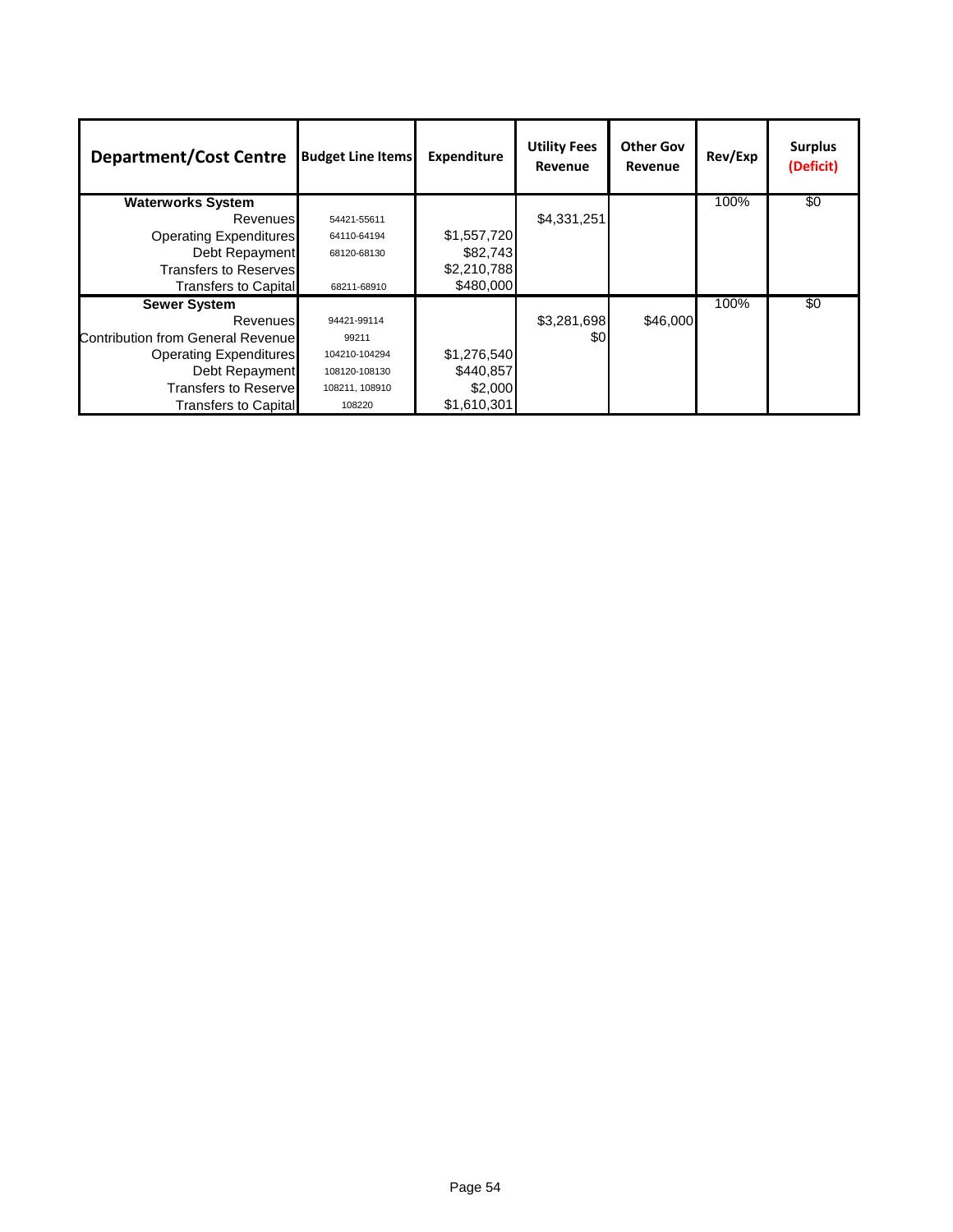| Department/Cost Centre | Budget Line Items | Expenditure | Utility Fees Revenue | Other Gov Revenue | Rev/Exp | Surplus (Deficit) |
|---|---|---|---|---|---|---|
| **Waterworks System** | | | | | 100% | $0 |
| Revenues | 54421-55611 | | $4,331,251 | | | |
| Operating Expenditures | 64110-64194 | $1,557,720 | | | | |
| Debt Repayment | 68120-68130 | $82,743 | | | | |
| Transfers to Reserves | | $2,210,788 | | | | |
| Transfers to Capital | 68211-68910 | $480,000 | | | | |
| **Sewer System** | | | | | 100% | $0 |
| Revenues | 94421-99114 | | $3,281,698 | $46,000 | | |
| Contribution from General Revenue | 99211 | | $0 | | | |
| Operating Expenditures | 104210-104294 | $1,276,540 | | | | |
| Debt Repayment | 108120-108130 | $440,857 | | | | |
| Transfers to Reserve | 108211, 108910 | $2,000 | | | | |
| Transfers to Capital | 108220 | $1,610,301 | | | | |